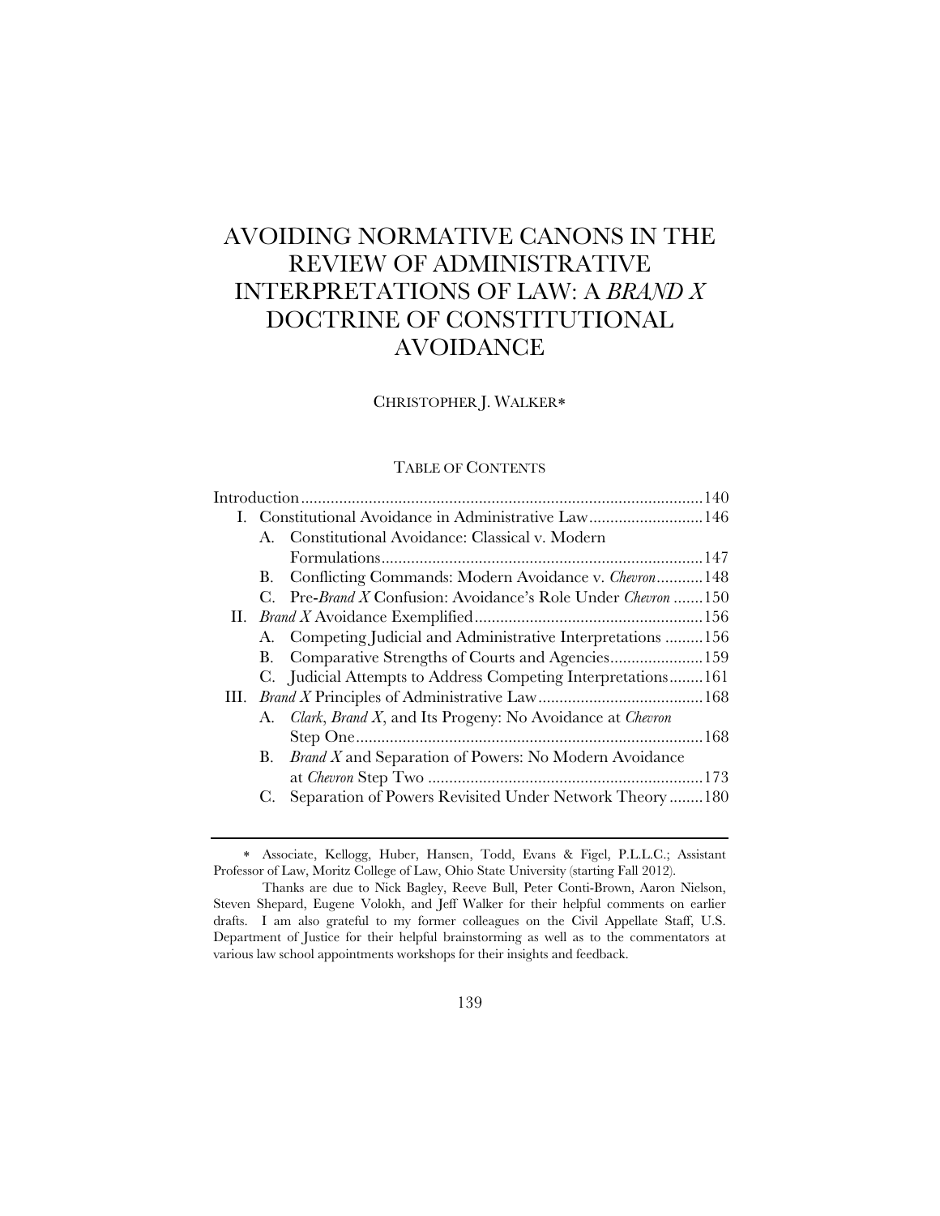# AVOIDING NORMATIVE CANONS IN THE REVIEW OF ADMINISTRATIVE INTERPRETATIONS OF LAW: A *BRAND X* DOCTRINE OF CONSTITUTIONAL AVOIDANCE

CHRISTOPHER J. WALKER*

TABLE OF CONTENTS

Introduction ..... 140

I. Constitutional Avoidance in Administrative Law ..... 146
   - A. Constitutional Avoidance: Classical v. Modern Formulations ..... 147
   - B. Conflicting Commands: Modern Avoidance v. *Chevron* ..... 148
   - C. Pre-*Brand X* Confusion: Avoidance's Role Under *Chevron* ..... 150

II. *Brand X* Avoidance Exemplified ..... 156
   - A. Competing Judicial and Administrative Interpretations ..... 156
   - B. Comparative Strengths of Courts and Agencies ..... 159
   - C. Judicial Attempts to Address Competing Interpretations ..... 161

III. *Brand X* Principles of Administrative Law ..... 168
   - A. *Clark*, *Brand X*, and Its Progeny: No Avoidance at *Chevron* Step One ..... 168
   - B. *Brand X* and Separation of Powers: No Modern Avoidance at *Chevron* Step Two ..... 173
   - C. Separation of Powers Revisited Under Network Theory ..... 180

---

\* Associate, Kellogg, Huber, Hansen, Todd, Evans & Figel, P.L.L.C.; Assistant Professor of Law, Moritz College of Law, Ohio State University (starting Fall 2012).

Thanks are due to Nick Bagley, Reeve Bull, Peter Conti-Brown, Aaron Nielson, Steven Shepard, Eugene Volokh, and Jeff Walker for their helpful comments on earlier drafts. I am also grateful to my former colleagues on the Civil Appellate Staff, U.S. Department of Justice for their helpful brainstorming as well as to the commentators at various law school appointments workshops for their insights and feedback.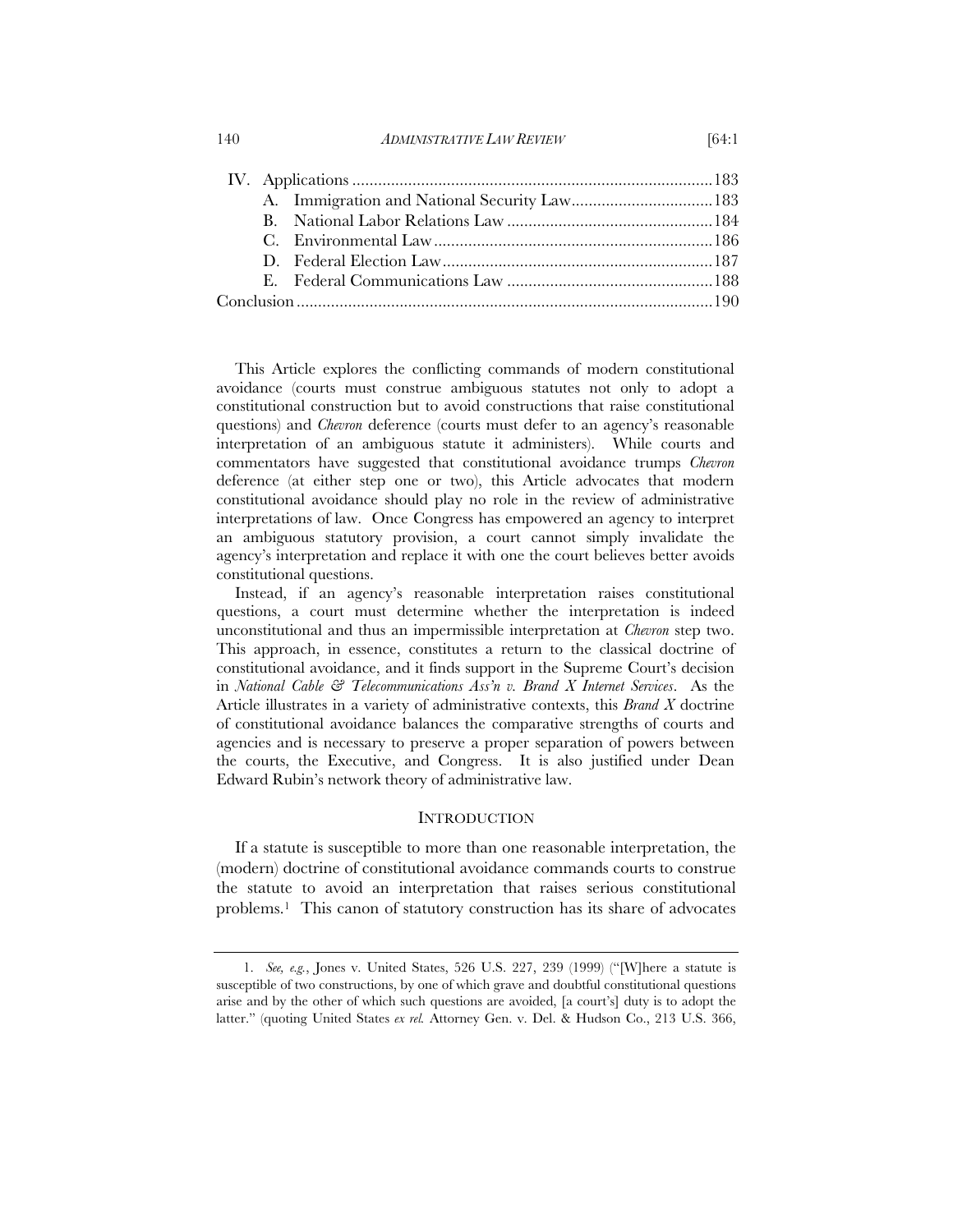IV. Applications .................................................................................... 183
- A. Immigration and National Security Law ................................. 183
- B. National Labor Relations Law ................................................ 184
- C. Environmental Law ................................................................. 186
- D. Federal Election Law ............................................................... 187
- E. Federal Communications Law ................................................ 188

Conclusion ................................................................................................. 190

This Article explores the conflicting commands of modern constitutional avoidance (courts must construe ambiguous statutes not only to adopt a constitutional construction but to avoid constructions that raise constitutional questions) and *Chevron* deference (courts must defer to an agency's reasonable interpretation of an ambiguous statute it administers). While courts and commentators have suggested that constitutional avoidance trumps *Chevron* deference (at either step one or two), this Article advocates that modern constitutional avoidance should play no role in the review of administrative interpretations of law. Once Congress has empowered an agency to interpret an ambiguous statutory provision, a court cannot simply invalidate the agency's interpretation and replace it with one the court believes better avoids constitutional questions.

Instead, if an agency's reasonable interpretation raises constitutional questions, a court must determine whether the interpretation is indeed unconstitutional and thus an impermissible interpretation at *Chevron* step two. This approach, in essence, constitutes a return to the classical doctrine of constitutional avoidance, and it finds support in the Supreme Court's decision in *National Cable & Telecommunications Ass'n v. Brand X Internet Services*. As the Article illustrates in a variety of administrative contexts, this *Brand X* doctrine of constitutional avoidance balances the comparative strengths of courts and agencies and is necessary to preserve a proper separation of powers between the courts, the Executive, and Congress. It is also justified under Dean Edward Rubin's network theory of administrative law.

## INTRODUCTION

If a statute is susceptible to more than one reasonable interpretation, the (modern) doctrine of constitutional avoidance commands courts to construe the statute to avoid an interpretation that raises serious constitutional problems.[1] This canon of statutory construction has its share of advocates

---

1. *See, e.g.*, Jones v. United States, 526 U.S. 227, 239 (1999) ("[W]here a statute is susceptible of two constructions, by one of which grave and doubtful constitutional questions arise and by the other of which such questions are avoided, [a court's] duty is to adopt the latter." (quoting United States *ex rel.* Attorney Gen. v. Del. & Hudson Co., 213 U.S. 366,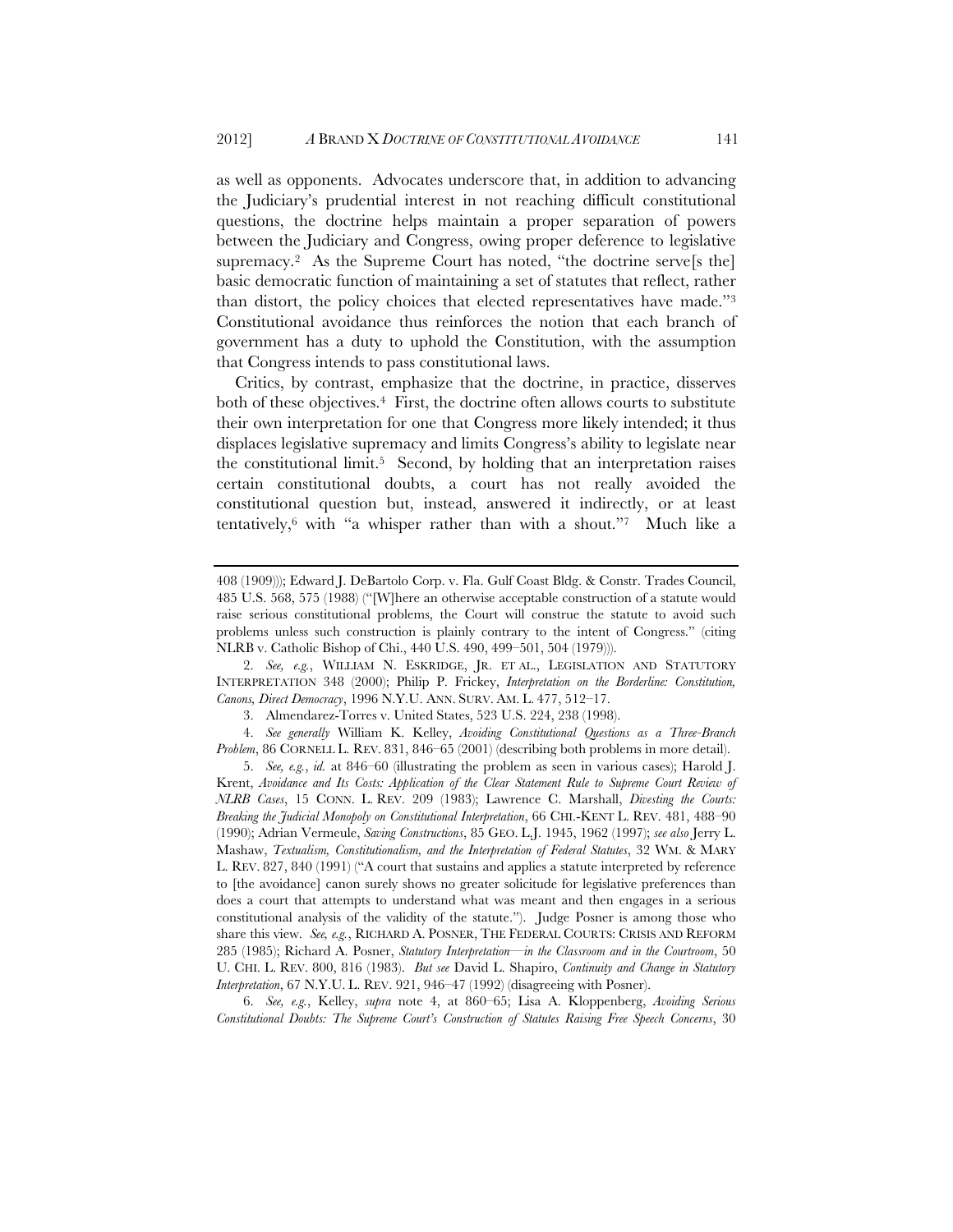as well as opponents. Advocates underscore that, in addition to advancing the Judiciary's prudential interest in not reaching difficult constitutional questions, the doctrine helps maintain a proper separation of powers between the Judiciary and Congress, owing proper deference to legislative supremacy.[2] As the Supreme Court has noted, "the doctrine serve[s the] basic democratic function of maintaining a set of statutes that reflect, rather than distort, the policy choices that elected representatives have made."[3] Constitutional avoidance thus reinforces the notion that each branch of government has a duty to uphold the Constitution, with the assumption that Congress intends to pass constitutional laws.

Critics, by contrast, emphasize that the doctrine, in practice, disserves both of these objectives.[4] First, the doctrine often allows courts to substitute their own interpretation for one that Congress more likely intended; it thus displaces legislative supremacy and limits Congress's ability to legislate near the constitutional limit.[5] Second, by holding that an interpretation raises certain constitutional doubts, a court has not really avoided the constitutional question but, instead, answered it indirectly, or at least tentatively,[6] with "a whisper rather than with a shout."[7] Much like a

---

408 (1909))); Edward J. DeBartolo Corp. v. Fla. Gulf Coast Bldg. & Constr. Trades Council, 485 U.S. 568, 575 (1988) ("[W]here an otherwise acceptable construction of a statute would raise serious constitutional problems, the Court will construe the statute to avoid such problems unless such construction is plainly contrary to the intent of Congress." (citing NLRB v. Catholic Bishop of Chi., 440 U.S. 490, 499–501, 504 (1979))).

2. *See, e.g.*, WILLIAM N. ESKRIDGE, JR. ET AL., LEGISLATION AND STATUTORY INTERPRETATION 348 (2000); Philip P. Frickey, *Interpretation on the Borderline: Constitution, Canons, Direct Democracy*, 1996 N.Y.U. ANN. SURV. AM. L. 477, 512–17.

3. Almendarez-Torres v. United States, 523 U.S. 224, 238 (1998).

4. *See generally* William K. Kelley, *Avoiding Constitutional Questions as a Three-Branch Problem*, 86 CORNELL L. REV. 831, 846–65 (2001) (describing both problems in more detail).

5. *See, e.g.*, *id.* at 846–60 (illustrating the problem as seen in various cases); Harold J. Krent, *Avoidance and Its Costs: Application of the Clear Statement Rule to Supreme Court Review of NLRB Cases*, 15 CONN. L. REV. 209 (1983); Lawrence C. Marshall, *Divesting the Courts: Breaking the Judicial Monopoly on Constitutional Interpretation*, 66 CHI.-KENT L. REV. 481, 488–90 (1990); Adrian Vermeule, *Saving Constructions*, 85 GEO. L.J. 1945, 1962 (1997); *see also* Jerry L. Mashaw, *Textualism, Constitutionalism, and the Interpretation of Federal Statutes*, 32 WM. & MARY L. REV. 827, 840 (1991) ("A court that sustains and applies a statute interpreted by reference to [the avoidance] canon surely shows no greater solicitude for legislative preferences than does a court that attempts to understand what was meant and then engages in a serious constitutional analysis of the validity of the statute."). Judge Posner is among those who share this view. *See, e.g.*, RICHARD A. POSNER, THE FEDERAL COURTS: CRISIS AND REFORM 285 (1985); Richard A. Posner, *Statutory Interpretation—in the Classroom and in the Courtroom*, 50 U. CHI. L. REV. 800, 816 (1983). *But see* David L. Shapiro, *Continuity and Change in Statutory Interpretation*, 67 N.Y.U. L. REV. 921, 946–47 (1992) (disagreeing with Posner).

6. *See, e.g.*, Kelley, *supra* note 4, at 860–65; Lisa A. Kloppenberg, *Avoiding Serious Constitutional Doubts: The Supreme Court's Construction of Statutes Raising Free Speech Concerns*, 30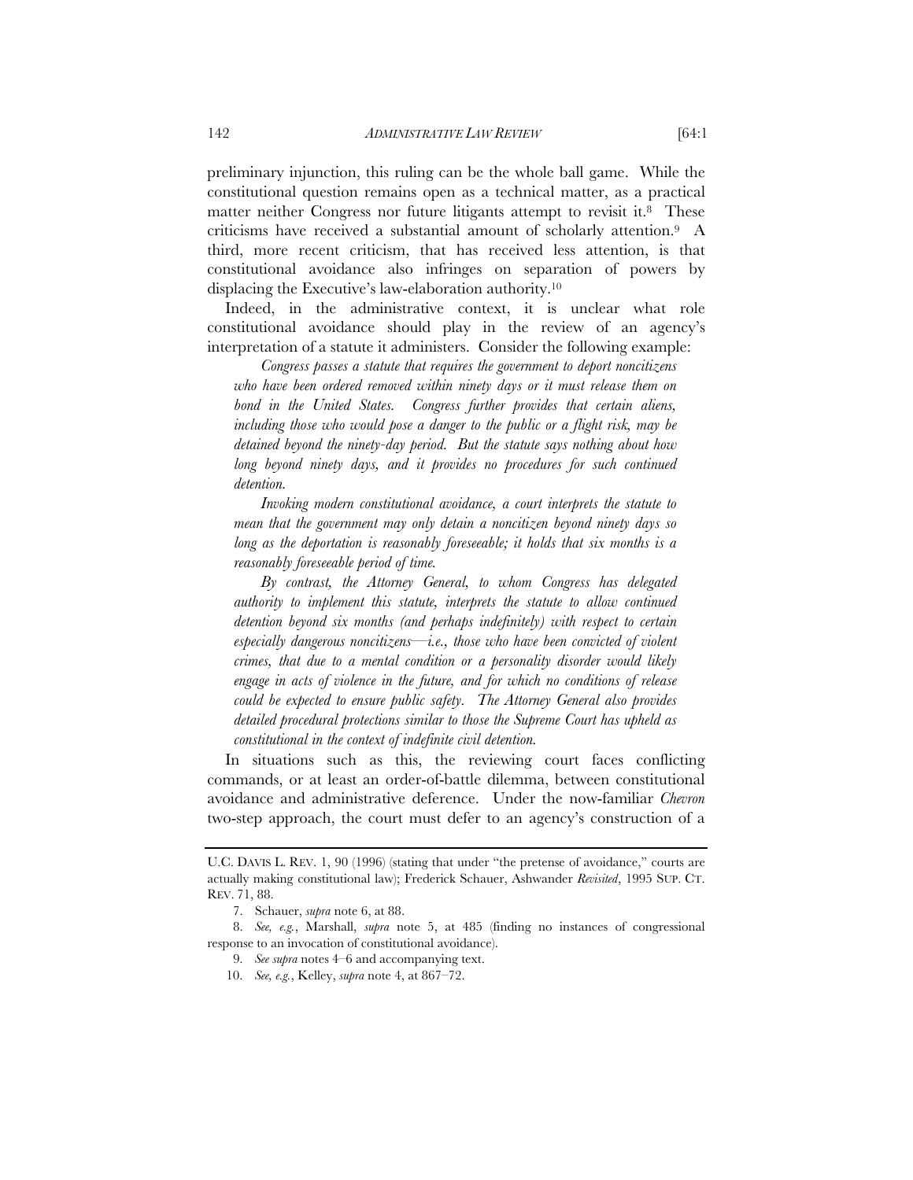preliminary injunction, this ruling can be the whole ball game. While the constitutional question remains open as a technical matter, as a practical matter neither Congress nor future litigants attempt to revisit it.[8] These criticisms have received a substantial amount of scholarly attention.[9] A third, more recent criticism, that has received less attention, is that constitutional avoidance also infringes on separation of powers by displacing the Executive's law-elaboration authority.[10]

Indeed, in the administrative context, it is unclear what role constitutional avoidance should play in the review of an agency's interpretation of a statute it administers. Consider the following example:

> *Congress passes a statute that requires the government to deport noncitizens who have been ordered removed within ninety days or it must release them on bond in the United States. Congress further provides that certain aliens, including those who would pose a danger to the public or a flight risk, may be detained beyond the ninety-day period. But the statute says nothing about how long beyond ninety days, and it provides no procedures for such continued detention.*
>
> *Invoking modern constitutional avoidance, a court interprets the statute to mean that the government may only detain a noncitizen beyond ninety days so long as the deportation is reasonably foreseeable; it holds that six months is a reasonably foreseeable period of time.*
>
> *By contrast, the Attorney General, to whom Congress has delegated authority to implement this statute, interprets the statute to allow continued detention beyond six months (and perhaps indefinitely) with respect to certain especially dangerous noncitizens—i.e., those who have been convicted of violent crimes, that due to a mental condition or a personality disorder would likely engage in acts of violence in the future, and for which no conditions of release could be expected to ensure public safety. The Attorney General also provides detailed procedural protections similar to those the Supreme Court has upheld as constitutional in the context of indefinite civil detention.*

In situations such as this, the reviewing court faces conflicting commands, or at least an order-of-battle dilemma, between constitutional avoidance and administrative deference. Under the now-familiar *Chevron* two-step approach, the court must defer to an agency's construction of a

---

U.C. DAVIS L. REV. 1, 90 (1996) (stating that under "the pretense of avoidance," courts are actually making constitutional law); Frederick Schauer, Ashwander *Revisited*, 1995 SUP. CT. REV. 71, 88.

7. Schauer, *supra* note 6, at 88.

8. *See, e.g.*, Marshall, *supra* note 5, at 485 (finding no instances of congressional response to an invocation of constitutional avoidance).

9. *See supra* notes 4–6 and accompanying text.

10. *See, e.g.*, Kelley, *supra* note 4, at 867–72.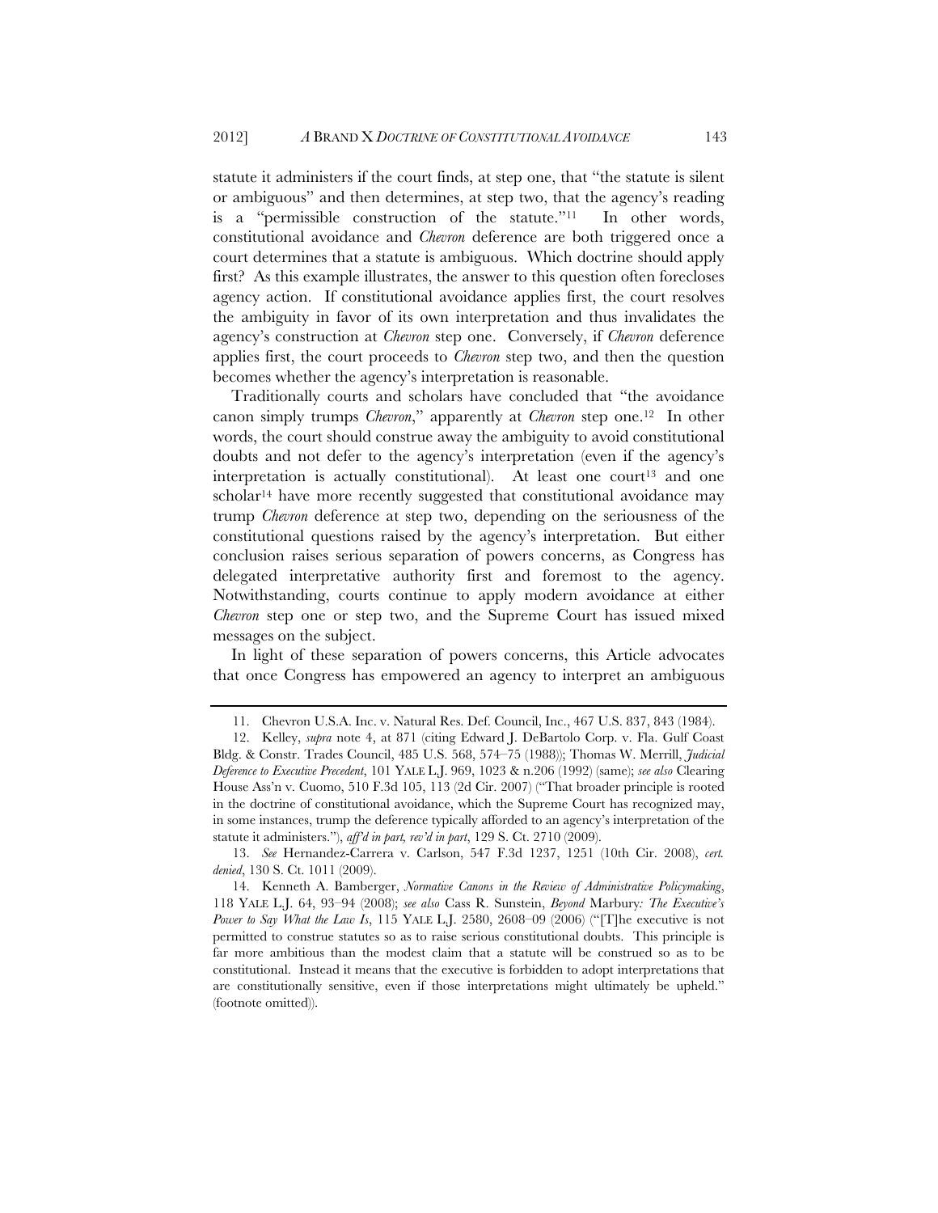statute it administers if the court finds, at step one, that "the statute is silent or ambiguous" and then determines, at step two, that the agency's reading is a "permissible construction of the statute."[11] In other words, constitutional avoidance and *Chevron* deference are both triggered once a court determines that a statute is ambiguous. Which doctrine should apply first? As this example illustrates, the answer to this question often forecloses agency action. If constitutional avoidance applies first, the court resolves the ambiguity in favor of its own interpretation and thus invalidates the agency's construction at *Chevron* step one. Conversely, if *Chevron* deference applies first, the court proceeds to *Chevron* step two, and then the question becomes whether the agency's interpretation is reasonable.

Traditionally courts and scholars have concluded that "the avoidance canon simply trumps *Chevron*," apparently at *Chevron* step one.[12] In other words, the court should construe away the ambiguity to avoid constitutional doubts and not defer to the agency's interpretation (even if the agency's interpretation is actually constitutional). At least one court[13] and one scholar[14] have more recently suggested that constitutional avoidance may trump *Chevron* deference at step two, depending on the seriousness of the constitutional questions raised by the agency's interpretation. But either conclusion raises serious separation of powers concerns, as Congress has delegated interpretative authority first and foremost to the agency. Notwithstanding, courts continue to apply modern avoidance at either *Chevron* step one or step two, and the Supreme Court has issued mixed messages on the subject.

In light of these separation of powers concerns, this Article advocates that once Congress has empowered an agency to interpret an ambiguous

---

11. Chevron U.S.A. Inc. v. Natural Res. Def. Council, Inc., 467 U.S. 837, 843 (1984).

12. Kelley, *supra* note 4, at 871 (citing Edward J. DeBartolo Corp. v. Fla. Gulf Coast Bldg. & Constr. Trades Council, 485 U.S. 568, 574–75 (1988)); Thomas W. Merrill, *Judicial Deference to Executive Precedent*, 101 YALE L.J. 969, 1023 & n.206 (1992) (same); *see also* Clearing House Ass'n v. Cuomo, 510 F.3d 105, 113 (2d Cir. 2007) ("That broader principle is rooted in the doctrine of constitutional avoidance, which the Supreme Court has recognized may, in some instances, trump the deference typically afforded to an agency's interpretation of the statute it administers."), *aff'd in part, rev'd in part*, 129 S. Ct. 2710 (2009).

13. *See* Hernandez-Carrera v. Carlson, 547 F.3d 1237, 1251 (10th Cir. 2008), *cert. denied*, 130 S. Ct. 1011 (2009).

14. Kenneth A. Bamberger, *Normative Canons in the Review of Administrative Policymaking*, 118 YALE L.J. 64, 93–94 (2008); *see also* Cass R. Sunstein, *Beyond* Marbury*: The Executive's Power to Say What the Law Is*, 115 YALE L.J. 2580, 2608–09 (2006) ("[T]he executive is not permitted to construe statutes so as to raise serious constitutional doubts. This principle is far more ambitious than the modest claim that a statute will be construed so as to be constitutional. Instead it means that the executive is forbidden to adopt interpretations that are constitutionally sensitive, even if those interpretations might ultimately be upheld." (footnote omitted)).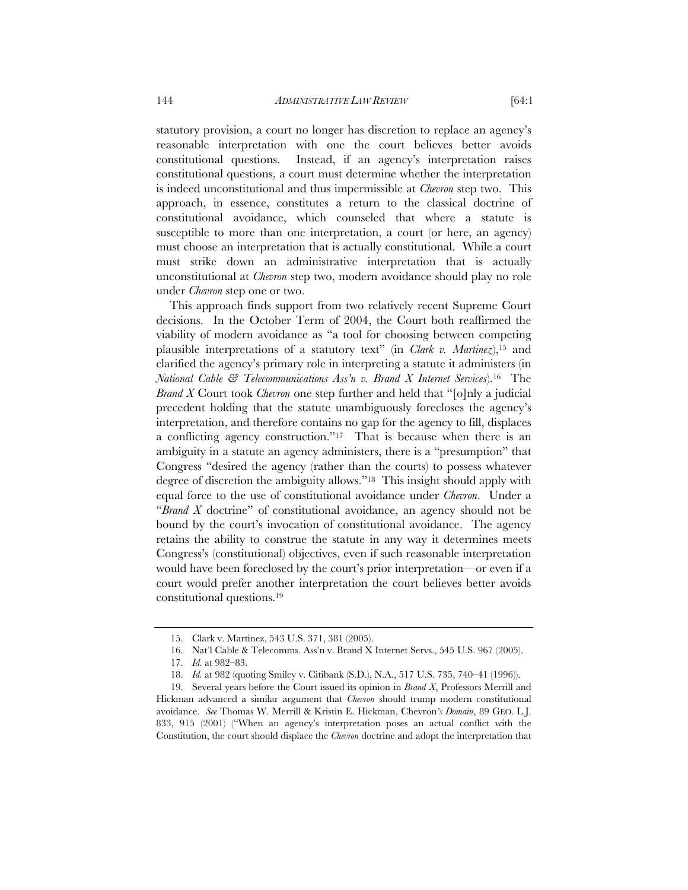statutory provision, a court no longer has discretion to replace an agency's reasonable interpretation with one the court believes better avoids constitutional questions. Instead, if an agency's interpretation raises constitutional questions, a court must determine whether the interpretation is indeed unconstitutional and thus impermissible at *Chevron* step two. This approach, in essence, constitutes a return to the classical doctrine of constitutional avoidance, which counseled that where a statute is susceptible to more than one interpretation, a court (or here, an agency) must choose an interpretation that is actually constitutional. While a court must strike down an administrative interpretation that is actually unconstitutional at *Chevron* step two, modern avoidance should play no role under *Chevron* step one or two.

This approach finds support from two relatively recent Supreme Court decisions. In the October Term of 2004, the Court both reaffirmed the viability of modern avoidance as "a tool for choosing between competing plausible interpretations of a statutory text" (in *Clark v. Martinez*),[15] and clarified the agency's primary role in interpreting a statute it administers (in *National Cable & Telecommunications Ass'n v. Brand X Internet Services*).[16] The *Brand X* Court took *Chevron* one step further and held that "[o]nly a judicial precedent holding that the statute unambiguously forecloses the agency's interpretation, and therefore contains no gap for the agency to fill, displaces a conflicting agency construction."[17] That is because when there is an ambiguity in a statute an agency administers, there is a "presumption" that Congress "desired the agency (rather than the courts) to possess whatever degree of discretion the ambiguity allows."[18] This insight should apply with equal force to the use of constitutional avoidance under *Chevron*. Under a "*Brand X* doctrine" of constitutional avoidance, an agency should not be bound by the court's invocation of constitutional avoidance. The agency retains the ability to construe the statute in any way it determines meets Congress's (constitutional) objectives, even if such reasonable interpretation would have been foreclosed by the court's prior interpretation—or even if a court would prefer another interpretation the court believes better avoids constitutional questions.[19]

---

15. Clark v. Martinez, 543 U.S. 371, 381 (2005).

16. Nat'l Cable & Telecomms. Ass'n v. Brand X Internet Servs., 545 U.S. 967 (2005).

17. *Id.* at 982–83.

18. *Id.* at 982 (quoting Smiley v. Citibank (S.D.), N.A., 517 U.S. 735, 740–41 (1996)).

19. Several years before the Court issued its opinion in *Brand X*, Professors Merrill and Hickman advanced a similar argument that *Chevron* should trump modern constitutional avoidance. *See* Thomas W. Merrill & Kristin E. Hickman, Chevron*'s Domain*, 89 GEO. L.J. 833, 915 (2001) ("When an agency's interpretation poses an actual conflict with the Constitution, the court should displace the *Chevron* doctrine and adopt the interpretation that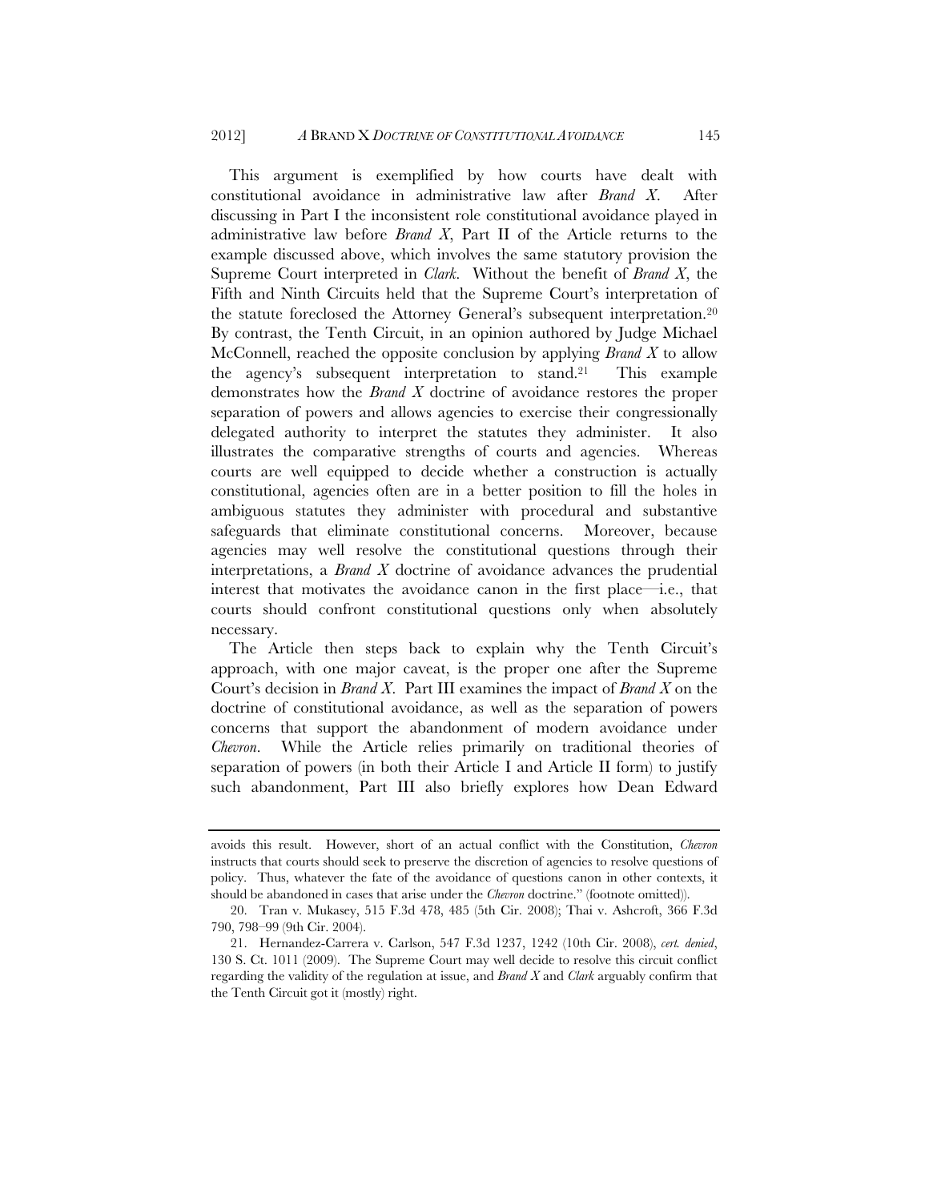This argument is exemplified by how courts have dealt with constitutional avoidance in administrative law after *Brand X*. After discussing in Part I the inconsistent role constitutional avoidance played in administrative law before *Brand X*, Part II of the Article returns to the example discussed above, which involves the same statutory provision the Supreme Court interpreted in *Clark*. Without the benefit of *Brand X*, the Fifth and Ninth Circuits held that the Supreme Court's interpretation of the statute foreclosed the Attorney General's subsequent interpretation.[20] By contrast, the Tenth Circuit, in an opinion authored by Judge Michael McConnell, reached the opposite conclusion by applying *Brand X* to allow the agency's subsequent interpretation to stand.[21] This example demonstrates how the *Brand X* doctrine of avoidance restores the proper separation of powers and allows agencies to exercise their congressionally delegated authority to interpret the statutes they administer. It also illustrates the comparative strengths of courts and agencies. Whereas courts are well equipped to decide whether a construction is actually constitutional, agencies often are in a better position to fill the holes in ambiguous statutes they administer with procedural and substantive safeguards that eliminate constitutional concerns. Moreover, because agencies may well resolve the constitutional questions through their interpretations, a *Brand X* doctrine of avoidance advances the prudential interest that motivates the avoidance canon in the first place—i.e., that courts should confront constitutional questions only when absolutely necessary.

The Article then steps back to explain why the Tenth Circuit's approach, with one major caveat, is the proper one after the Supreme Court's decision in *Brand X*. Part III examines the impact of *Brand X* on the doctrine of constitutional avoidance, as well as the separation of powers concerns that support the abandonment of modern avoidance under *Chevron*. While the Article relies primarily on traditional theories of separation of powers (in both their Article I and Article II form) to justify such abandonment, Part III also briefly explores how Dean Edward

---

avoids this result. However, short of an actual conflict with the Constitution, *Chevron* instructs that courts should seek to preserve the discretion of agencies to resolve questions of policy. Thus, whatever the fate of the avoidance of questions canon in other contexts, it should be abandoned in cases that arise under the *Chevron* doctrine." (footnote omitted)).

20. Tran v. Mukasey, 515 F.3d 478, 485 (5th Cir. 2008); Thai v. Ashcroft, 366 F.3d 790, 798–99 (9th Cir. 2004).

21. Hernandez-Carrera v. Carlson, 547 F.3d 1237, 1242 (10th Cir. 2008), *cert. denied*, 130 S. Ct. 1011 (2009). The Supreme Court may well decide to resolve this circuit conflict regarding the validity of the regulation at issue, and *Brand X* and *Clark* arguably confirm that the Tenth Circuit got it (mostly) right.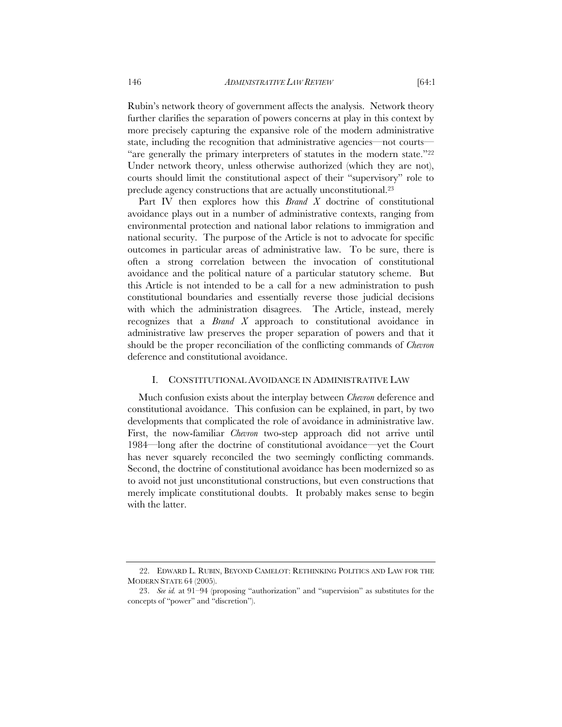Rubin's network theory of government affects the analysis. Network theory further clarifies the separation of powers concerns at play in this context by more precisely capturing the expansive role of the modern administrative state, including the recognition that administrative agencies—not courts—"are generally the primary interpreters of statutes in the modern state."[22] Under network theory, unless otherwise authorized (which they are not), courts should limit the constitutional aspect of their "supervisory" role to preclude agency constructions that are actually unconstitutional.[23]

Part IV then explores how this *Brand X* doctrine of constitutional avoidance plays out in a number of administrative contexts, ranging from environmental protection and national labor relations to immigration and national security. The purpose of the Article is not to advocate for specific outcomes in particular areas of administrative law. To be sure, there is often a strong correlation between the invocation of constitutional avoidance and the political nature of a particular statutory scheme. But this Article is not intended to be a call for a new administration to push constitutional boundaries and essentially reverse those judicial decisions with which the administration disagrees. The Article, instead, merely recognizes that a *Brand X* approach to constitutional avoidance in administrative law preserves the proper separation of powers and that it should be the proper reconciliation of the conflicting commands of *Chevron* deference and constitutional avoidance.

## I. CONSTITUTIONAL AVOIDANCE IN ADMINISTRATIVE LAW

Much confusion exists about the interplay between *Chevron* deference and constitutional avoidance. This confusion can be explained, in part, by two developments that complicated the role of avoidance in administrative law. First, the now-familiar *Chevron* two-step approach did not arrive until 1984—long after the doctrine of constitutional avoidance—yet the Court has never squarely reconciled the two seemingly conflicting commands. Second, the doctrine of constitutional avoidance has been modernized so as to avoid not just unconstitutional constructions, but even constructions that merely implicate constitutional doubts. It probably makes sense to begin with the latter.

---

22. EDWARD L. RUBIN, BEYOND CAMELOT: RETHINKING POLITICS AND LAW FOR THE MODERN STATE 64 (2005).

23. *See id.* at 91–94 (proposing "authorization" and "supervision" as substitutes for the concepts of "power" and "discretion").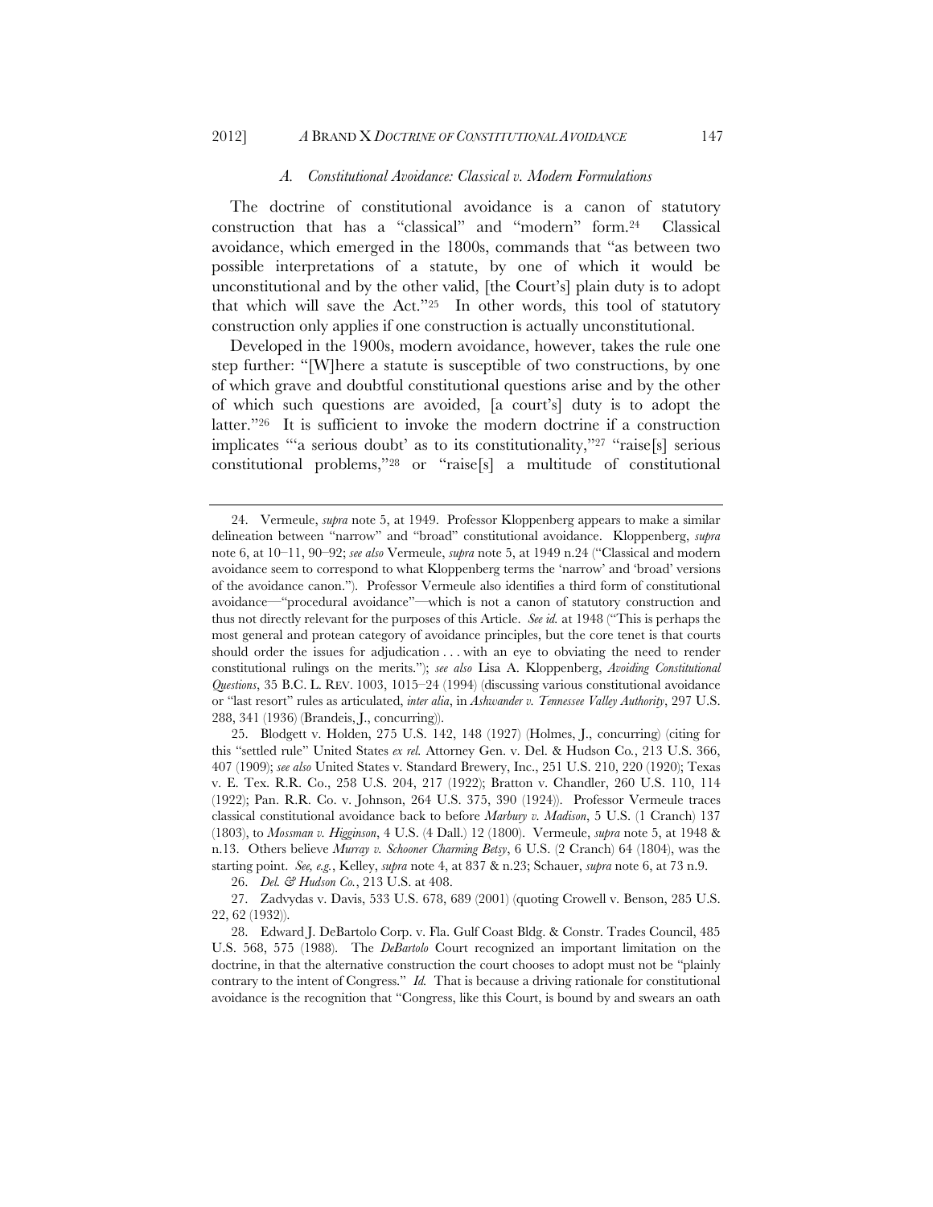### *A. Constitutional Avoidance: Classical v. Modern Formulations*

The doctrine of constitutional avoidance is a canon of statutory construction that has a "classical" and "modern" form.[24] Classical avoidance, which emerged in the 1800s, commands that "as between two possible interpretations of a statute, by one of which it would be unconstitutional and by the other valid, [the Court's] plain duty is to adopt that which will save the Act."[25] In other words, this tool of statutory construction only applies if one construction is actually unconstitutional.

Developed in the 1900s, modern avoidance, however, takes the rule one step further: "[W]here a statute is susceptible of two constructions, by one of which grave and doubtful constitutional questions arise and by the other of which such questions are avoided, [a court's] duty is to adopt the latter."[26] It is sufficient to invoke the modern doctrine if a construction implicates "'a serious doubt' as to its constitutionality,"[27] "raise[s] serious constitutional problems,"[28] or "raise[s] a multitude of constitutional

---

24. Vermeule, *supra* note 5, at 1949. Professor Kloppenberg appears to make a similar delineation between "narrow" and "broad" constitutional avoidance. Kloppenberg, *supra* note 6, at 10–11, 90–92; *see also* Vermeule, *supra* note 5, at 1949 n.24 ("Classical and modern avoidance seem to correspond to what Kloppenberg terms the 'narrow' and 'broad' versions of the avoidance canon."). Professor Vermeule also identifies a third form of constitutional avoidance—"procedural avoidance"—which is not a canon of statutory construction and thus not directly relevant for the purposes of this Article. *See id.* at 1948 ("This is perhaps the most general and protean category of avoidance principles, but the core tenet is that courts should order the issues for adjudication . . . with an eye to obviating the need to render constitutional rulings on the merits."); *see also* Lisa A. Kloppenberg, *Avoiding Constitutional Questions*, 35 B.C. L. REV. 1003, 1015–24 (1994) (discussing various constitutional avoidance or "last resort" rules as articulated, *inter alia*, in *Ashwander v. Tennessee Valley Authority*, 297 U.S. 288, 341 (1936) (Brandeis, J., concurring)).

25. Blodgett v. Holden, 275 U.S. 142, 148 (1927) (Holmes, J., concurring) (citing for this "settled rule" United States *ex rel.* Attorney Gen. v. Del. & Hudson Co., 213 U.S. 366, 407 (1909); *see also* United States v. Standard Brewery, Inc., 251 U.S. 210, 220 (1920); Texas v. E. Tex. R.R. Co., 258 U.S. 204, 217 (1922); Bratton v. Chandler, 260 U.S. 110, 114 (1922); Pan. R.R. Co. v. Johnson, 264 U.S. 375, 390 (1924)). Professor Vermeule traces classical constitutional avoidance back to before *Marbury v. Madison*, 5 U.S. (1 Cranch) 137 (1803), to *Mossman v. Higginson*, 4 U.S. (4 Dall.) 12 (1800). Vermeule, *supra* note 5, at 1948 & n.13. Others believe *Murray v. Schooner Charming Betsy*, 6 U.S. (2 Cranch) 64 (1804), was the starting point. *See, e.g.*, Kelley, *supra* note 4, at 837 & n.23; Schauer, *supra* note 6, at 73 n.9.

26. *Del. & Hudson Co.*, 213 U.S. at 408.

27. Zadvydas v. Davis, 533 U.S. 678, 689 (2001) (quoting Crowell v. Benson, 285 U.S. 22, 62 (1932)).

28. Edward J. DeBartolo Corp. v. Fla. Gulf Coast Bldg. & Constr. Trades Council, 485 U.S. 568, 575 (1988). The *DeBartolo* Court recognized an important limitation on the doctrine, in that the alternative construction the court chooses to adopt must not be "plainly contrary to the intent of Congress." *Id.* That is because a driving rationale for constitutional avoidance is the recognition that "Congress, like this Court, is bound by and swears an oath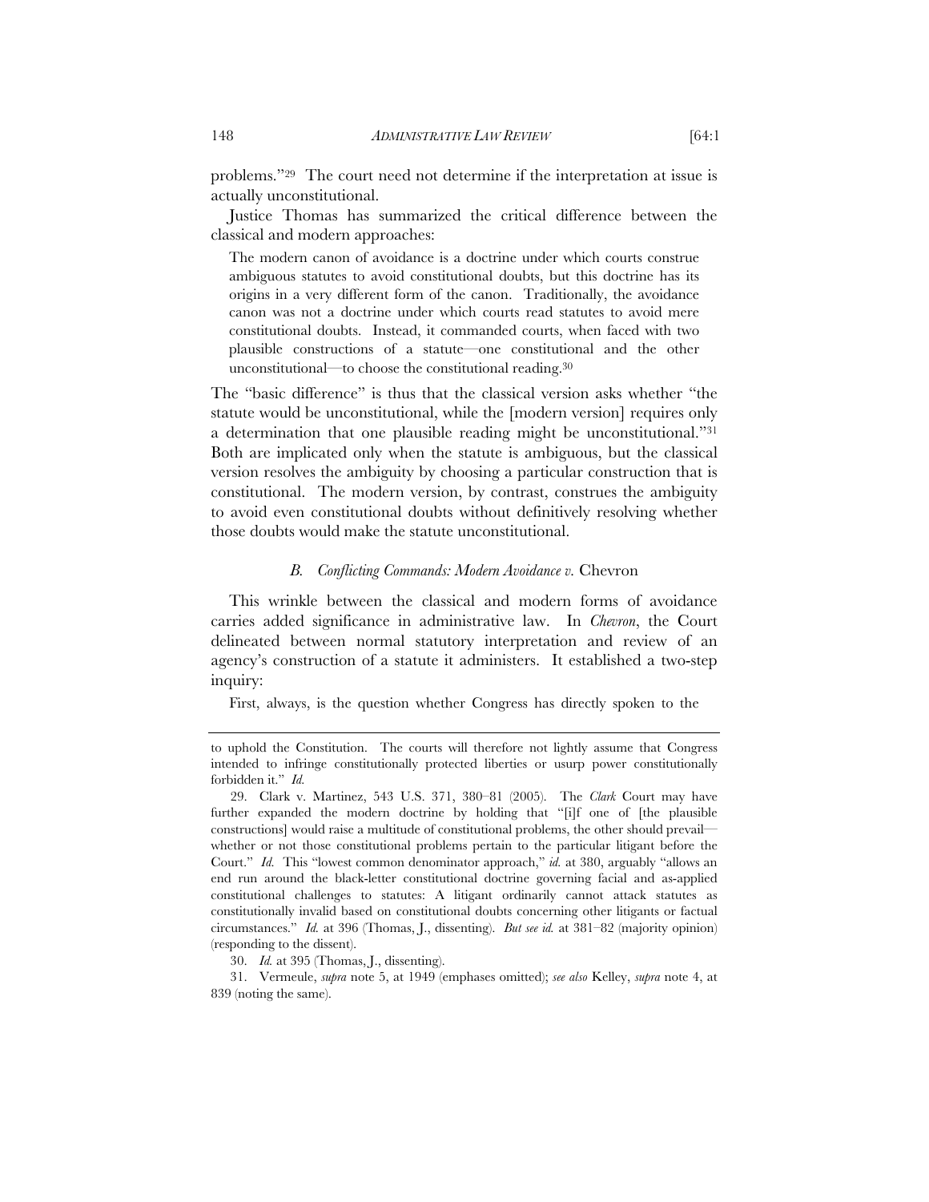problems."[29] The court need not determine if the interpretation at issue is actually unconstitutional.

Justice Thomas has summarized the critical difference between the classical and modern approaches:

> The modern canon of avoidance is a doctrine under which courts construe ambiguous statutes to avoid constitutional doubts, but this doctrine has its origins in a very different form of the canon. Traditionally, the avoidance canon was not a doctrine under which courts read statutes to avoid mere constitutional doubts. Instead, it commanded courts, when faced with two plausible constructions of a statute—one constitutional and the other unconstitutional—to choose the constitutional reading.[30]

The "basic difference" is thus that the classical version asks whether "the statute would be unconstitutional, while the [modern version] requires only a determination that one plausible reading might be unconstitutional."[31] Both are implicated only when the statute is ambiguous, but the classical version resolves the ambiguity by choosing a particular construction that is constitutional. The modern version, by contrast, construes the ambiguity to avoid even constitutional doubts without definitively resolving whether those doubts would make the statute unconstitutional.

### *B. Conflicting Commands: Modern Avoidance v.* Chevron

This wrinkle between the classical and modern forms of avoidance carries added significance in administrative law. In *Chevron*, the Court delineated between normal statutory interpretation and review of an agency's construction of a statute it administers. It established a two-step inquiry:

> First, always, is the question whether Congress has directly spoken to the

---

to uphold the Constitution. The courts will therefore not lightly assume that Congress intended to infringe constitutionally protected liberties or usurp power constitutionally forbidden it." *Id.*

29. Clark v. Martinez, 543 U.S. 371, 380–81 (2005). The *Clark* Court may have further expanded the modern doctrine by holding that "[i]f one of [the plausible constructions] would raise a multitude of constitutional problems, the other should prevail—whether or not those constitutional problems pertain to the particular litigant before the Court." *Id.* This "lowest common denominator approach," *id.* at 380, arguably "allows an end run around the black-letter constitutional doctrine governing facial and as-applied constitutional challenges to statutes: A litigant ordinarily cannot attack statutes as constitutionally invalid based on constitutional doubts concerning other litigants or factual circumstances." *Id.* at 396 (Thomas, J., dissenting). *But see id.* at 381–82 (majority opinion) (responding to the dissent).

30. *Id.* at 395 (Thomas, J., dissenting).

31. Vermeule, *supra* note 5, at 1949 (emphases omitted); *see also* Kelley, *supra* note 4, at 839 (noting the same).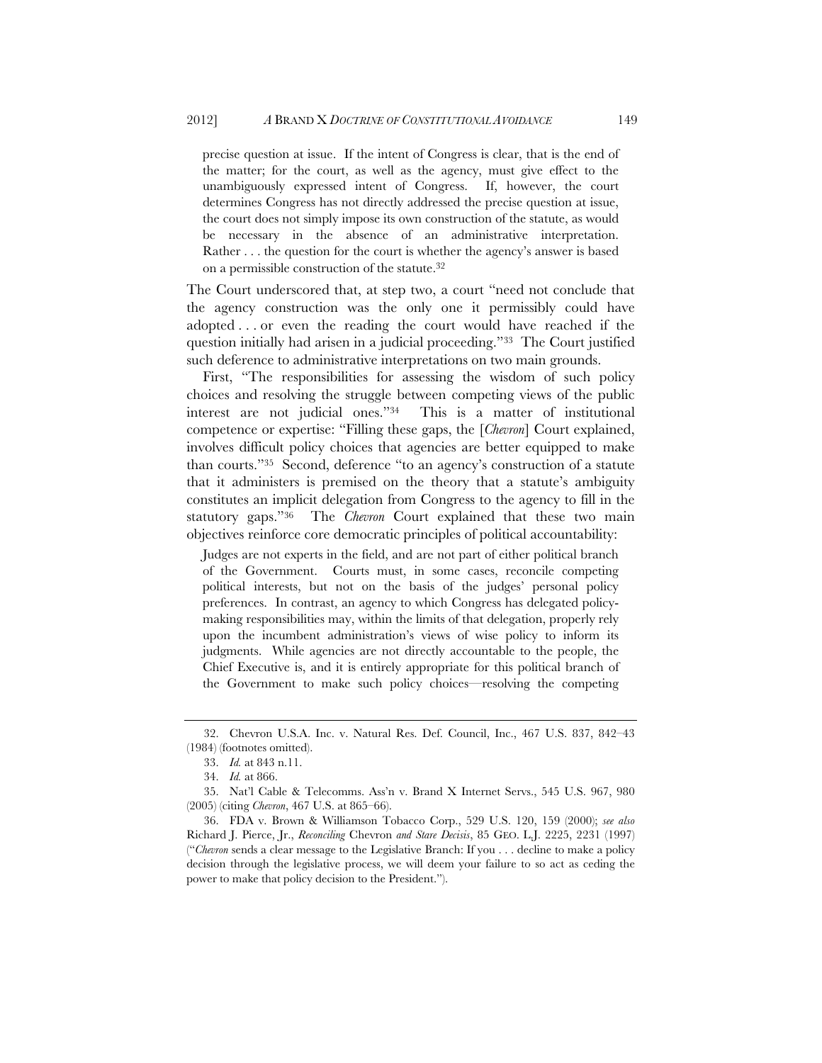> precise question at issue. If the intent of Congress is clear, that is the end of the matter; for the court, as well as the agency, must give effect to the unambiguously expressed intent of Congress. If, however, the court determines Congress has not directly addressed the precise question at issue, the court does not simply impose its own construction of the statute, as would be necessary in the absence of an administrative interpretation. Rather . . . the question for the court is whether the agency's answer is based on a permissible construction of the statute.[32]

The Court underscored that, at step two, a court "need not conclude that the agency construction was the only one it permissibly could have adopted . . . or even the reading the court would have reached if the question initially had arisen in a judicial proceeding."[33] The Court justified such deference to administrative interpretations on two main grounds.

First, "The responsibilities for assessing the wisdom of such policy choices and resolving the struggle between competing views of the public interest are not judicial ones."[34] This is a matter of institutional competence or expertise: "Filling these gaps, the [*Chevron*] Court explained, involves difficult policy choices that agencies are better equipped to make than courts."[35] Second, deference "to an agency's construction of a statute that it administers is premised on the theory that a statute's ambiguity constitutes an implicit delegation from Congress to the agency to fill in the statutory gaps."[36] The *Chevron* Court explained that these two main objectives reinforce core democratic principles of political accountability:

> Judges are not experts in the field, and are not part of either political branch of the Government. Courts must, in some cases, reconcile competing political interests, but not on the basis of the judges' personal policy preferences. In contrast, an agency to which Congress has delegated policy-making responsibilities may, within the limits of that delegation, properly rely upon the incumbent administration's views of wise policy to inform its judgments. While agencies are not directly accountable to the people, the Chief Executive is, and it is entirely appropriate for this political branch of the Government to make such policy choices—resolving the competing

---

32. Chevron U.S.A. Inc. v. Natural Res. Def. Council, Inc., 467 U.S. 837, 842–43 (1984) (footnotes omitted).

33. *Id.* at 843 n.11.

34. *Id.* at 866.

35. Nat'l Cable & Telecomms. Ass'n v. Brand X Internet Servs., 545 U.S. 967, 980 (2005) (citing *Chevron*, 467 U.S. at 865–66).

36. FDA v. Brown & Williamson Tobacco Corp., 529 U.S. 120, 159 (2000); *see also* Richard J. Pierce, Jr., *Reconciling* Chevron *and Stare Decisis*, 85 GEO. L.J. 2225, 2231 (1997) ("*Chevron* sends a clear message to the Legislative Branch: If you . . . decline to make a policy decision through the legislative process, we will deem your failure to so act as ceding the power to make that policy decision to the President.").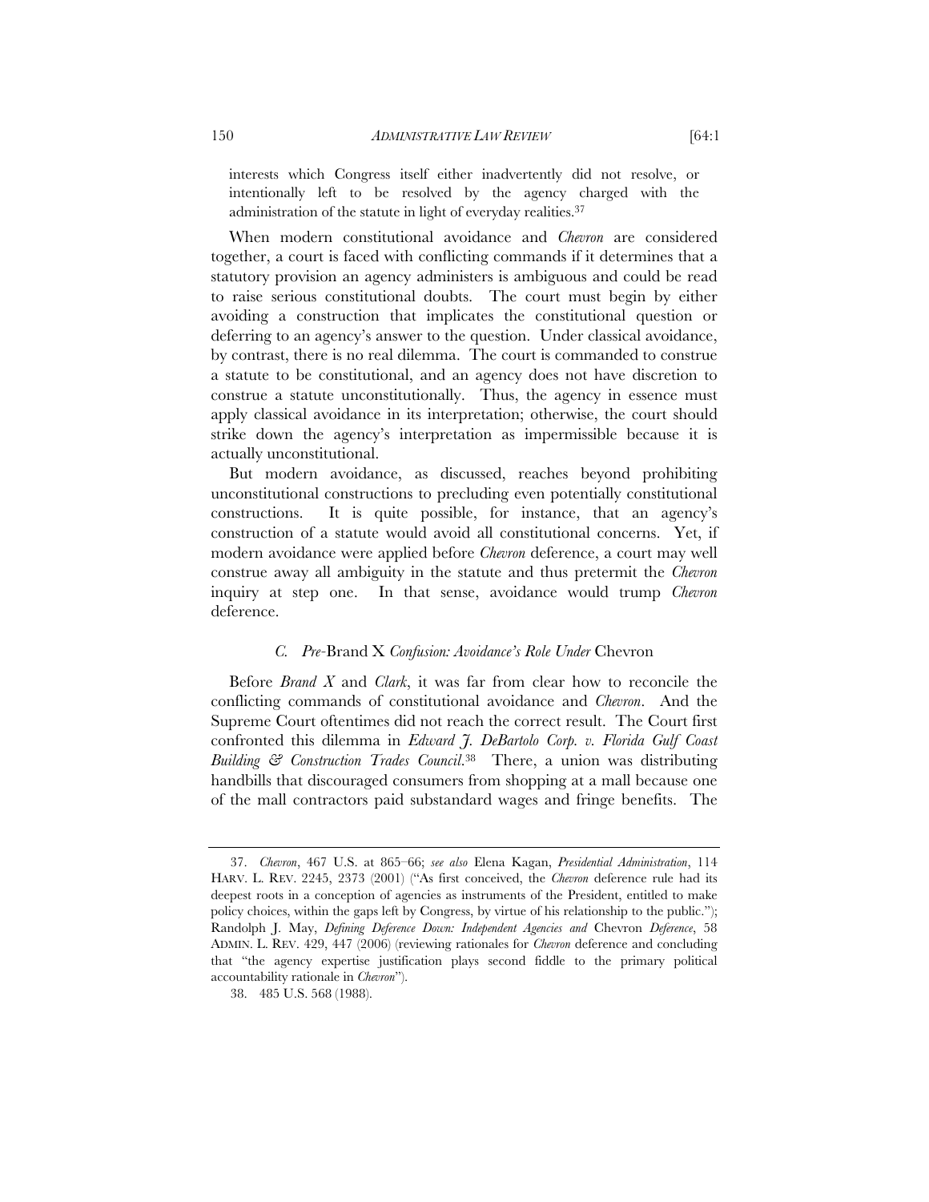interests which Congress itself either inadvertently did not resolve, or intentionally left to be resolved by the agency charged with the administration of the statute in light of everyday realities.[37]

When modern constitutional avoidance and *Chevron* are considered together, a court is faced with conflicting commands if it determines that a statutory provision an agency administers is ambiguous and could be read to raise serious constitutional doubts. The court must begin by either avoiding a construction that implicates the constitutional question or deferring to an agency's answer to the question. Under classical avoidance, by contrast, there is no real dilemma. The court is commanded to construe a statute to be constitutional, and an agency does not have discretion to construe a statute unconstitutionally. Thus, the agency in essence must apply classical avoidance in its interpretation; otherwise, the court should strike down the agency's interpretation as impermissible because it is actually unconstitutional.

But modern avoidance, as discussed, reaches beyond prohibiting unconstitutional constructions to precluding even potentially constitutional constructions. It is quite possible, for instance, that an agency's construction of a statute would avoid all constitutional concerns. Yet, if modern avoidance were applied before *Chevron* deference, a court may well construe away all ambiguity in the statute and thus pretermit the *Chevron* inquiry at step one. In that sense, avoidance would trump *Chevron* deference.

### *C. Pre-*Brand X *Confusion: Avoidance's Role Under* Chevron

Before *Brand X* and *Clark*, it was far from clear how to reconcile the conflicting commands of constitutional avoidance and *Chevron*. And the Supreme Court oftentimes did not reach the correct result. The Court first confronted this dilemma in *Edward J. DeBartolo Corp. v. Florida Gulf Coast Building & Construction Trades Council*.[38] There, a union was distributing handbills that discouraged consumers from shopping at a mall because one of the mall contractors paid substandard wages and fringe benefits. The

---

37. *Chevron*, 467 U.S. at 865–66; *see also* Elena Kagan, *Presidential Administration*, 114 HARV. L. REV. 2245, 2373 (2001) ("As first conceived, the *Chevron* deference rule had its deepest roots in a conception of agencies as instruments of the President, entitled to make policy choices, within the gaps left by Congress, by virtue of his relationship to the public."); Randolph J. May, *Defining Deference Down: Independent Agencies and* Chevron *Deference*, 58 ADMIN. L. REV. 429, 447 (2006) (reviewing rationales for *Chevron* deference and concluding that "the agency expertise justification plays second fiddle to the primary political accountability rationale in *Chevron*").

38. 485 U.S. 568 (1988).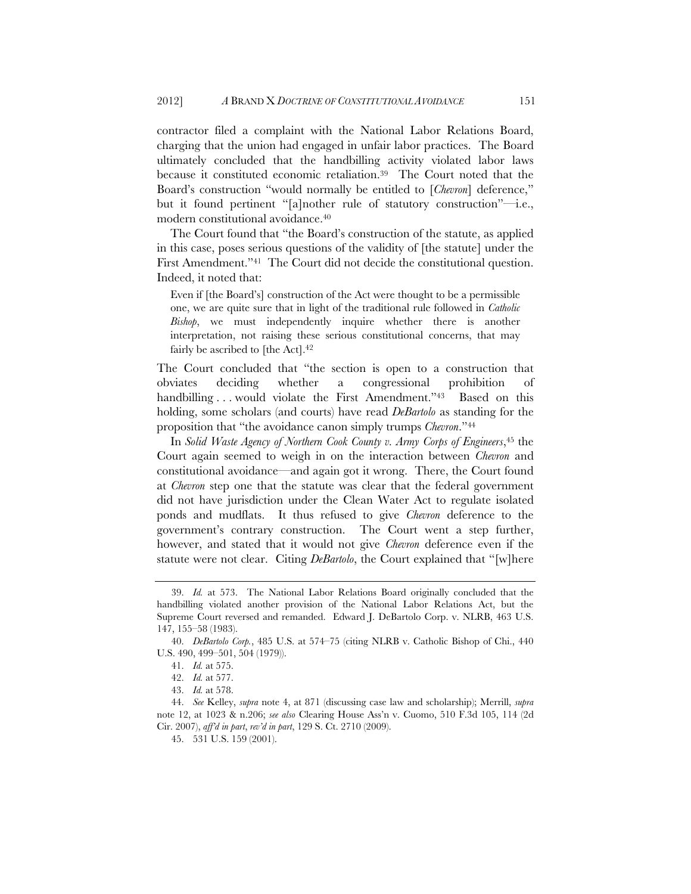contractor filed a complaint with the National Labor Relations Board, charging that the union had engaged in unfair labor practices. The Board ultimately concluded that the handbilling activity violated labor laws because it constituted economic retaliation.[39] The Court noted that the Board's construction "would normally be entitled to [*Chevron*] deference," but it found pertinent "[a]nother rule of statutory construction"—i.e., modern constitutional avoidance.[40]

The Court found that "the Board's construction of the statute, as applied in this case, poses serious questions of the validity of [the statute] under the First Amendment."[41] The Court did not decide the constitutional question. Indeed, it noted that:

> Even if [the Board's] construction of the Act were thought to be a permissible one, we are quite sure that in light of the traditional rule followed in *Catholic Bishop*, we must independently inquire whether there is another interpretation, not raising these serious constitutional concerns, that may fairly be ascribed to [the Act].[42]

The Court concluded that "the section is open to a construction that obviates deciding whether a congressional prohibition of handbilling . . . would violate the First Amendment."[43] Based on this holding, some scholars (and courts) have read *DeBartolo* as standing for the proposition that "the avoidance canon simply trumps *Chevron*."[44]

In *Solid Waste Agency of Northern Cook County v. Army Corps of Engineers*,[45] the Court again seemed to weigh in on the interaction between *Chevron* and constitutional avoidance—and again got it wrong. There, the Court found at *Chevron* step one that the statute was clear that the federal government did not have jurisdiction under the Clean Water Act to regulate isolated ponds and mudflats. It thus refused to give *Chevron* deference to the government's contrary construction. The Court went a step further, however, and stated that it would not give *Chevron* deference even if the statute were not clear. Citing *DeBartolo*, the Court explained that "[w]here

---

39. *Id.* at 573. The National Labor Relations Board originally concluded that the handbilling violated another provision of the National Labor Relations Act, but the Supreme Court reversed and remanded. Edward J. DeBartolo Corp. v. NLRB, 463 U.S. 147, 155–58 (1983).

40. *DeBartolo Corp.*, 485 U.S. at 574–75 (citing NLRB v. Catholic Bishop of Chi., 440 U.S. 490, 499–501, 504 (1979)).

41. *Id.* at 575.

42. *Id.* at 577.

43. *Id.* at 578.

44. *See* Kelley, *supra* note 4, at 871 (discussing case law and scholarship); Merrill, *supra* note 12, at 1023 & n.206; *see also* Clearing House Ass'n v. Cuomo, 510 F.3d 105, 114 (2d Cir. 2007), *aff'd in part*, *rev'd in part*, 129 S. Ct. 2710 (2009).

45. 531 U.S. 159 (2001).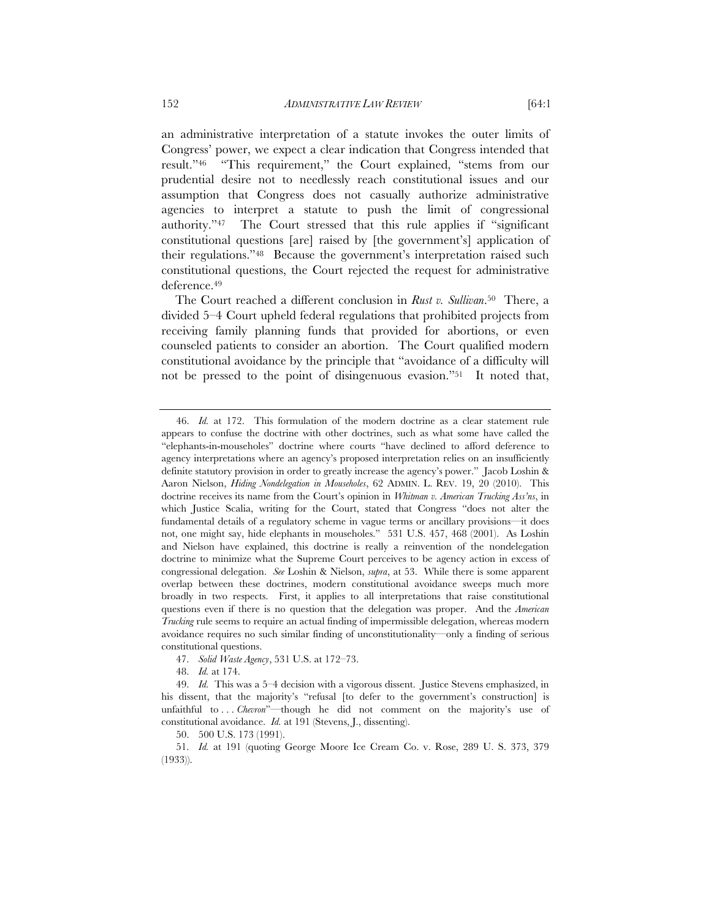an administrative interpretation of a statute invokes the outer limits of Congress' power, we expect a clear indication that Congress intended that result."[46] "This requirement," the Court explained, "stems from our prudential desire not to needlessly reach constitutional issues and our assumption that Congress does not casually authorize administrative agencies to interpret a statute to push the limit of congressional authority."[47] The Court stressed that this rule applies if "significant constitutional questions [are] raised by [the government's] application of their regulations."[48] Because the government's interpretation raised such constitutional questions, the Court rejected the request for administrative deference.[49]

The Court reached a different conclusion in *Rust v. Sullivan*.[50] There, a divided 5–4 Court upheld federal regulations that prohibited projects from receiving family planning funds that provided for abortions, or even counseled patients to consider an abortion. The Court qualified modern constitutional avoidance by the principle that "avoidance of a difficulty will not be pressed to the point of disingenuous evasion."[51] It noted that,

---

46. *Id.* at 172. This formulation of the modern doctrine as a clear statement rule appears to confuse the doctrine with other doctrines, such as what some have called the "elephants-in-mouseholes" doctrine where courts "have declined to afford deference to agency interpretations where an agency's proposed interpretation relies on an insufficiently definite statutory provision in order to greatly increase the agency's power." Jacob Loshin & Aaron Nielson, *Hiding Nondelegation in Mouseholes*, 62 ADMIN. L. REV. 19, 20 (2010). This doctrine receives its name from the Court's opinion in *Whitman v. American Trucking Ass'ns*, in which Justice Scalia, writing for the Court, stated that Congress "does not alter the fundamental details of a regulatory scheme in vague terms or ancillary provisions—it does not, one might say, hide elephants in mouseholes." 531 U.S. 457, 468 (2001). As Loshin and Nielson have explained, this doctrine is really a reinvention of the nondelegation doctrine to minimize what the Supreme Court perceives to be agency action in excess of congressional delegation. *See* Loshin & Nielson, *supra*, at 53. While there is some apparent overlap between these doctrines, modern constitutional avoidance sweeps much more broadly in two respects. First, it applies to all interpretations that raise constitutional questions even if there is no question that the delegation was proper. And the *American Trucking* rule seems to require an actual finding of impermissible delegation, whereas modern avoidance requires no such similar finding of unconstitutionality—only a finding of serious constitutional questions.

47. *Solid Waste Agency*, 531 U.S. at 172–73.

48. *Id.* at 174.

49. *Id.* This was a 5–4 decision with a vigorous dissent. Justice Stevens emphasized, in his dissent, that the majority's "refusal [to defer to the government's construction] is unfaithful to . . . *Chevron*"—though he did not comment on the majority's use of constitutional avoidance. *Id.* at 191 (Stevens, J., dissenting).

50. 500 U.S. 173 (1991).

51. *Id.* at 191 (quoting George Moore Ice Cream Co. v. Rose, 289 U. S. 373, 379 (1933)).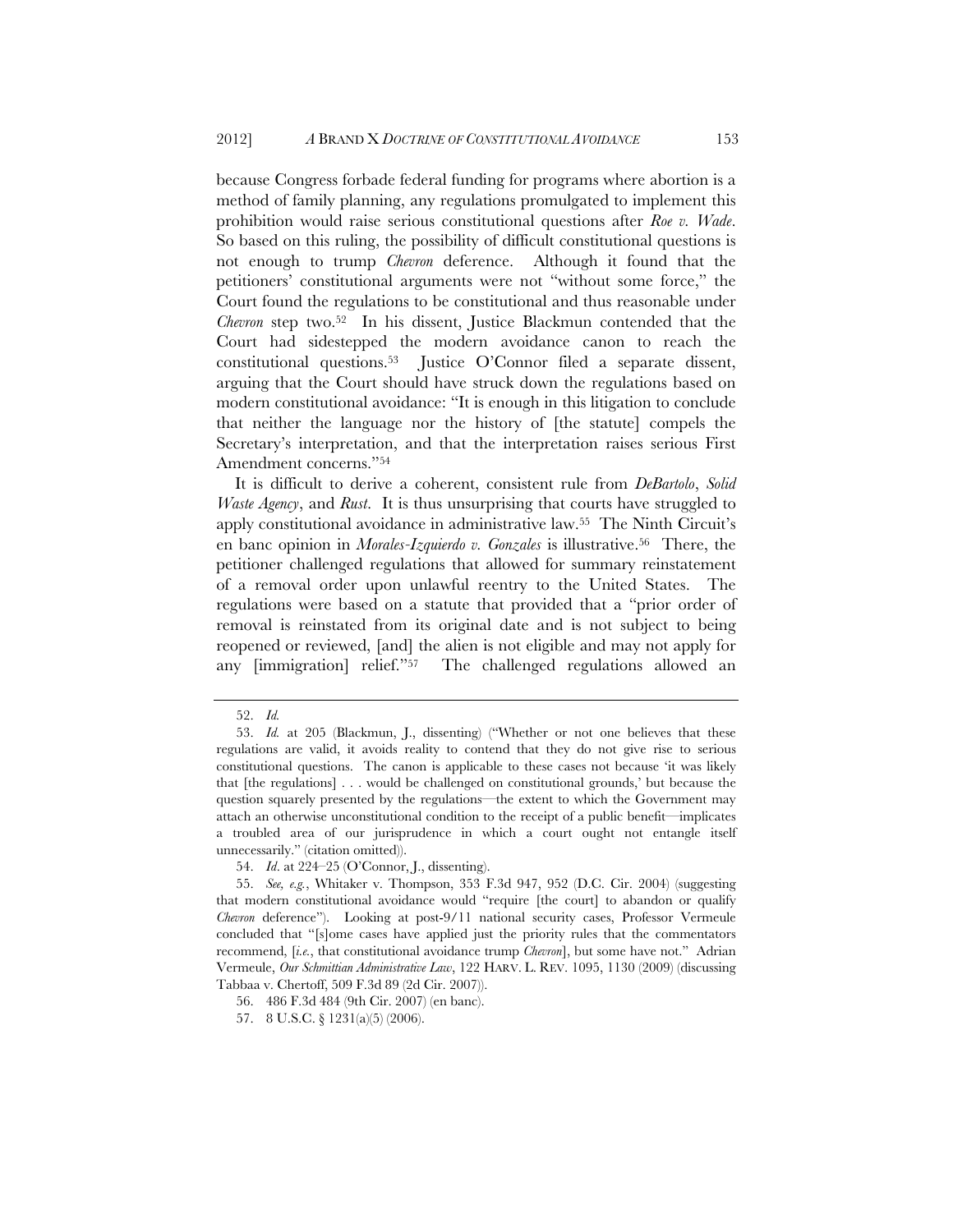because Congress forbade federal funding for programs where abortion is a method of family planning, any regulations promulgated to implement this prohibition would raise serious constitutional questions after *Roe v. Wade*. So based on this ruling, the possibility of difficult constitutional questions is not enough to trump *Chevron* deference. Although it found that the petitioners' constitutional arguments were not "without some force," the Court found the regulations to be constitutional and thus reasonable under *Chevron* step two.[52] In his dissent, Justice Blackmun contended that the Court had sidestepped the modern avoidance canon to reach the constitutional questions.[53] Justice O'Connor filed a separate dissent, arguing that the Court should have struck down the regulations based on modern constitutional avoidance: "It is enough in this litigation to conclude that neither the language nor the history of [the statute] compels the Secretary's interpretation, and that the interpretation raises serious First Amendment concerns."[54]

It is difficult to derive a coherent, consistent rule from *DeBartolo*, *Solid Waste Agency*, and *Rust*. It is thus unsurprising that courts have struggled to apply constitutional avoidance in administrative law.[55] The Ninth Circuit's en banc opinion in *Morales-Izquierdo v. Gonzales* is illustrative.[56] There, the petitioner challenged regulations that allowed for summary reinstatement of a removal order upon unlawful reentry to the United States. The regulations were based on a statute that provided that a "prior order of removal is reinstated from its original date and is not subject to being reopened or reviewed, [and] the alien is not eligible and may not apply for any [immigration] relief."[57] The challenged regulations allowed an

---

52. *Id.*

53. *Id.* at 205 (Blackmun, J., dissenting) ("Whether or not one believes that these regulations are valid, it avoids reality to contend that they do not give rise to serious constitutional questions. The canon is applicable to these cases not because 'it was likely that [the regulations] . . . would be challenged on constitutional grounds,' but because the question squarely presented by the regulations—the extent to which the Government may attach an otherwise unconstitutional condition to the receipt of a public benefit—implicates a troubled area of our jurisprudence in which a court ought not entangle itself unnecessarily." (citation omitted)).

54. *Id.* at 224–25 (O'Connor, J., dissenting).

55. *See, e.g.*, Whitaker v. Thompson, 353 F.3d 947, 952 (D.C. Cir. 2004) (suggesting that modern constitutional avoidance would "require [the court] to abandon or qualify *Chevron* deference"). Looking at post-9/11 national security cases, Professor Vermeule concluded that "[s]ome cases have applied just the priority rules that the commentators recommend, [*i.e.*, that constitutional avoidance trump *Chevron*], but some have not." Adrian Vermeule, *Our Schmittian Administrative Law*, 122 HARV. L. REV. 1095, 1130 (2009) (discussing Tabbaa v. Chertoff, 509 F.3d 89 (2d Cir. 2007)).

56. 486 F.3d 484 (9th Cir. 2007) (en banc).

57. 8 U.S.C. § 1231(a)(5) (2006).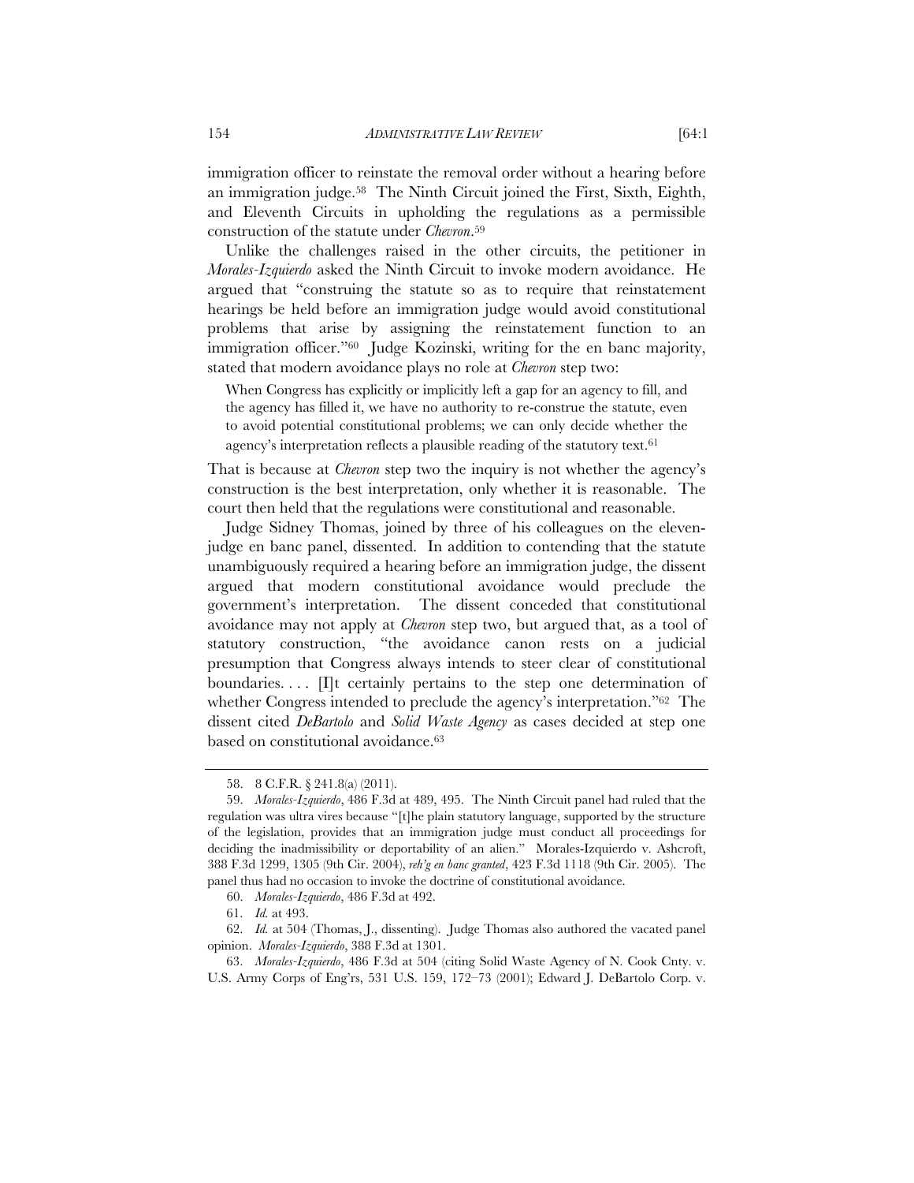immigration officer to reinstate the removal order without a hearing before an immigration judge.[58] The Ninth Circuit joined the First, Sixth, Eighth, and Eleventh Circuits in upholding the regulations as a permissible construction of the statute under *Chevron*.[59]

Unlike the challenges raised in the other circuits, the petitioner in *Morales-Izquierdo* asked the Ninth Circuit to invoke modern avoidance. He argued that "construing the statute so as to require that reinstatement hearings be held before an immigration judge would avoid constitutional problems that arise by assigning the reinstatement function to an immigration officer."[60] Judge Kozinski, writing for the en banc majority, stated that modern avoidance plays no role at *Chevron* step two:

> When Congress has explicitly or implicitly left a gap for an agency to fill, and the agency has filled it, we have no authority to re-construe the statute, even to avoid potential constitutional problems; we can only decide whether the agency's interpretation reflects a plausible reading of the statutory text.[61]

That is because at *Chevron* step two the inquiry is not whether the agency's construction is the best interpretation, only whether it is reasonable. The court then held that the regulations were constitutional and reasonable.

Judge Sidney Thomas, joined by three of his colleagues on the eleven-judge en banc panel, dissented. In addition to contending that the statute unambiguously required a hearing before an immigration judge, the dissent argued that modern constitutional avoidance would preclude the government's interpretation. The dissent conceded that constitutional avoidance may not apply at *Chevron* step two, but argued that, as a tool of statutory construction, "the avoidance canon rests on a judicial presumption that Congress always intends to steer clear of constitutional boundaries. . . . [I]t certainly pertains to the step one determination of whether Congress intended to preclude the agency's interpretation."[62] The dissent cited *DeBartolo* and *Solid Waste Agency* as cases decided at step one based on constitutional avoidance.[63]

---

58. 8 C.F.R. § 241.8(a) (2011).

59. *Morales-Izquierdo*, 486 F.3d at 489, 495. The Ninth Circuit panel had ruled that the regulation was ultra vires because "[t]he plain statutory language, supported by the structure of the legislation, provides that an immigration judge must conduct all proceedings for deciding the inadmissibility or deportability of an alien." Morales-Izquierdo v. Ashcroft, 388 F.3d 1299, 1305 (9th Cir. 2004), *reh'g en banc granted*, 423 F.3d 1118 (9th Cir. 2005). The panel thus had no occasion to invoke the doctrine of constitutional avoidance.

60. *Morales-Izquierdo*, 486 F.3d at 492.

61. *Id.* at 493.

62. *Id.* at 504 (Thomas, J., dissenting). Judge Thomas also authored the vacated panel opinion. *Morales-Izquierdo*, 388 F.3d at 1301.

63. *Morales-Izquierdo*, 486 F.3d at 504 (citing Solid Waste Agency of N. Cook Cnty. v. U.S. Army Corps of Eng'rs, 531 U.S. 159, 172–73 (2001); Edward J. DeBartolo Corp. v.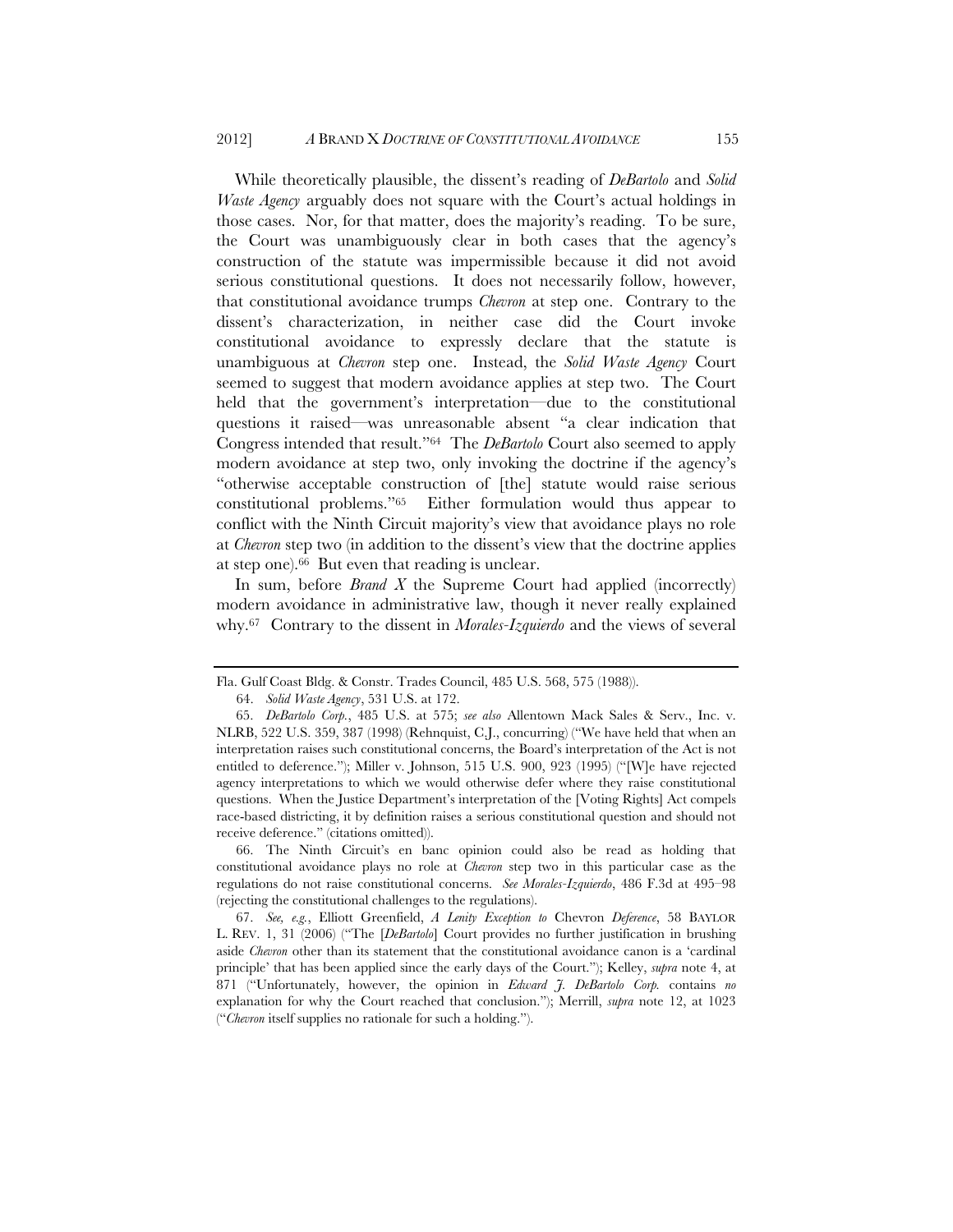While theoretically plausible, the dissent's reading of *DeBartolo* and *Solid Waste Agency* arguably does not square with the Court's actual holdings in those cases. Nor, for that matter, does the majority's reading. To be sure, the Court was unambiguously clear in both cases that the agency's construction of the statute was impermissible because it did not avoid serious constitutional questions. It does not necessarily follow, however, that constitutional avoidance trumps *Chevron* at step one. Contrary to the dissent's characterization, in neither case did the Court invoke constitutional avoidance to expressly declare that the statute is unambiguous at *Chevron* step one. Instead, the *Solid Waste Agency* Court seemed to suggest that modern avoidance applies at step two. The Court held that the government's interpretation—due to the constitutional questions it raised—was unreasonable absent "a clear indication that Congress intended that result."[64] The *DeBartolo* Court also seemed to apply modern avoidance at step two, only invoking the doctrine if the agency's "otherwise acceptable construction of [the] statute would raise serious constitutional problems."[65] Either formulation would thus appear to conflict with the Ninth Circuit majority's view that avoidance plays no role at *Chevron* step two (in addition to the dissent's view that the doctrine applies at step one).[66] But even that reading is unclear.

In sum, before *Brand X* the Supreme Court had applied (incorrectly) modern avoidance in administrative law, though it never really explained why.[67] Contrary to the dissent in *Morales-Izquierdo* and the views of several

---

Fla. Gulf Coast Bldg. & Constr. Trades Council, 485 U.S. 568, 575 (1988)).

64. *Solid Waste Agency*, 531 U.S. at 172.

65. *DeBartolo Corp.*, 485 U.S. at 575; *see also* Allentown Mack Sales & Serv., Inc. v. NLRB, 522 U.S. 359, 387 (1998) (Rehnquist, C.J., concurring) ("We have held that when an interpretation raises such constitutional concerns, the Board's interpretation of the Act is not entitled to deference."); Miller v. Johnson, 515 U.S. 900, 923 (1995) ("[W]e have rejected agency interpretations to which we would otherwise defer where they raise constitutional questions. When the Justice Department's interpretation of the [Voting Rights] Act compels race-based districting, it by definition raises a serious constitutional question and should not receive deference." (citations omitted)).

66. The Ninth Circuit's en banc opinion could also be read as holding that constitutional avoidance plays no role at *Chevron* step two in this particular case as the regulations do not raise constitutional concerns. *See Morales-Izquierdo*, 486 F.3d at 495–98 (rejecting the constitutional challenges to the regulations).

67. *See, e.g.*, Elliott Greenfield, *A Lenity Exception to* Chevron *Deference*, 58 BAYLOR L. REV. 1, 31 (2006) ("The [*DeBartolo*] Court provides no further justification in brushing aside *Chevron* other than its statement that the constitutional avoidance canon is a 'cardinal principle' that has been applied since the early days of the Court."); Kelley, *supra* note 4, at 871 ("Unfortunately, however, the opinion in *Edward J. DeBartolo Corp.* contains *no* explanation for why the Court reached that conclusion."); Merrill, *supra* note 12, at 1023 ("*Chevron* itself supplies no rationale for such a holding.").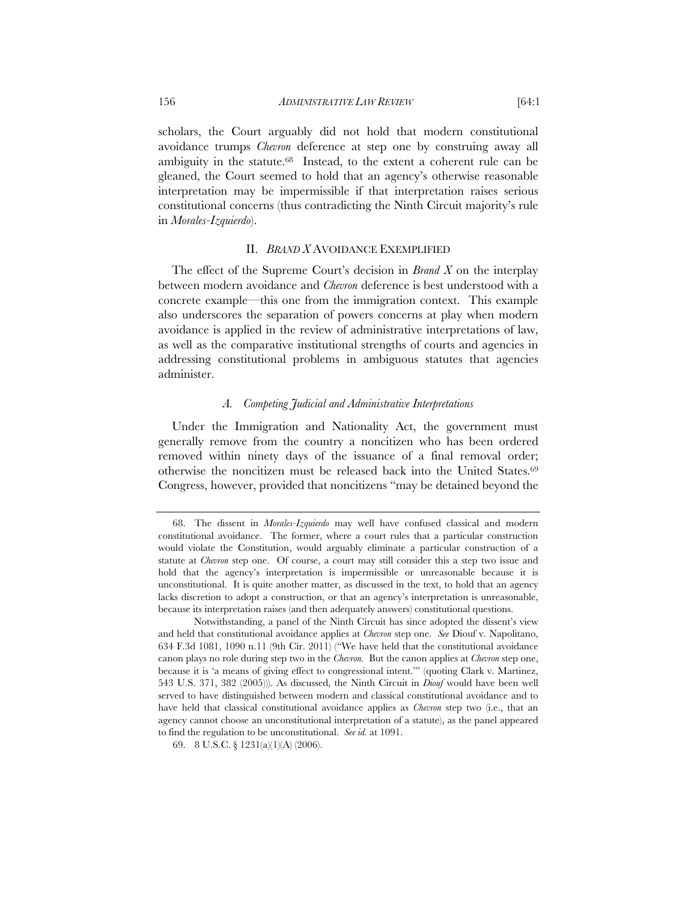scholars, the Court arguably did not hold that modern constitutional avoidance trumps *Chevron* deference at step one by construing away all ambiguity in the statute.[68] Instead, to the extent a coherent rule can be gleaned, the Court seemed to hold that an agency's otherwise reasonable interpretation may be impermissible if that interpretation raises serious constitutional concerns (thus contradicting the Ninth Circuit majority's rule in *Morales-Izquierdo*).

## II. *BRAND X* AVOIDANCE EXEMPLIFIED

The effect of the Supreme Court's decision in *Brand X* on the interplay between modern avoidance and *Chevron* deference is best understood with a concrete example—this one from the immigration context. This example also underscores the separation of powers concerns at play when modern avoidance is applied in the review of administrative interpretations of law, as well as the comparative institutional strengths of courts and agencies in addressing constitutional problems in ambiguous statutes that agencies administer.

### *A. Competing Judicial and Administrative Interpretations*

Under the Immigration and Nationality Act, the government must generally remove from the country a noncitizen who has been ordered removed within ninety days of the issuance of a final removal order; otherwise the noncitizen must be released back into the United States.[69] Congress, however, provided that noncitizens "may be detained beyond the

---

68. The dissent in *Morales-Izquierdo* may well have confused classical and modern constitutional avoidance. The former, where a court rules that a particular construction would violate the Constitution, would arguably eliminate a particular construction of a statute at *Chevron* step one. Of course, a court may still consider this a step two issue and hold that the agency's interpretation is impermissible or unreasonable because it is unconstitutional. It is quite another matter, as discussed in the text, to hold that an agency lacks discretion to adopt a construction, or that an agency's interpretation is unreasonable, because its interpretation raises (and then adequately answers) constitutional questions.

Notwithstanding, a panel of the Ninth Circuit has since adopted the dissent's view and held that constitutional avoidance applies at *Chevron* step one. *See* Diouf v. Napolitano, 634 F.3d 1081, 1090 n.11 (9th Cir. 2011) ("We have held that the constitutional avoidance canon plays no role during step two in the *Chevron*. But the canon applies at *Chevron* step one, because it is 'a means of giving effect to congressional intent.'" (quoting Clark v. Martinez, 543 U.S. 371, 382 (2005))). As discussed, the Ninth Circuit in *Diouf* would have been well served to have distinguished between modern and classical constitutional avoidance and to have held that classical constitutional avoidance applies as *Chevron* step two (i.e., that an agency cannot choose an unconstitutional interpretation of a statute), as the panel appeared to find the regulation to be unconstitutional. *See id.* at 1091.

69. 8 U.S.C. § 1231(a)(1)(A) (2006).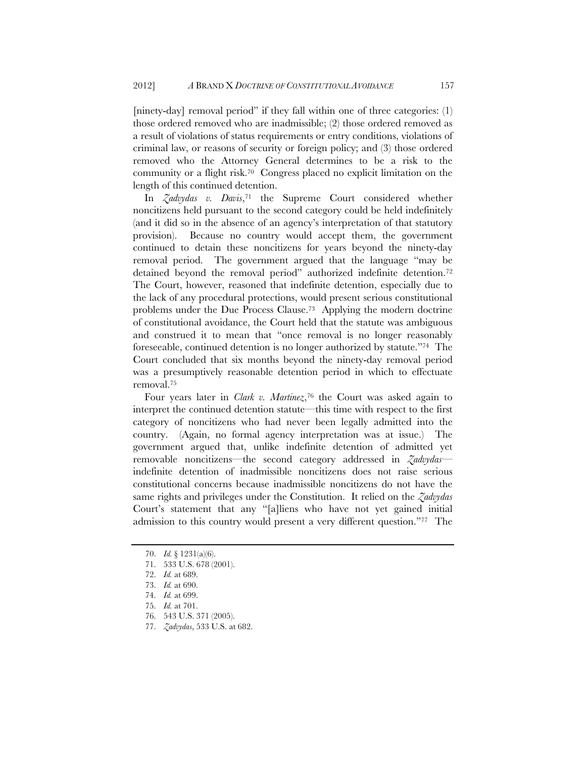[ninety-day] removal period" if they fall within one of three categories: (1) those ordered removed who are inadmissible; (2) those ordered removed as a result of violations of status requirements or entry conditions, violations of criminal law, or reasons of security or foreign policy; and (3) those ordered removed who the Attorney General determines to be a risk to the community or a flight risk.[70] Congress placed no explicit limitation on the length of this continued detention.

In *Zadvydas v. Davis*,[71] the Supreme Court considered whether noncitizens held pursuant to the second category could be held indefinitely (and it did so in the absence of an agency's interpretation of that statutory provision). Because no country would accept them, the government continued to detain these noncitizens for years beyond the ninety-day removal period. The government argued that the language "may be detained beyond the removal period" authorized indefinite detention.[72] The Court, however, reasoned that indefinite detention, especially due to the lack of any procedural protections, would present serious constitutional problems under the Due Process Clause.[73] Applying the modern doctrine of constitutional avoidance, the Court held that the statute was ambiguous and construed it to mean that "once removal is no longer reasonably foreseeable, continued detention is no longer authorized by statute."[74] The Court concluded that six months beyond the ninety-day removal period was a presumptively reasonable detention period in which to effectuate removal.[75]

Four years later in *Clark v. Martinez*,[76] the Court was asked again to interpret the continued detention statute—this time with respect to the first category of noncitizens who had never been legally admitted into the country. (Again, no formal agency interpretation was at issue.) The government argued that, unlike indefinite detention of admitted yet removable noncitizens—the second category addressed in *Zadvydas*—indefinite detention of inadmissible noncitizens does not raise serious constitutional concerns because inadmissible noncitizens do not have the same rights and privileges under the Constitution. It relied on the *Zadvydas* Court's statement that any "[a]liens who have not yet gained initial admission to this country would present a very different question."[77] The

---

70. *Id.* § 1231(a)(6).

71. 533 U.S. 678 (2001).

72. *Id.* at 689.

73. *Id.* at 690.

74. *Id.* at 699.

75. *Id.* at 701.

76. 543 U.S. 371 (2005).

77. *Zadvydas*, 533 U.S. at 682.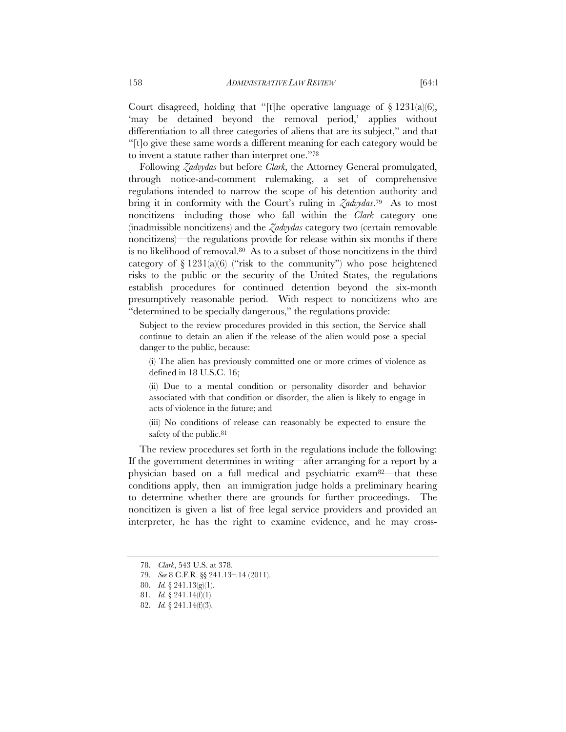Court disagreed, holding that "[t]he operative language of § 1231(a)(6), 'may be detained beyond the removal period,' applies without differentiation to all three categories of aliens that are its subject," and that "[t]o give these same words a different meaning for each category would be to invent a statute rather than interpret one."[78]

Following *Zadvydas* but before *Clark*, the Attorney General promulgated, through notice-and-comment rulemaking, a set of comprehensive regulations intended to narrow the scope of his detention authority and bring it in conformity with the Court's ruling in *Zadvydas*.[79] As to most noncitizens—including those who fall within the *Clark* category one (inadmissible noncitizens) and the *Zadvydas* category two (certain removable noncitizens)—the regulations provide for release within six months if there is no likelihood of removal.[80] As to a subset of those noncitizens in the third category of § 1231(a)(6) ("risk to the community") who pose heightened risks to the public or the security of the United States, the regulations establish procedures for continued detention beyond the six-month presumptively reasonable period. With respect to noncitizens who are "determined to be specially dangerous," the regulations provide:

> Subject to the review procedures provided in this section, the Service shall continue to detain an alien if the release of the alien would pose a special danger to the public, because:
>
> (i) The alien has previously committed one or more crimes of violence as defined in 18 U.S.C. 16;
>
> (ii) Due to a mental condition or personality disorder and behavior associated with that condition or disorder, the alien is likely to engage in acts of violence in the future; and
>
> (iii) No conditions of release can reasonably be expected to ensure the safety of the public.[81]

The review procedures set forth in the regulations include the following: If the government determines in writing—after arranging for a report by a physician based on a full medical and psychiatric exam[82]—that these conditions apply, then an immigration judge holds a preliminary hearing to determine whether there are grounds for further proceedings. The noncitizen is given a list of free legal service providers and provided an interpreter, he has the right to examine evidence, and he may cross-

78. *Clark*, 543 U.S. at 378.

79. *See* 8 C.F.R. §§ 241.13–.14 (2011).

80. *Id.* § 241.13(g)(1).

81. *Id.* § 241.14(f)(1).

82. *Id.* § 241.14(f)(3).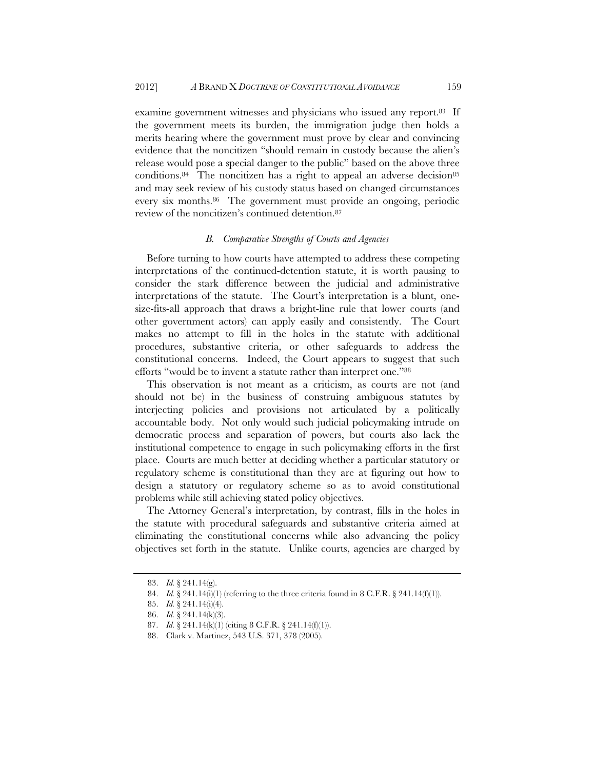examine government witnesses and physicians who issued any report.[83] If the government meets its burden, the immigration judge then holds a merits hearing where the government must prove by clear and convincing evidence that the noncitizen "should remain in custody because the alien's release would pose a special danger to the public" based on the above three conditions.[84] The noncitizen has a right to appeal an adverse decision[85] and may seek review of his custody status based on changed circumstances every six months.[86] The government must provide an ongoing, periodic review of the noncitizen's continued detention.[87]

### *B. Comparative Strengths of Courts and Agencies*

Before turning to how courts have attempted to address these competing interpretations of the continued-detention statute, it is worth pausing to consider the stark difference between the judicial and administrative interpretations of the statute. The Court's interpretation is a blunt, one-size-fits-all approach that draws a bright-line rule that lower courts (and other government actors) can apply easily and consistently. The Court makes no attempt to fill in the holes in the statute with additional procedures, substantive criteria, or other safeguards to address the constitutional concerns. Indeed, the Court appears to suggest that such efforts "would be to invent a statute rather than interpret one."[88]

This observation is not meant as a criticism, as courts are not (and should not be) in the business of construing ambiguous statutes by interjecting policies and provisions not articulated by a politically accountable body. Not only would such judicial policymaking intrude on democratic process and separation of powers, but courts also lack the institutional competence to engage in such policymaking efforts in the first place. Courts are much better at deciding whether a particular statutory or regulatory scheme is constitutional than they are at figuring out how to design a statutory or regulatory scheme so as to avoid constitutional problems while still achieving stated policy objectives.

The Attorney General's interpretation, by contrast, fills in the holes in the statute with procedural safeguards and substantive criteria aimed at eliminating the constitutional concerns while also advancing the policy objectives set forth in the statute. Unlike courts, agencies are charged by

---

83. *Id.* § 241.14(g).

84. *Id.* § 241.14(i)(1) (referring to the three criteria found in 8 C.F.R. § 241.14(f)(1)).

85. *Id.* § 241.14(i)(4).

86. *Id.* § 241.14(k)(3).

87. *Id.* § 241.14(k)(1) (citing 8 C.F.R. § 241.14(f)(1)).

88. Clark v. Martinez, 543 U.S. 371, 378 (2005).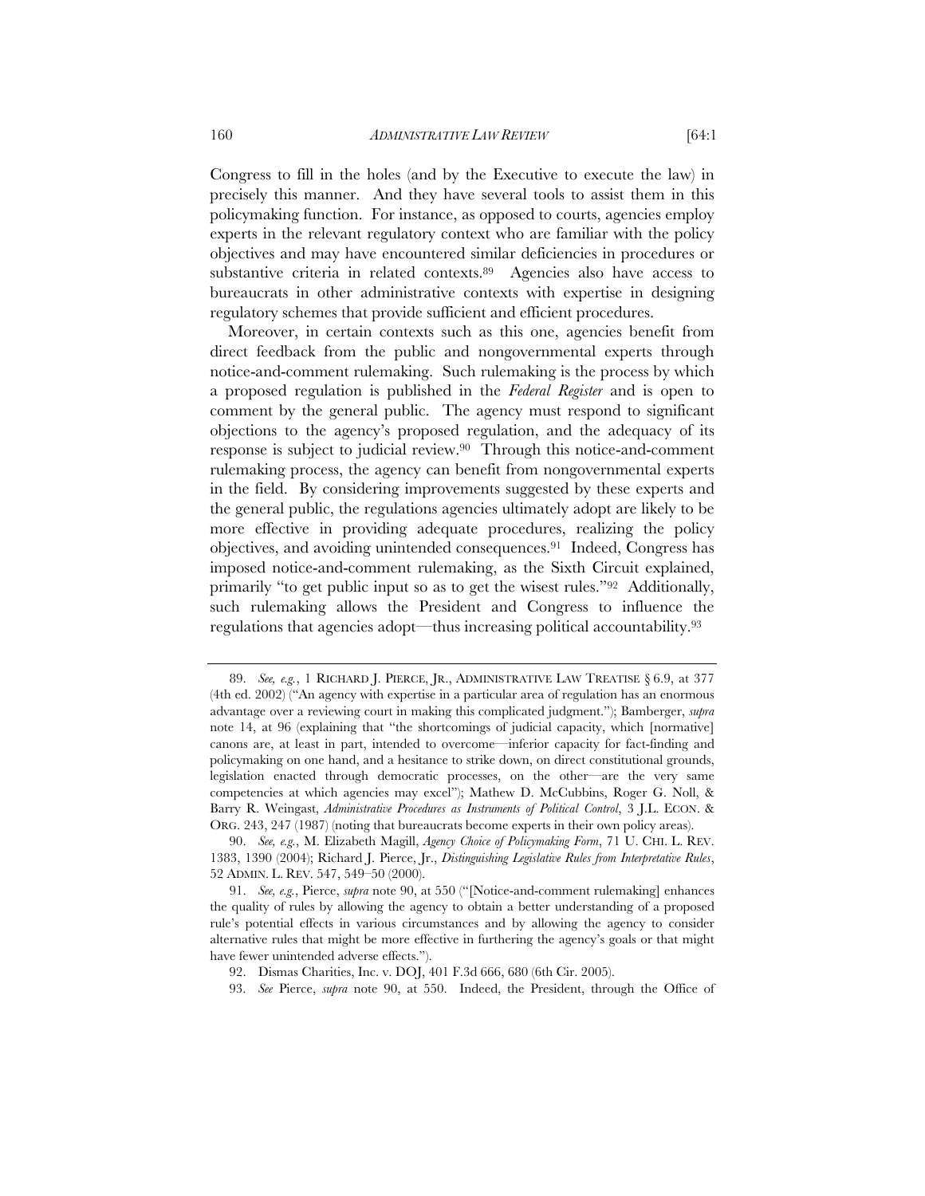Congress to fill in the holes (and by the Executive to execute the law) in precisely this manner. And they have several tools to assist them in this policymaking function. For instance, as opposed to courts, agencies employ experts in the relevant regulatory context who are familiar with the policy objectives and may have encountered similar deficiencies in procedures or substantive criteria in related contexts.[89] Agencies also have access to bureaucrats in other administrative contexts with expertise in designing regulatory schemes that provide sufficient and efficient procedures.

Moreover, in certain contexts such as this one, agencies benefit from direct feedback from the public and nongovernmental experts through notice-and-comment rulemaking. Such rulemaking is the process by which a proposed regulation is published in the *Federal Register* and is open to comment by the general public. The agency must respond to significant objections to the agency's proposed regulation, and the adequacy of its response is subject to judicial review.[90] Through this notice-and-comment rulemaking process, the agency can benefit from nongovernmental experts in the field. By considering improvements suggested by these experts and the general public, the regulations agencies ultimately adopt are likely to be more effective in providing adequate procedures, realizing the policy objectives, and avoiding unintended consequences.[91] Indeed, Congress has imposed notice-and-comment rulemaking, as the Sixth Circuit explained, primarily "to get public input so as to get the wisest rules."[92] Additionally, such rulemaking allows the President and Congress to influence the regulations that agencies adopt—thus increasing political accountability.[93]

---

89. *See, e.g.*, 1 RICHARD J. PIERCE, JR., ADMINISTRATIVE LAW TREATISE § 6.9, at 377 (4th ed. 2002) ("An agency with expertise in a particular area of regulation has an enormous advantage over a reviewing court in making this complicated judgment."); Bamberger, *supra* note 14, at 96 (explaining that "the shortcomings of judicial capacity, which [normative] canons are, at least in part, intended to overcome—inferior capacity for fact-finding and policymaking on one hand, and a hesitance to strike down, on direct constitutional grounds, legislation enacted through democratic processes, on the other—are the very same competencies at which agencies may excel"); Mathew D. McCubbins, Roger G. Noll, & Barry R. Weingast, *Administrative Procedures as Instruments of Political Control*, 3 J.L. ECON. & ORG. 243, 247 (1987) (noting that bureaucrats become experts in their own policy areas).

90. *See, e.g.*, M. Elizabeth Magill, *Agency Choice of Policymaking Form*, 71 U. CHI. L. REV. 1383, 1390 (2004); Richard J. Pierce, Jr., *Distinguishing Legislative Rules from Interpretative Rules*, 52 ADMIN. L. REV. 547, 549–50 (2000).

91. *See, e.g.*, Pierce, *supra* note 90, at 550 ("[Notice-and-comment rulemaking] enhances the quality of rules by allowing the agency to obtain a better understanding of a proposed rule's potential effects in various circumstances and by allowing the agency to consider alternative rules that might be more effective in furthering the agency's goals or that might have fewer unintended adverse effects.").

92. Dismas Charities, Inc. v. DOJ, 401 F.3d 666, 680 (6th Cir. 2005).

93. *See* Pierce, *supra* note 90, at 550. Indeed, the President, through the Office of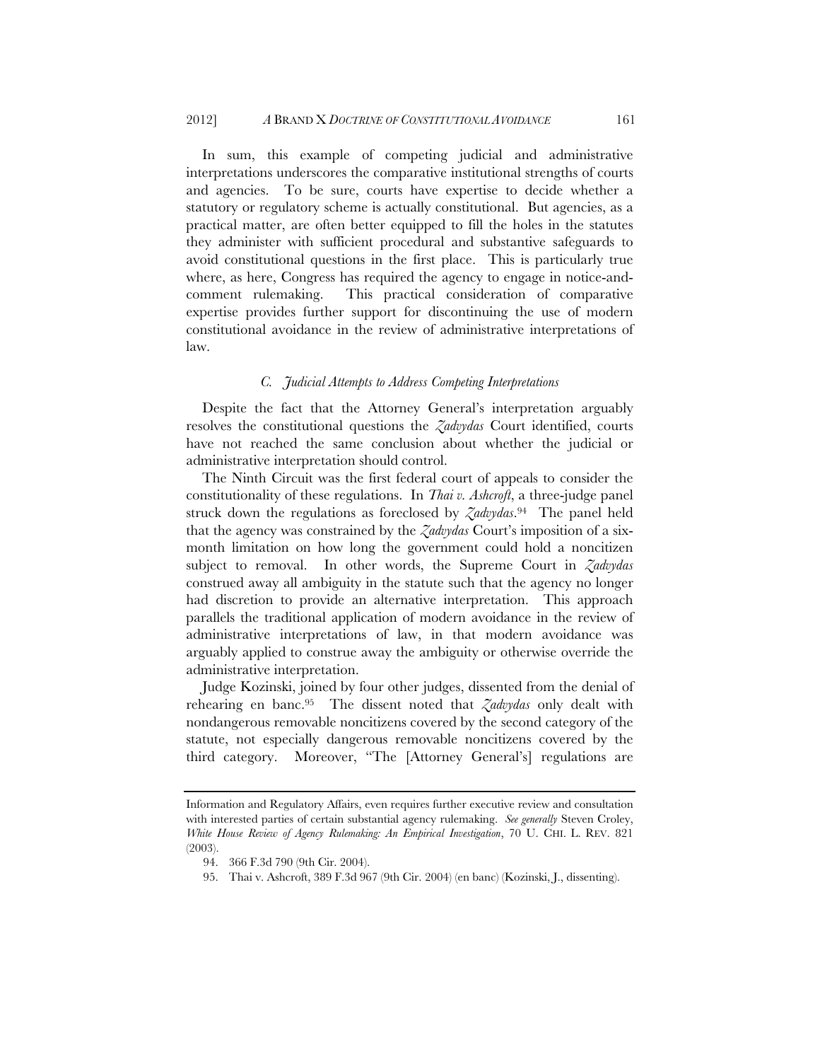In sum, this example of competing judicial and administrative interpretations underscores the comparative institutional strengths of courts and agencies. To be sure, courts have expertise to decide whether a statutory or regulatory scheme is actually constitutional. But agencies, as a practical matter, are often better equipped to fill the holes in the statutes they administer with sufficient procedural and substantive safeguards to avoid constitutional questions in the first place. This is particularly true where, as here, Congress has required the agency to engage in notice-and-comment rulemaking. This practical consideration of comparative expertise provides further support for discontinuing the use of modern constitutional avoidance in the review of administrative interpretations of law.

### *C. Judicial Attempts to Address Competing Interpretations*

Despite the fact that the Attorney General's interpretation arguably resolves the constitutional questions the *Zadvydas* Court identified, courts have not reached the same conclusion about whether the judicial or administrative interpretation should control.

The Ninth Circuit was the first federal court of appeals to consider the constitutionality of these regulations. In *Thai v. Ashcroft*, a three-judge panel struck down the regulations as foreclosed by *Zadvydas*.[94] The panel held that the agency was constrained by the *Zadvydas* Court's imposition of a six-month limitation on how long the government could hold a noncitizen subject to removal. In other words, the Supreme Court in *Zadvydas* construed away all ambiguity in the statute such that the agency no longer had discretion to provide an alternative interpretation. This approach parallels the traditional application of modern avoidance in the review of administrative interpretations of law, in that modern avoidance was arguably applied to construe away the ambiguity or otherwise override the administrative interpretation.

Judge Kozinski, joined by four other judges, dissented from the denial of rehearing en banc.[95] The dissent noted that *Zadvydas* only dealt with nondangerous removable noncitizens covered by the second category of the statute, not especially dangerous removable noncitizens covered by the third category. Moreover, "The [Attorney General's] regulations are

---

Information and Regulatory Affairs, even requires further executive review and consultation with interested parties of certain substantial agency rulemaking. *See generally* Steven Croley, *White House Review of Agency Rulemaking: An Empirical Investigation*, 70 U. CHI. L. REV. 821 (2003).

94. 366 F.3d 790 (9th Cir. 2004).

95. Thai v. Ashcroft, 389 F.3d 967 (9th Cir. 2004) (en banc) (Kozinski, J., dissenting).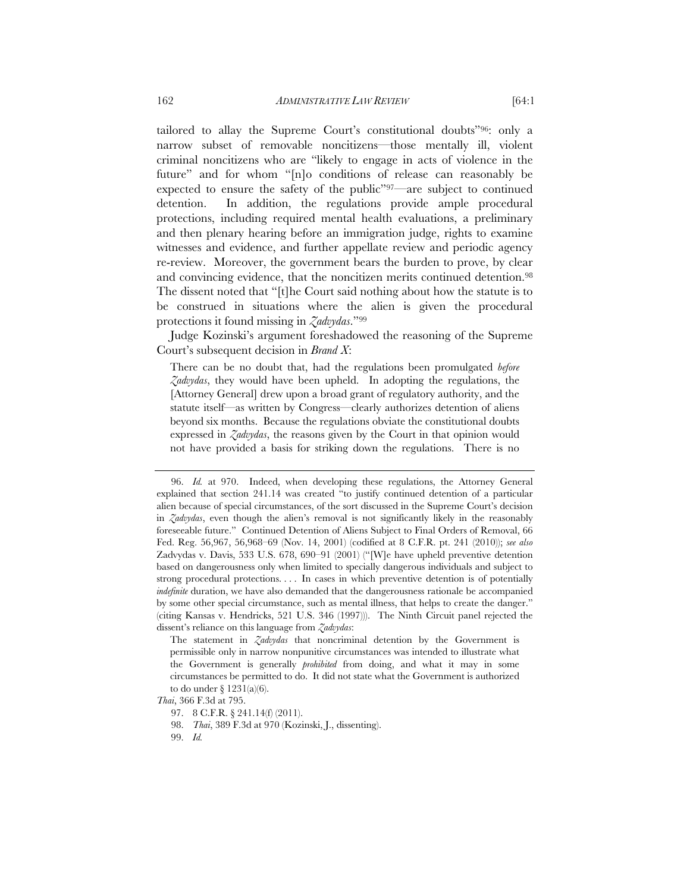tailored to allay the Supreme Court's constitutional doubts"[96]: only a narrow subset of removable noncitizens—those mentally ill, violent criminal noncitizens who are "likely to engage in acts of violence in the future" and for whom "[n]o conditions of release can reasonably be expected to ensure the safety of the public"[97]—are subject to continued detention. In addition, the regulations provide ample procedural protections, including required mental health evaluations, a preliminary and then plenary hearing before an immigration judge, rights to examine witnesses and evidence, and further appellate review and periodic agency re-review. Moreover, the government bears the burden to prove, by clear and convincing evidence, that the noncitizen merits continued detention.[98] The dissent noted that "[t]he Court said nothing about how the statute is to be construed in situations where the alien is given the procedural protections it found missing in *Zadvydas*."[99]

Judge Kozinski's argument foreshadowed the reasoning of the Supreme Court's subsequent decision in *Brand X*:

> There can be no doubt that, had the regulations been promulgated *before Zadvydas*, they would have been upheld. In adopting the regulations, the [Attorney General] drew upon a broad grant of regulatory authority, and the statute itself—as written by Congress—clearly authorizes detention of aliens beyond six months. Because the regulations obviate the constitutional doubts expressed in *Zadvydas*, the reasons given by the Court in that opinion would not have provided a basis for striking down the regulations. There is no

---

96. *Id.* at 970. Indeed, when developing these regulations, the Attorney General explained that section 241.14 was created "to justify continued detention of a particular alien because of special circumstances, of the sort discussed in the Supreme Court's decision in *Zadvydas*, even though the alien's removal is not significantly likely in the reasonably foreseeable future." Continued Detention of Aliens Subject to Final Orders of Removal, 66 Fed. Reg. 56,967, 56,968–69 (Nov. 14, 2001) (codified at 8 C.F.R. pt. 241 (2010)); *see also* Zadvydas v. Davis, 533 U.S. 678, 690–91 (2001) ("[W]e have upheld preventive detention based on dangerousness only when limited to specially dangerous individuals and subject to strong procedural protections. . . . In cases in which preventive detention is of potentially *indefinite* duration, we have also demanded that the dangerousness rationale be accompanied by some other special circumstance, such as mental illness, that helps to create the danger." (citing Kansas v. Hendricks, 521 U.S. 346 (1997))). The Ninth Circuit panel rejected the dissent's reliance on this language from *Zadvydas*:

> The statement in *Zadvydas* that noncriminal detention by the Government is permissible only in narrow nonpunitive circumstances was intended to illustrate what the Government is generally *prohibited* from doing, and what it may in some circumstances be permitted to do. It did not state what the Government is authorized to do under § 1231(a)(6).

*Thai*, 366 F.3d at 795.

97. 8 C.F.R. § 241.14(f) (2011).

98. *Thai*, 389 F.3d at 970 (Kozinski, J., dissenting).

99. *Id.*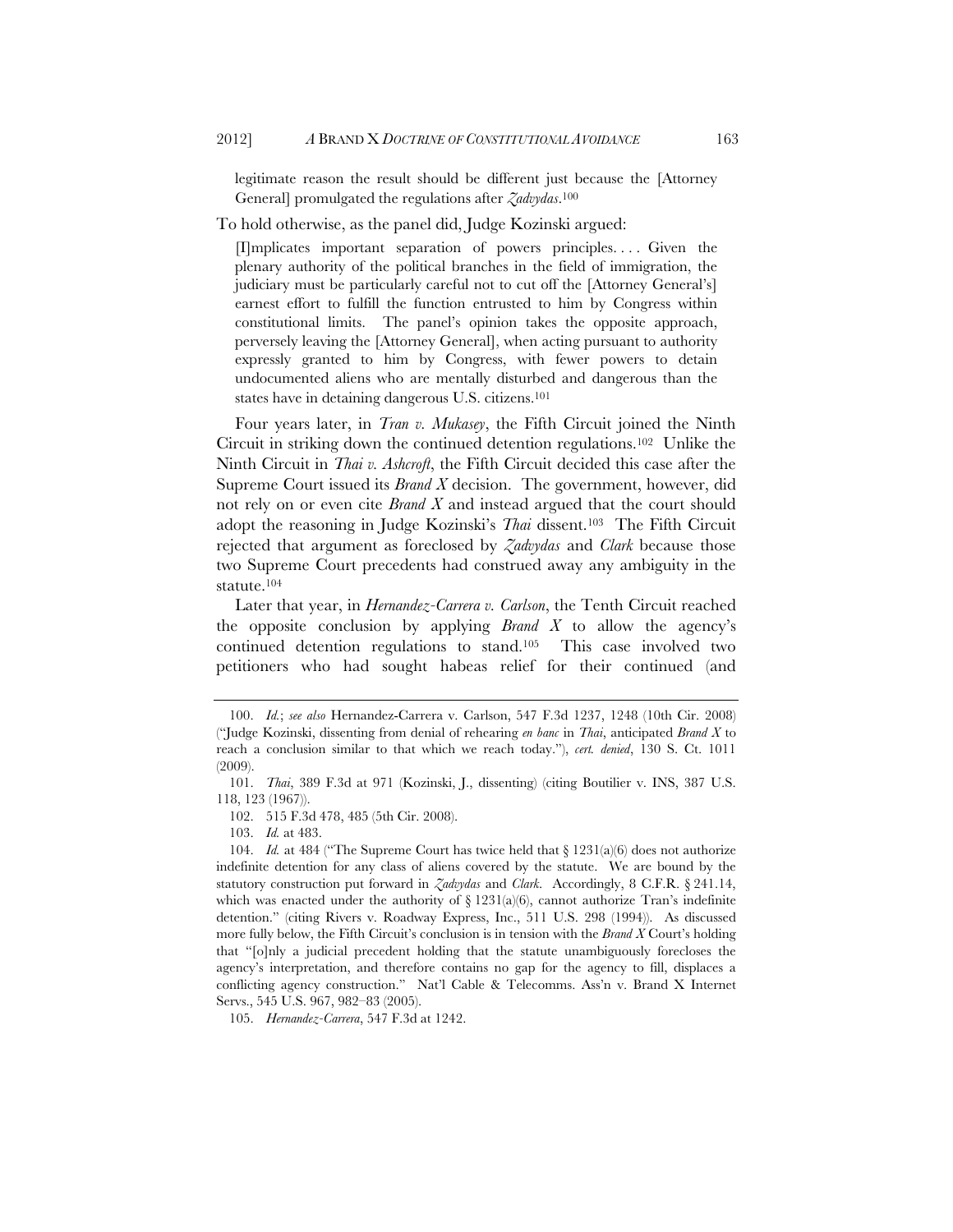legitimate reason the result should be different just because the [Attorney General] promulgated the regulations after *Zadvydas*.[100]

To hold otherwise, as the panel did, Judge Kozinski argued:

> [I]mplicates important separation of powers principles. . . . Given the plenary authority of the political branches in the field of immigration, the judiciary must be particularly careful not to cut off the [Attorney General's] earnest effort to fulfill the function entrusted to him by Congress within constitutional limits. The panel's opinion takes the opposite approach, perversely leaving the [Attorney General], when acting pursuant to authority expressly granted to him by Congress, with fewer powers to detain undocumented aliens who are mentally disturbed and dangerous than the states have in detaining dangerous U.S. citizens.[101]

Four years later, in *Tran v. Mukasey*, the Fifth Circuit joined the Ninth Circuit in striking down the continued detention regulations.[102] Unlike the Ninth Circuit in *Thai v. Ashcroft*, the Fifth Circuit decided this case after the Supreme Court issued its *Brand X* decision. The government, however, did not rely on or even cite *Brand X* and instead argued that the court should adopt the reasoning in Judge Kozinski's *Thai* dissent.[103] The Fifth Circuit rejected that argument as foreclosed by *Zadvydas* and *Clark* because those two Supreme Court precedents had construed away any ambiguity in the statute.[104]

Later that year, in *Hernandez-Carrera v. Carlson*, the Tenth Circuit reached the opposite conclusion by applying *Brand X* to allow the agency's continued detention regulations to stand.[105] This case involved two petitioners who had sought habeas relief for their continued (and

---

100. *Id.*; *see also* Hernandez-Carrera v. Carlson, 547 F.3d 1237, 1248 (10th Cir. 2008) ("Judge Kozinski, dissenting from denial of rehearing *en banc* in *Thai*, anticipated *Brand X* to reach a conclusion similar to that which we reach today."), *cert. denied*, 130 S. Ct. 1011 (2009).

101. *Thai*, 389 F.3d at 971 (Kozinski, J., dissenting) (citing Boutilier v. INS, 387 U.S. 118, 123 (1967)).

102. 515 F.3d 478, 485 (5th Cir. 2008).

103. *Id.* at 483.

104. *Id.* at 484 ("The Supreme Court has twice held that § 1231(a)(6) does not authorize indefinite detention for any class of aliens covered by the statute. We are bound by the statutory construction put forward in *Zadvydas* and *Clark*. Accordingly, 8 C.F.R. § 241.14, which was enacted under the authority of § 1231(a)(6), cannot authorize Tran's indefinite detention." (citing Rivers v. Roadway Express, Inc., 511 U.S. 298 (1994)). As discussed more fully below, the Fifth Circuit's conclusion is in tension with the *Brand X* Court's holding that "[o]nly a judicial precedent holding that the statute unambiguously forecloses the agency's interpretation, and therefore contains no gap for the agency to fill, displaces a conflicting agency construction." Nat'l Cable & Telecomms. Ass'n v. Brand X Internet Servs., 545 U.S. 967, 982–83 (2005).

105. *Hernandez-Carrera*, 547 F.3d at 1242.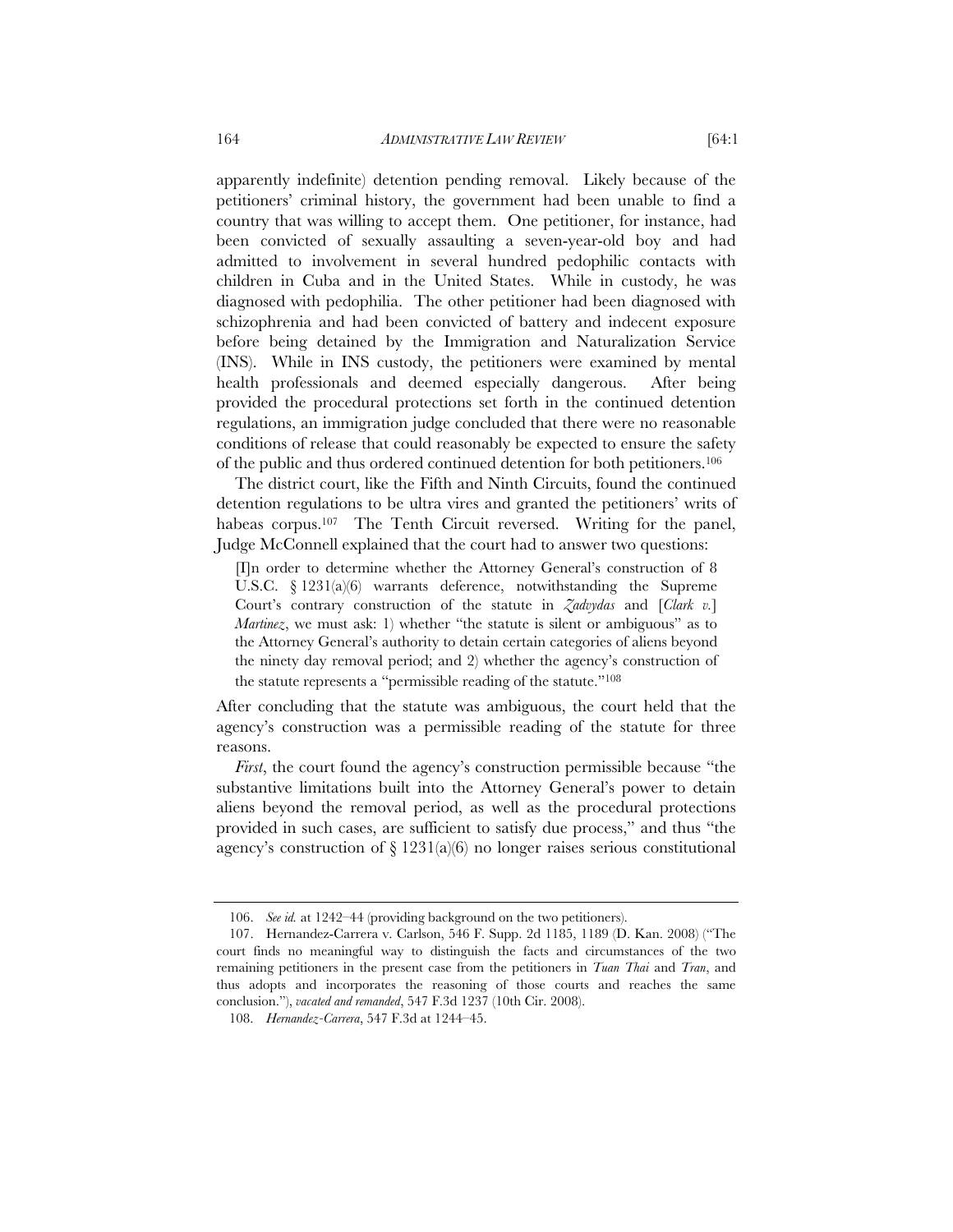apparently indefinite) detention pending removal. Likely because of the petitioners' criminal history, the government had been unable to find a country that was willing to accept them. One petitioner, for instance, had been convicted of sexually assaulting a seven-year-old boy and had admitted to involvement in several hundred pedophilic contacts with children in Cuba and in the United States. While in custody, he was diagnosed with pedophilia. The other petitioner had been diagnosed with schizophrenia and had been convicted of battery and indecent exposure before being detained by the Immigration and Naturalization Service (INS). While in INS custody, the petitioners were examined by mental health professionals and deemed especially dangerous. After being provided the procedural protections set forth in the continued detention regulations, an immigration judge concluded that there were no reasonable conditions of release that could reasonably be expected to ensure the safety of the public and thus ordered continued detention for both petitioners.[106]

The district court, like the Fifth and Ninth Circuits, found the continued detention regulations to be ultra vires and granted the petitioners' writs of habeas corpus.[107] The Tenth Circuit reversed. Writing for the panel, Judge McConnell explained that the court had to answer two questions:

> [I]n order to determine whether the Attorney General's construction of 8 U.S.C. § 1231(a)(6) warrants deference, notwithstanding the Supreme Court's contrary construction of the statute in *Zadvydas* and [*Clark v.*] *Martinez*, we must ask: 1) whether "the statute is silent or ambiguous" as to the Attorney General's authority to detain certain categories of aliens beyond the ninety day removal period; and 2) whether the agency's construction of the statute represents a "permissible reading of the statute."[108]

After concluding that the statute was ambiguous, the court held that the agency's construction was a permissible reading of the statute for three reasons.

*First*, the court found the agency's construction permissible because "the substantive limitations built into the Attorney General's power to detain aliens beyond the removal period, as well as the procedural protections provided in such cases, are sufficient to satisfy due process," and thus "the agency's construction of § 1231(a)(6) no longer raises serious constitutional

---

106. *See id.* at 1242–44 (providing background on the two petitioners).

107. Hernandez-Carrera v. Carlson, 546 F. Supp. 2d 1185, 1189 (D. Kan. 2008) ("The court finds no meaningful way to distinguish the facts and circumstances of the two remaining petitioners in the present case from the petitioners in *Tuan Thai* and *Tran*, and thus adopts and incorporates the reasoning of those courts and reaches the same conclusion."), *vacated and remanded*, 547 F.3d 1237 (10th Cir. 2008).

108. *Hernandez-Carrera*, 547 F.3d at 1244–45.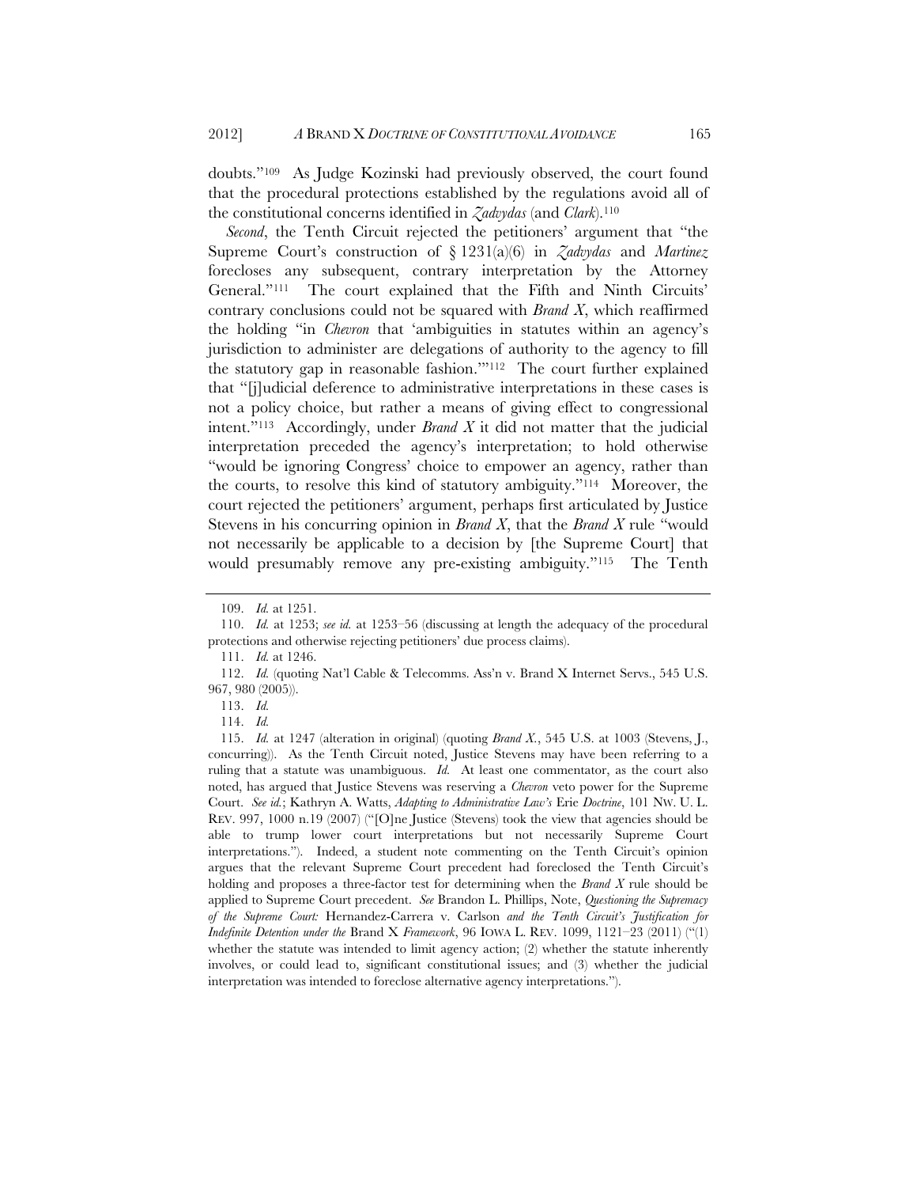doubts."[109] As Judge Kozinski had previously observed, the court found that the procedural protections established by the regulations avoid all of the constitutional concerns identified in *Zadvydas* (and *Clark*).[110]

*Second*, the Tenth Circuit rejected the petitioners' argument that "the Supreme Court's construction of § 1231(a)(6) in *Zadvydas* and *Martinez* forecloses any subsequent, contrary interpretation by the Attorney General."[111] The court explained that the Fifth and Ninth Circuits' contrary conclusions could not be squared with *Brand X*, which reaffirmed the holding "in *Chevron* that 'ambiguities in statutes within an agency's jurisdiction to administer are delegations of authority to the agency to fill the statutory gap in reasonable fashion.'"[112] The court further explained that "[j]udicial deference to administrative interpretations in these cases is not a policy choice, but rather a means of giving effect to congressional intent."[113] Accordingly, under *Brand X* it did not matter that the judicial interpretation preceded the agency's interpretation; to hold otherwise "would be ignoring Congress' choice to empower an agency, rather than the courts, to resolve this kind of statutory ambiguity."[114] Moreover, the court rejected the petitioners' argument, perhaps first articulated by Justice Stevens in his concurring opinion in *Brand X*, that the *Brand X* rule "would not necessarily be applicable to a decision by [the Supreme Court] that would presumably remove any pre-existing ambiguity."[115] The Tenth

---

109. *Id.* at 1251.

110. *Id.* at 1253; *see id.* at 1253–56 (discussing at length the adequacy of the procedural protections and otherwise rejecting petitioners' due process claims).

111. *Id.* at 1246.

112. *Id.* (quoting Nat'l Cable & Telecomms. Ass'n v. Brand X Internet Servs., 545 U.S. 967, 980 (2005)).

113. *Id.*

114. *Id.*

115. *Id.* at 1247 (alteration in original) (quoting *Brand X.*, 545 U.S. at 1003 (Stevens, J., concurring)). As the Tenth Circuit noted, Justice Stevens may have been referring to a ruling that a statute was unambiguous. *Id.* At least one commentator, as the court also noted, has argued that Justice Stevens was reserving a *Chevron* veto power for the Supreme Court. *See id.*; Kathryn A. Watts, *Adapting to Administrative Law's* Erie *Doctrine*, 101 NW. U. L. REV. 997, 1000 n.19 (2007) ("[O]ne Justice (Stevens) took the view that agencies should be able to trump lower court interpretations but not necessarily Supreme Court interpretations."). Indeed, a student note commenting on the Tenth Circuit's opinion argues that the relevant Supreme Court precedent had foreclosed the Tenth Circuit's holding and proposes a three-factor test for determining when the *Brand X* rule should be applied to Supreme Court precedent. *See* Brandon L. Phillips, Note, *Questioning the Supremacy of the Supreme Court:* Hernandez-Carrera v. Carlson *and the Tenth Circuit's Justification for Indefinite Detention under the* Brand X *Framework*, 96 IOWA L. REV. 1099, 1121–23 (2011) ("(1) whether the statute was intended to limit agency action; (2) whether the statute inherently involves, or could lead to, significant constitutional issues; and (3) whether the judicial interpretation was intended to foreclose alternative agency interpretations.").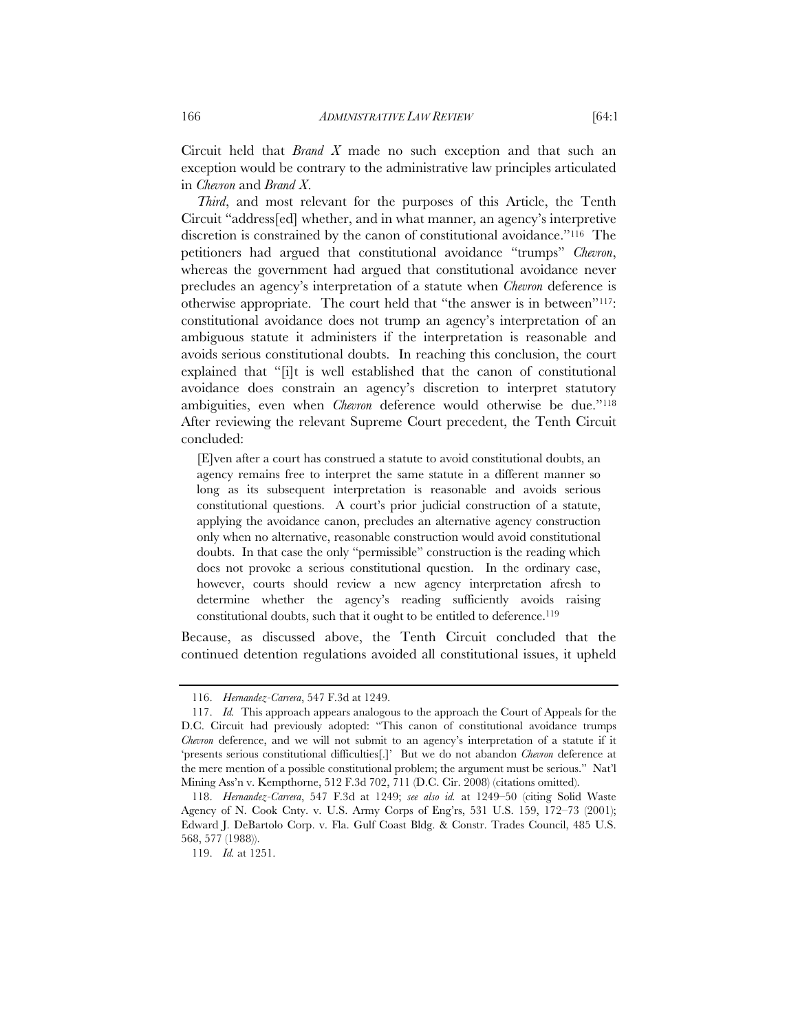Circuit held that *Brand X* made no such exception and that such an exception would be contrary to the administrative law principles articulated in *Chevron* and *Brand X*.

*Third*, and most relevant for the purposes of this Article, the Tenth Circuit "address[ed] whether, and in what manner, an agency's interpretive discretion is constrained by the canon of constitutional avoidance."[116] The petitioners had argued that constitutional avoidance "trumps" *Chevron*, whereas the government had argued that constitutional avoidance never precludes an agency's interpretation of a statute when *Chevron* deference is otherwise appropriate. The court held that "the answer is in between"[117]: constitutional avoidance does not trump an agency's interpretation of an ambiguous statute it administers if the interpretation is reasonable and avoids serious constitutional doubts. In reaching this conclusion, the court explained that "[i]t is well established that the canon of constitutional avoidance does constrain an agency's discretion to interpret statutory ambiguities, even when *Chevron* deference would otherwise be due."[118] After reviewing the relevant Supreme Court precedent, the Tenth Circuit concluded:

> [E]ven after a court has construed a statute to avoid constitutional doubts, an agency remains free to interpret the same statute in a different manner so long as its subsequent interpretation is reasonable and avoids serious constitutional questions. A court's prior judicial construction of a statute, applying the avoidance canon, precludes an alternative agency construction only when no alternative, reasonable construction would avoid constitutional doubts. In that case the only "permissible" construction is the reading which does not provoke a serious constitutional question. In the ordinary case, however, courts should review a new agency interpretation afresh to determine whether the agency's reading sufficiently avoids raising constitutional doubts, such that it ought to be entitled to deference.[119]

Because, as discussed above, the Tenth Circuit concluded that the continued detention regulations avoided all constitutional issues, it upheld

---

116. *Hernandez-Carrera*, 547 F.3d at 1249.

117. *Id.* This approach appears analogous to the approach the Court of Appeals for the D.C. Circuit had previously adopted: "This canon of constitutional avoidance trumps *Chevron* deference, and we will not submit to an agency's interpretation of a statute if it 'presents serious constitutional difficulties[.]' But we do not abandon *Chevron* deference at the mere mention of a possible constitutional problem; the argument must be serious." Nat'l Mining Ass'n v. Kempthorne, 512 F.3d 702, 711 (D.C. Cir. 2008) (citations omitted).

118. *Hernandez-Carrera*, 547 F.3d at 1249; *see also id.* at 1249–50 (citing Solid Waste Agency of N. Cook Cnty. v. U.S. Army Corps of Eng'rs, 531 U.S. 159, 172–73 (2001); Edward J. DeBartolo Corp. v. Fla. Gulf Coast Bldg. & Constr. Trades Council, 485 U.S. 568, 577 (1988)).

119. *Id.* at 1251.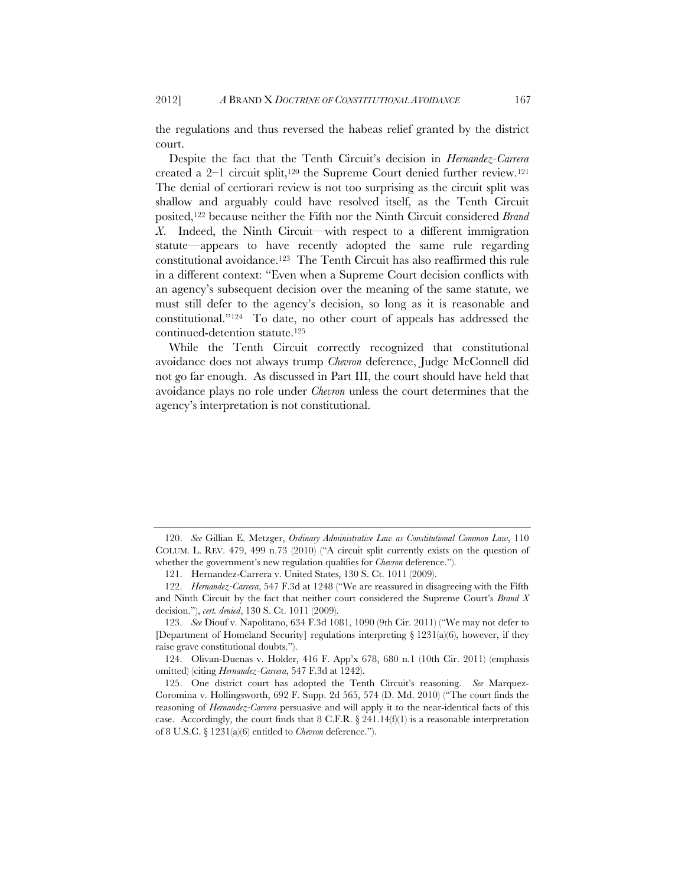the regulations and thus reversed the habeas relief granted by the district court.

Despite the fact that the Tenth Circuit's decision in *Hernandez-Carrera* created a 2–1 circuit split,[120] the Supreme Court denied further review.[121] The denial of certiorari review is not too surprising as the circuit split was shallow and arguably could have resolved itself, as the Tenth Circuit posited,[122] because neither the Fifth nor the Ninth Circuit considered *Brand X*. Indeed, the Ninth Circuit—with respect to a different immigration statute—appears to have recently adopted the same rule regarding constitutional avoidance.[123] The Tenth Circuit has also reaffirmed this rule in a different context: "Even when a Supreme Court decision conflicts with an agency's subsequent decision over the meaning of the same statute, we must still defer to the agency's decision, so long as it is reasonable and constitutional."[124] To date, no other court of appeals has addressed the continued-detention statute.[125]

While the Tenth Circuit correctly recognized that constitutional avoidance does not always trump *Chevron* deference, Judge McConnell did not go far enough. As discussed in Part III, the court should have held that avoidance plays no role under *Chevron* unless the court determines that the agency's interpretation is not constitutional.

---

120. *See* Gillian E. Metzger, *Ordinary Administrative Law as Constitutional Common Law*, 110 COLUM. L. REV. 479, 499 n.73 (2010) ("A circuit split currently exists on the question of whether the government's new regulation qualifies for *Chevron* deference.").

121. Hernandez-Carrera v. United States, 130 S. Ct. 1011 (2009).

122. *Hernandez-Carrera*, 547 F.3d at 1248 ("We are reassured in disagreeing with the Fifth and Ninth Circuit by the fact that neither court considered the Supreme Court's *Brand X* decision."), *cert. denied*, 130 S. Ct. 1011 (2009).

123. *See* Diouf v. Napolitano, 634 F.3d 1081, 1090 (9th Cir. 2011) ("We may not defer to [Department of Homeland Security] regulations interpreting § 1231(a)(6), however, if they raise grave constitutional doubts.").

124. Olivan-Duenas v. Holder, 416 F. App'x 678, 680 n.1 (10th Cir. 2011) (emphasis omitted) (citing *Hernandez-Carrera*, 547 F.3d at 1242).

125. One district court has adopted the Tenth Circuit's reasoning. *See* Marquez-Coromina v. Hollingsworth, 692 F. Supp. 2d 565, 574 (D. Md. 2010) ("The court finds the reasoning of *Hernandez-Carrera* persuasive and will apply it to the near-identical facts of this case. Accordingly, the court finds that 8 C.F.R. § 241.14(f)(1) is a reasonable interpretation of 8 U.S.C. § 1231(a)(6) entitled to *Chevron* deference.").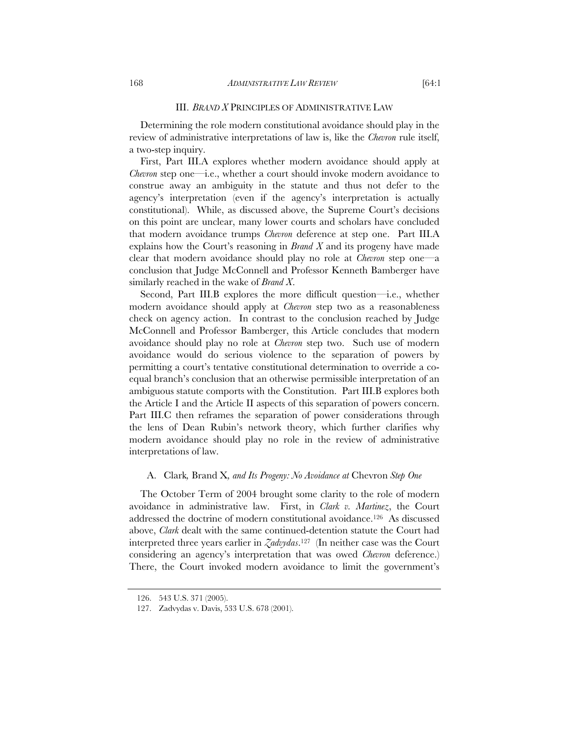## III. *BRAND X* PRINCIPLES OF ADMINISTRATIVE LAW

Determining the role modern constitutional avoidance should play in the review of administrative interpretations of law is, like the *Chevron* rule itself, a two-step inquiry.

First, Part III.A explores whether modern avoidance should apply at *Chevron* step one—i.e., whether a court should invoke modern avoidance to construe away an ambiguity in the statute and thus not defer to the agency's interpretation (even if the agency's interpretation is actually constitutional). While, as discussed above, the Supreme Court's decisions on this point are unclear, many lower courts and scholars have concluded that modern avoidance trumps *Chevron* deference at step one. Part III.A explains how the Court's reasoning in *Brand X* and its progeny have made clear that modern avoidance should play no role at *Chevron* step one—a conclusion that Judge McConnell and Professor Kenneth Bamberger have similarly reached in the wake of *Brand X*.

Second, Part III.B explores the more difficult question—i.e., whether modern avoidance should apply at *Chevron* step two as a reasonableness check on agency action. In contrast to the conclusion reached by Judge McConnell and Professor Bamberger, this Article concludes that modern avoidance should play no role at *Chevron* step two. Such use of modern avoidance would do serious violence to the separation of powers by permitting a court's tentative constitutional determination to override a co-equal branch's conclusion that an otherwise permissible interpretation of an ambiguous statute comports with the Constitution. Part III.B explores both the Article I and the Article II aspects of this separation of powers concern. Part III.C then reframes the separation of power considerations through the lens of Dean Rubin's network theory, which further clarifies why modern avoidance should play no role in the review of administrative interpretations of law.

### A. Clark*,* Brand X*, and Its Progeny: No Avoidance at* Chevron *Step One*

The October Term of 2004 brought some clarity to the role of modern avoidance in administrative law. First, in *Clark v. Martinez*, the Court addressed the doctrine of modern constitutional avoidance.[126] As discussed above, *Clark* dealt with the same continued-detention statute the Court had interpreted three years earlier in *Zadvydas*.[127] (In neither case was the Court considering an agency's interpretation that was owed *Chevron* deference.) There, the Court invoked modern avoidance to limit the government's

126. 543 U.S. 371 (2005).

127. Zadvydas v. Davis, 533 U.S. 678 (2001).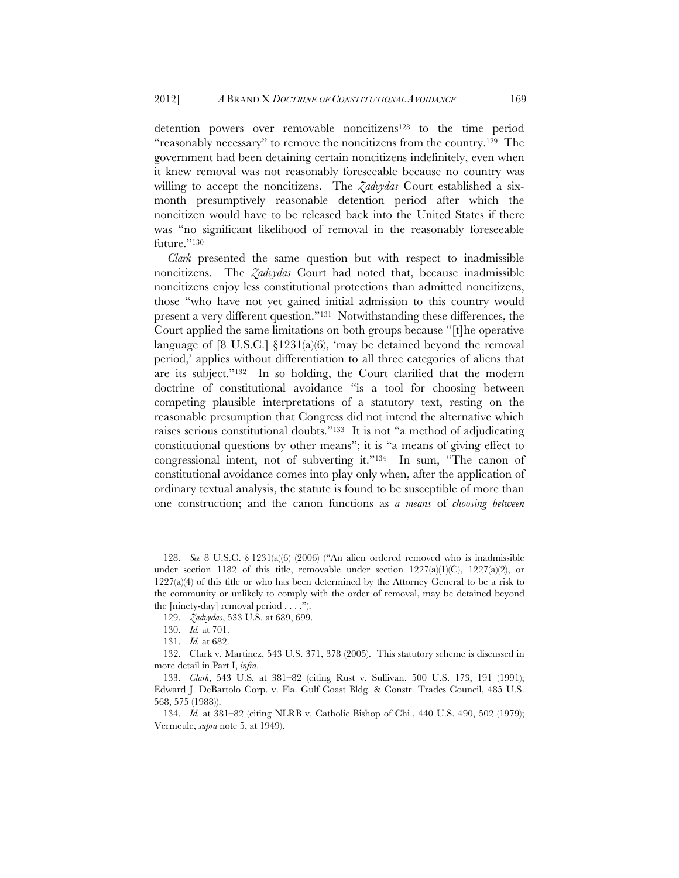detention powers over removable noncitizens[128] to the time period "reasonably necessary" to remove the noncitizens from the country.[129] The government had been detaining certain noncitizens indefinitely, even when it knew removal was not reasonably foreseeable because no country was willing to accept the noncitizens. The *Zadvydas* Court established a six-month presumptively reasonable detention period after which the noncitizen would have to be released back into the United States if there was "no significant likelihood of removal in the reasonably foreseeable future."[130]

*Clark* presented the same question but with respect to inadmissible noncitizens. The *Zadvydas* Court had noted that, because inadmissible noncitizens enjoy less constitutional protections than admitted noncitizens, those "who have not yet gained initial admission to this country would present a very different question."[131] Notwithstanding these differences, the Court applied the same limitations on both groups because "[t]he operative language of [8 U.S.C.] §1231(a)(6), 'may be detained beyond the removal period,' applies without differentiation to all three categories of aliens that are its subject."[132] In so holding, the Court clarified that the modern doctrine of constitutional avoidance "is a tool for choosing between competing plausible interpretations of a statutory text, resting on the reasonable presumption that Congress did not intend the alternative which raises serious constitutional doubts."[133] It is not "a method of adjudicating constitutional questions by other means"; it is "a means of giving effect to congressional intent, not of subverting it."[134] In sum, "The canon of constitutional avoidance comes into play only when, after the application of ordinary textual analysis, the statute is found to be susceptible of more than one construction; and the canon functions as *a means* of *choosing between*

---

128. *See* 8 U.S.C. § 1231(a)(6) (2006) ("An alien ordered removed who is inadmissible under section 1182 of this title, removable under section 1227(a)(1)(C), 1227(a)(2), or 1227(a)(4) of this title or who has been determined by the Attorney General to be a risk to the community or unlikely to comply with the order of removal, may be detained beyond the [ninety-day] removal period . . . .").

129. *Zadvydas*, 533 U.S. at 689, 699.

130. *Id.* at 701.

131. *Id.* at 682.

132. Clark v. Martinez, 543 U.S. 371, 378 (2005). This statutory scheme is discussed in more detail in Part I, *infra*.

133. *Clark*, 543 U.S. at 381–82 (citing Rust v. Sullivan, 500 U.S. 173, 191 (1991); Edward J. DeBartolo Corp. v. Fla. Gulf Coast Bldg. & Constr. Trades Council, 485 U.S. 568, 575 (1988)).

134. *Id.* at 381–82 (citing NLRB v. Catholic Bishop of Chi., 440 U.S. 490, 502 (1979); Vermeule, *supra* note 5, at 1949).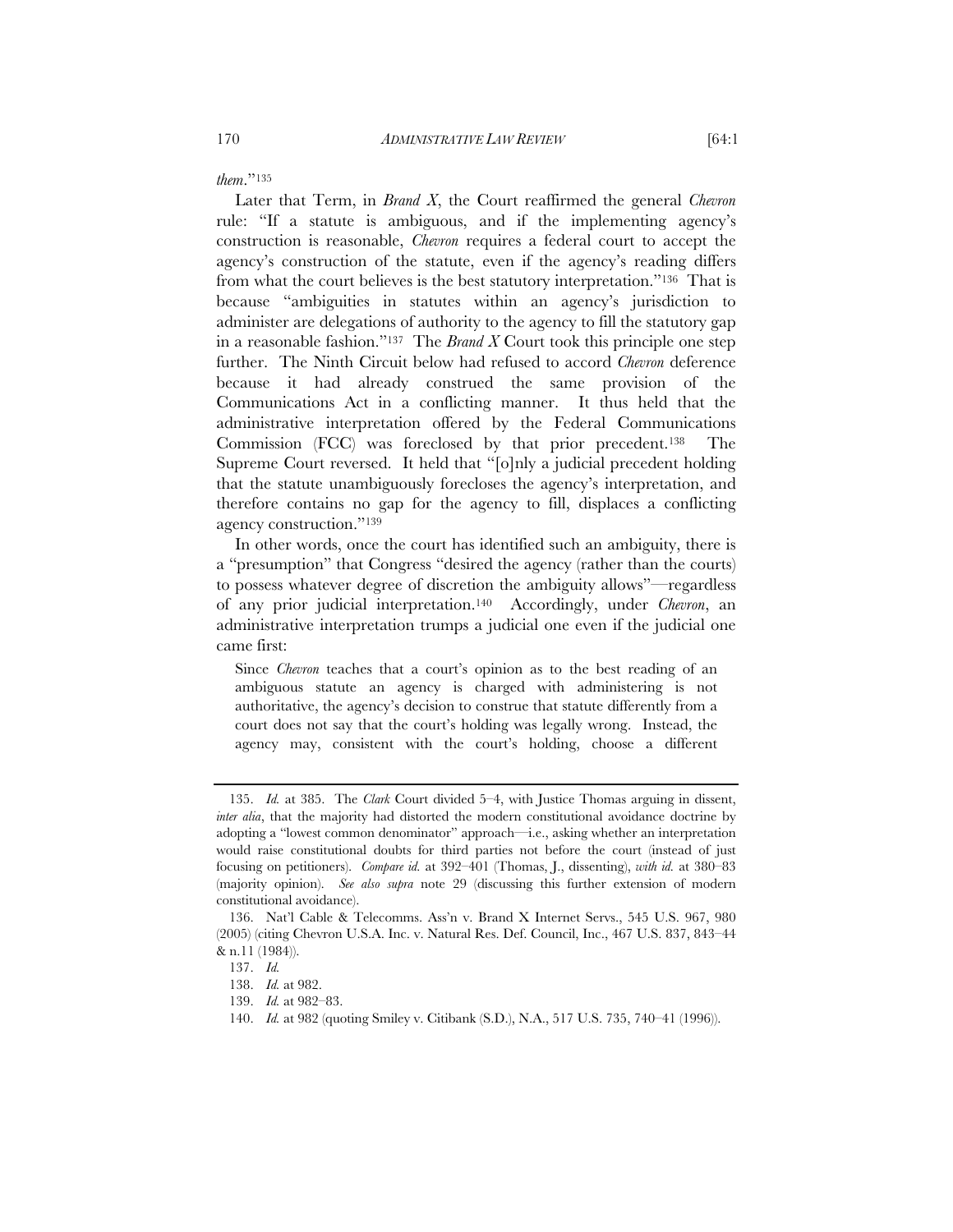*them*."[135]

Later that Term, in *Brand X*, the Court reaffirmed the general *Chevron* rule: "If a statute is ambiguous, and if the implementing agency's construction is reasonable, *Chevron* requires a federal court to accept the agency's construction of the statute, even if the agency's reading differs from what the court believes is the best statutory interpretation."[136] That is because "ambiguities in statutes within an agency's jurisdiction to administer are delegations of authority to the agency to fill the statutory gap in a reasonable fashion."[137] The *Brand X* Court took this principle one step further. The Ninth Circuit below had refused to accord *Chevron* deference because it had already construed the same provision of the Communications Act in a conflicting manner. It thus held that the administrative interpretation offered by the Federal Communications Commission (FCC) was foreclosed by that prior precedent.[138] The Supreme Court reversed. It held that "[o]nly a judicial precedent holding that the statute unambiguously forecloses the agency's interpretation, and therefore contains no gap for the agency to fill, displaces a conflicting agency construction."[139]

In other words, once the court has identified such an ambiguity, there is a "presumption" that Congress "desired the agency (rather than the courts) to possess whatever degree of discretion the ambiguity allows"—regardless of any prior judicial interpretation.[140] Accordingly, under *Chevron*, an administrative interpretation trumps a judicial one even if the judicial one came first:

> Since *Chevron* teaches that a court's opinion as to the best reading of an ambiguous statute an agency is charged with administering is not authoritative, the agency's decision to construe that statute differently from a court does not say that the court's holding was legally wrong. Instead, the agency may, consistent with the court's holding, choose a different

---

135. *Id.* at 385. The *Clark* Court divided 5–4, with Justice Thomas arguing in dissent, *inter alia*, that the majority had distorted the modern constitutional avoidance doctrine by adopting a "lowest common denominator" approach—i.e., asking whether an interpretation would raise constitutional doubts for third parties not before the court (instead of just focusing on petitioners). *Compare id.* at 392–401 (Thomas, J., dissenting), *with id.* at 380–83 (majority opinion). *See also supra* note 29 (discussing this further extension of modern constitutional avoidance).

136. Nat'l Cable & Telecomms. Ass'n v. Brand X Internet Servs., 545 U.S. 967, 980 (2005) (citing Chevron U.S.A. Inc. v. Natural Res. Def. Council, Inc., 467 U.S. 837, 843–44 & n.11 (1984)).

137. *Id.*

138. *Id.* at 982.

139. *Id.* at 982–83.

140. *Id.* at 982 (quoting Smiley v. Citibank (S.D.), N.A., 517 U.S. 735, 740–41 (1996)).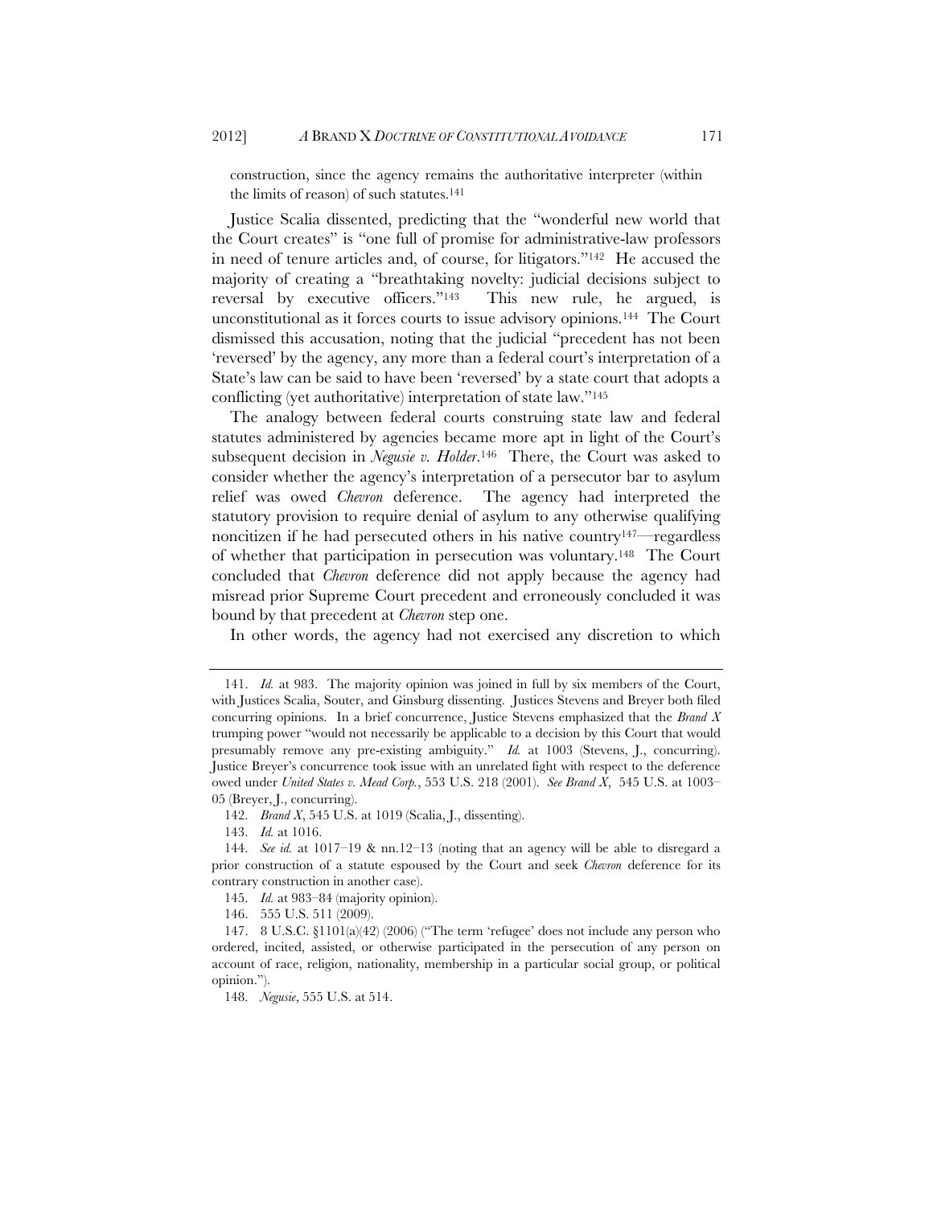construction, since the agency remains the authoritative interpreter (within the limits of reason) of such statutes.[141]

Justice Scalia dissented, predicting that the "wonderful new world that the Court creates" is "one full of promise for administrative-law professors in need of tenure articles and, of course, for litigators."[142] He accused the majority of creating a "breathtaking novelty: judicial decisions subject to reversal by executive officers."[143] This new rule, he argued, is unconstitutional as it forces courts to issue advisory opinions.[144] The Court dismissed this accusation, noting that the judicial "precedent has not been 'reversed' by the agency, any more than a federal court's interpretation of a State's law can be said to have been 'reversed' by a state court that adopts a conflicting (yet authoritative) interpretation of state law."[145]

The analogy between federal courts construing state law and federal statutes administered by agencies became more apt in light of the Court's subsequent decision in *Negusie v. Holder*.[146] There, the Court was asked to consider whether the agency's interpretation of a persecutor bar to asylum relief was owed *Chevron* deference. The agency had interpreted the statutory provision to require denial of asylum to any otherwise qualifying noncitizen if he had persecuted others in his native country[147]—regardless of whether that participation in persecution was voluntary.[148] The Court concluded that *Chevron* deference did not apply because the agency had misread prior Supreme Court precedent and erroneously concluded it was bound by that precedent at *Chevron* step one.

In other words, the agency had not exercised any discretion to which

---

141. *Id.* at 983. The majority opinion was joined in full by six members of the Court, with Justices Scalia, Souter, and Ginsburg dissenting. Justices Stevens and Breyer both filed concurring opinions. In a brief concurrence, Justice Stevens emphasized that the *Brand X* trumping power "would not necessarily be applicable to a decision by this Court that would presumably remove any pre-existing ambiguity." *Id.* at 1003 (Stevens, J., concurring). Justice Breyer's concurrence took issue with an unrelated fight with respect to the deference owed under *United States v. Mead Corp.*, 553 U.S. 218 (2001). *See Brand X*, 545 U.S. at 1003–05 (Breyer, J., concurring).

142. *Brand X*, 545 U.S. at 1019 (Scalia, J., dissenting).

143. *Id.* at 1016.

144. *See id.* at 1017–19 & nn.12–13 (noting that an agency will be able to disregard a prior construction of a statute espoused by the Court and seek *Chevron* deference for its contrary construction in another case).

145. *Id.* at 983–84 (majority opinion).

146. 555 U.S. 511 (2009).

147. 8 U.S.C. §1101(a)(42) (2006) ("The term 'refugee' does not include any person who ordered, incited, assisted, or otherwise participated in the persecution of any person on account of race, religion, nationality, membership in a particular social group, or political opinion.").

148. *Negusie*, 555 U.S. at 514.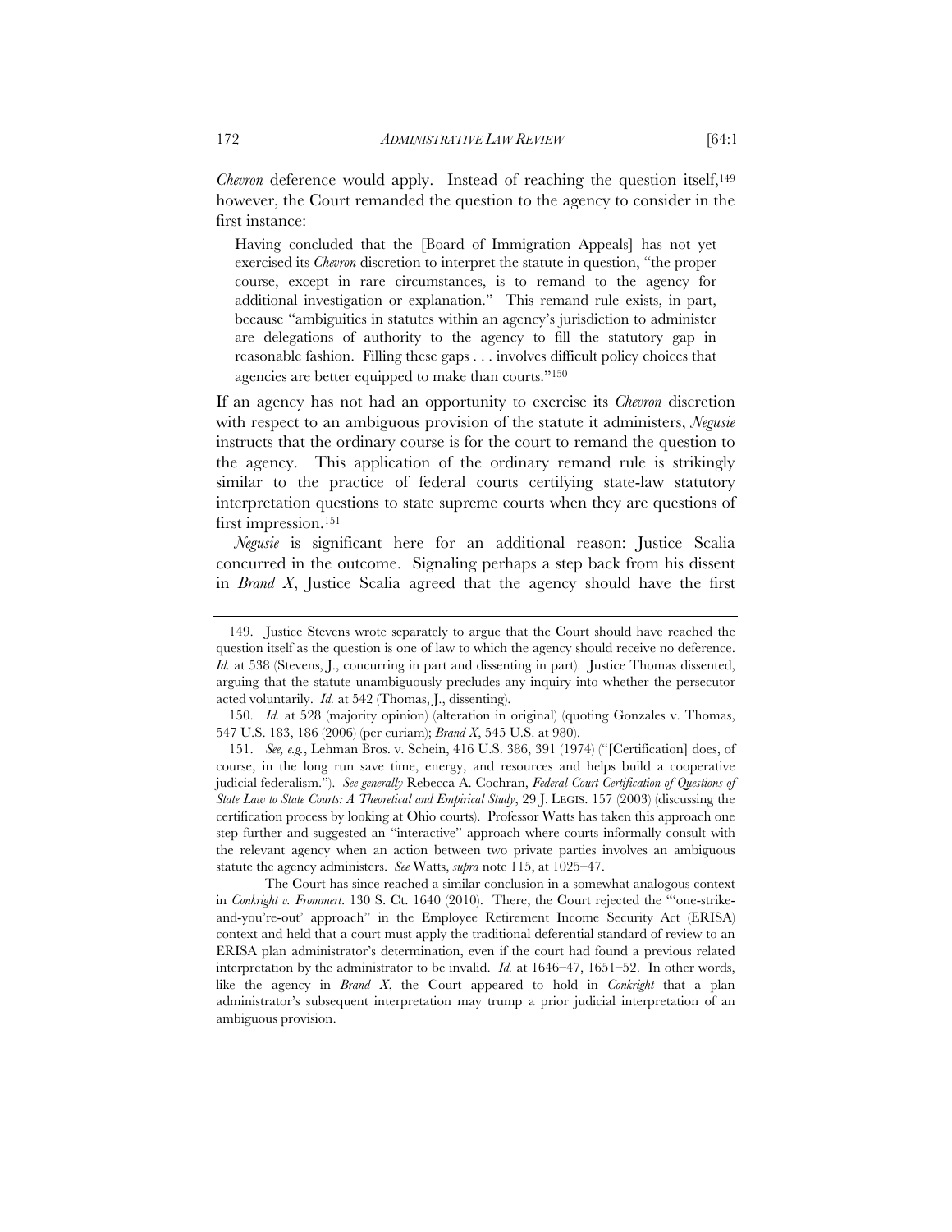*Chevron* deference would apply. Instead of reaching the question itself,[149] however, the Court remanded the question to the agency to consider in the first instance:

> Having concluded that the [Board of Immigration Appeals] has not yet exercised its *Chevron* discretion to interpret the statute in question, "the proper course, except in rare circumstances, is to remand to the agency for additional investigation or explanation." This remand rule exists, in part, because "ambiguities in statutes within an agency's jurisdiction to administer are delegations of authority to the agency to fill the statutory gap in reasonable fashion. Filling these gaps . . . involves difficult policy choices that agencies are better equipped to make than courts."[150]

If an agency has not had an opportunity to exercise its *Chevron* discretion with respect to an ambiguous provision of the statute it administers, *Negusie* instructs that the ordinary course is for the court to remand the question to the agency. This application of the ordinary remand rule is strikingly similar to the practice of federal courts certifying state-law statutory interpretation questions to state supreme courts when they are questions of first impression.[151]

*Negusie* is significant here for an additional reason: Justice Scalia concurred in the outcome. Signaling perhaps a step back from his dissent in *Brand X*, Justice Scalia agreed that the agency should have the first

---

149. Justice Stevens wrote separately to argue that the Court should have reached the question itself as the question is one of law to which the agency should receive no deference. *Id.* at 538 (Stevens, J., concurring in part and dissenting in part). Justice Thomas dissented, arguing that the statute unambiguously precludes any inquiry into whether the persecutor acted voluntarily. *Id.* at 542 (Thomas, J., dissenting).

150. *Id.* at 528 (majority opinion) (alteration in original) (quoting Gonzales v. Thomas, 547 U.S. 183, 186 (2006) (per curiam); *Brand X*, 545 U.S. at 980).

151. *See, e.g.*, Lehman Bros. v. Schein, 416 U.S. 386, 391 (1974) ("[Certification] does, of course, in the long run save time, energy, and resources and helps build a cooperative judicial federalism."). *See generally* Rebecca A. Cochran, *Federal Court Certification of Questions of State Law to State Courts: A Theoretical and Empirical Study*, 29 J. LEGIS. 157 (2003) (discussing the certification process by looking at Ohio courts). Professor Watts has taken this approach one step further and suggested an "interactive" approach where courts informally consult with the relevant agency when an action between two private parties involves an ambiguous statute the agency administers. *See* Watts, *supra* note 115, at 1025–47.

The Court has since reached a similar conclusion in a somewhat analogous context in *Conkright v. Frommert*. 130 S. Ct. 1640 (2010). There, the Court rejected the "'one-strike-and-you're-out' approach" in the Employee Retirement Income Security Act (ERISA) context and held that a court must apply the traditional deferential standard of review to an ERISA plan administrator's determination, even if the court had found a previous related interpretation by the administrator to be invalid. *Id.* at 1646–47, 1651–52. In other words, like the agency in *Brand X*, the Court appeared to hold in *Conkright* that a plan administrator's subsequent interpretation may trump a prior judicial interpretation of an ambiguous provision.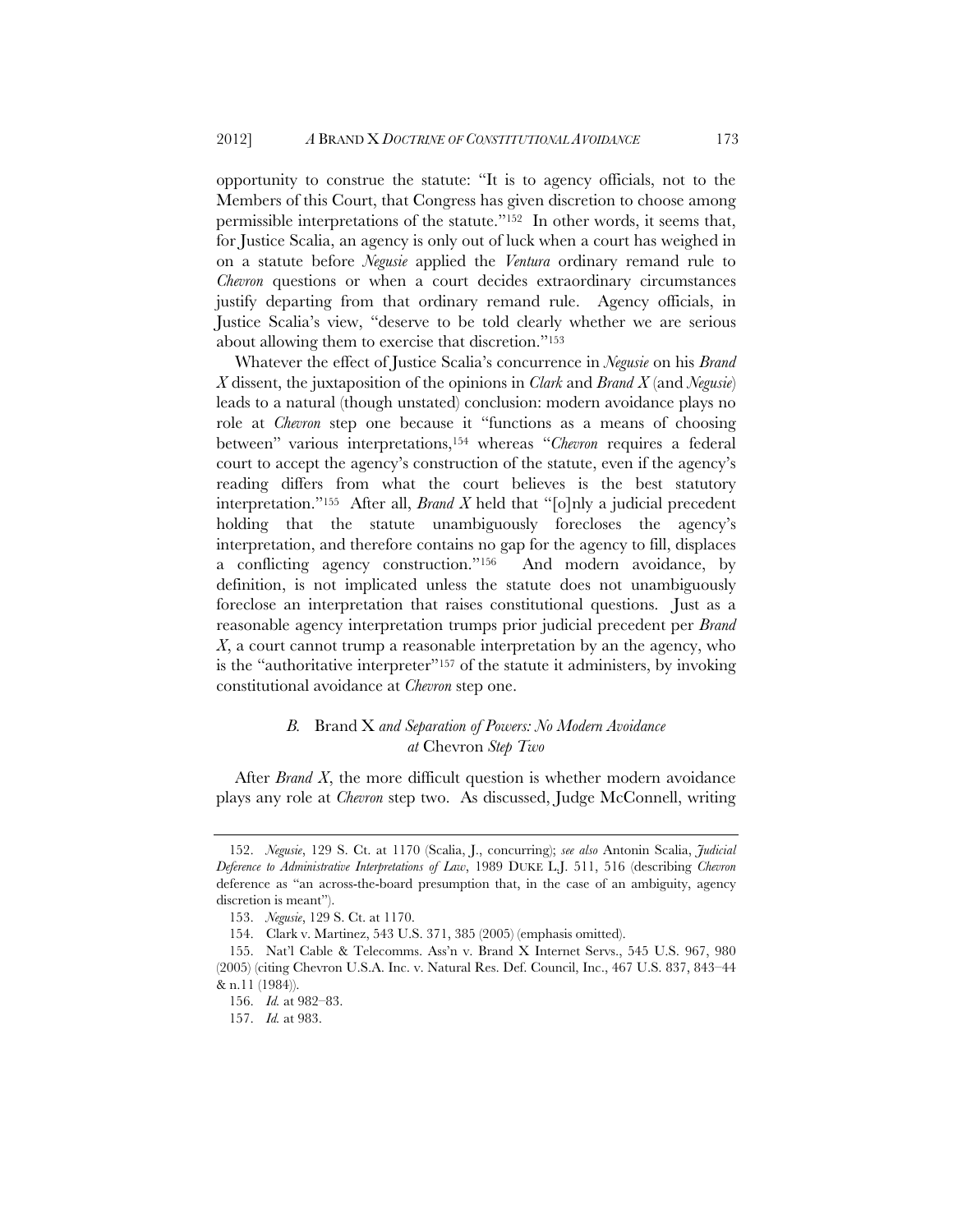opportunity to construe the statute: "It is to agency officials, not to the Members of this Court, that Congress has given discretion to choose among permissible interpretations of the statute."[152] In other words, it seems that, for Justice Scalia, an agency is only out of luck when a court has weighed in on a statute before *Negusie* applied the *Ventura* ordinary remand rule to *Chevron* questions or when a court decides extraordinary circumstances justify departing from that ordinary remand rule. Agency officials, in Justice Scalia's view, "deserve to be told clearly whether we are serious about allowing them to exercise that discretion."[153]

Whatever the effect of Justice Scalia's concurrence in *Negusie* on his *Brand X* dissent, the juxtaposition of the opinions in *Clark* and *Brand X* (and *Negusie*) leads to a natural (though unstated) conclusion: modern avoidance plays no role at *Chevron* step one because it "functions as a means of choosing between" various interpretations,[154] whereas "*Chevron* requires a federal court to accept the agency's construction of the statute, even if the agency's reading differs from what the court believes is the best statutory interpretation."[155] After all, *Brand X* held that "[o]nly a judicial precedent holding that the statute unambiguously forecloses the agency's interpretation, and therefore contains no gap for the agency to fill, displaces a conflicting agency construction."[156] And modern avoidance, by definition, is not implicated unless the statute does not unambiguously foreclose an interpretation that raises constitutional questions. Just as a reasonable agency interpretation trumps prior judicial precedent per *Brand X*, a court cannot trump a reasonable interpretation by an the agency, who is the "authoritative interpreter"[157] of the statute it administers, by invoking constitutional avoidance at *Chevron* step one.

### *B.* Brand X *and Separation of Powers: No Modern Avoidance at* Chevron *Step Two*

After *Brand X*, the more difficult question is whether modern avoidance plays any role at *Chevron* step two. As discussed, Judge McConnell, writing

---

152. *Negusie*, 129 S. Ct. at 1170 (Scalia, J., concurring); *see also* Antonin Scalia, *Judicial Deference to Administrative Interpretations of Law*, 1989 DUKE L.J. 511, 516 (describing *Chevron* deference as "an across-the-board presumption that, in the case of an ambiguity, agency discretion is meant").

153. *Negusie*, 129 S. Ct. at 1170.

154. Clark v. Martinez, 543 U.S. 371, 385 (2005) (emphasis omitted).

155. Nat'l Cable & Telecomms. Ass'n v. Brand X Internet Servs., 545 U.S. 967, 980 (2005) (citing Chevron U.S.A. Inc. v. Natural Res. Def. Council, Inc., 467 U.S. 837, 843–44 & n.11 (1984)).

156. *Id.* at 982–83.

157. *Id.* at 983.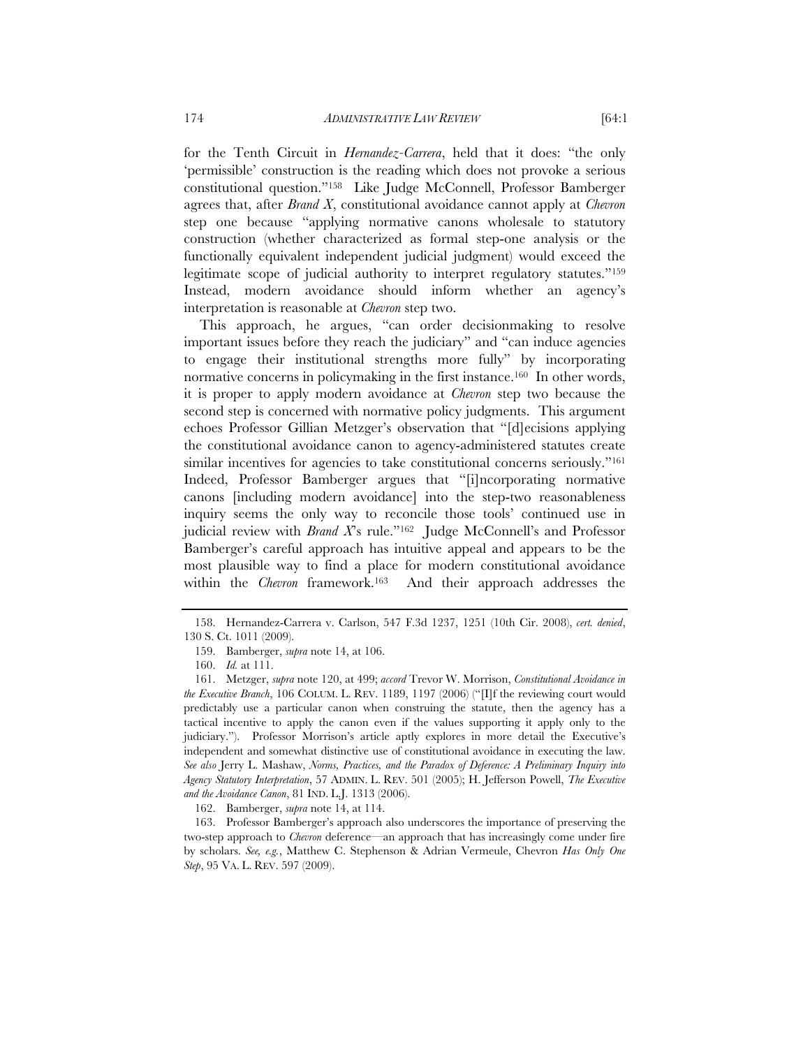for the Tenth Circuit in *Hernandez-Carrera*, held that it does: "the only 'permissible' construction is the reading which does not provoke a serious constitutional question."[158] Like Judge McConnell, Professor Bamberger agrees that, after *Brand X*, constitutional avoidance cannot apply at *Chevron* step one because "applying normative canons wholesale to statutory construction (whether characterized as formal step-one analysis or the functionally equivalent independent judicial judgment) would exceed the legitimate scope of judicial authority to interpret regulatory statutes."[159] Instead, modern avoidance should inform whether an agency's interpretation is reasonable at *Chevron* step two.

This approach, he argues, "can order decisionmaking to resolve important issues before they reach the judiciary" and "can induce agencies to engage their institutional strengths more fully" by incorporating normative concerns in policymaking in the first instance.[160] In other words, it is proper to apply modern avoidance at *Chevron* step two because the second step is concerned with normative policy judgments. This argument echoes Professor Gillian Metzger's observation that "[d]ecisions applying the constitutional avoidance canon to agency-administered statutes create similar incentives for agencies to take constitutional concerns seriously."[161] Indeed, Professor Bamberger argues that "[i]ncorporating normative canons [including modern avoidance] into the step-two reasonableness inquiry seems the only way to reconcile those tools' continued use in judicial review with *Brand X*'s rule."[162] Judge McConnell's and Professor Bamberger's careful approach has intuitive appeal and appears to be the most plausible way to find a place for modern constitutional avoidance within the *Chevron* framework.[163] And their approach addresses the

---

158. Hernandez-Carrera v. Carlson, 547 F.3d 1237, 1251 (10th Cir. 2008), *cert. denied*, 130 S. Ct. 1011 (2009).

159. Bamberger, *supra* note 14, at 106.

160. *Id.* at 111.

161. Metzger, *supra* note 120, at 499; *accord* Trevor W. Morrison, *Constitutional Avoidance in the Executive Branch*, 106 COLUM. L. REV. 1189, 1197 (2006) ("[I]f the reviewing court would predictably use a particular canon when construing the statute, then the agency has a tactical incentive to apply the canon even if the values supporting it apply only to the judiciary."). Professor Morrison's article aptly explores in more detail the Executive's independent and somewhat distinctive use of constitutional avoidance in executing the law. *See also* Jerry L. Mashaw, *Norms, Practices, and the Paradox of Deference: A Preliminary Inquiry into Agency Statutory Interpretation*, 57 ADMIN. L. REV. 501 (2005); H. Jefferson Powell, *The Executive and the Avoidance Canon*, 81 IND. L.J. 1313 (2006).

162. Bamberger, *supra* note 14, at 114.

163. Professor Bamberger's approach also underscores the importance of preserving the two-step approach to *Chevron* deference—an approach that has increasingly come under fire by scholars. *See, e.g.*, Matthew C. Stephenson & Adrian Vermeule, Chevron *Has Only One Step*, 95 VA. L. REV. 597 (2009).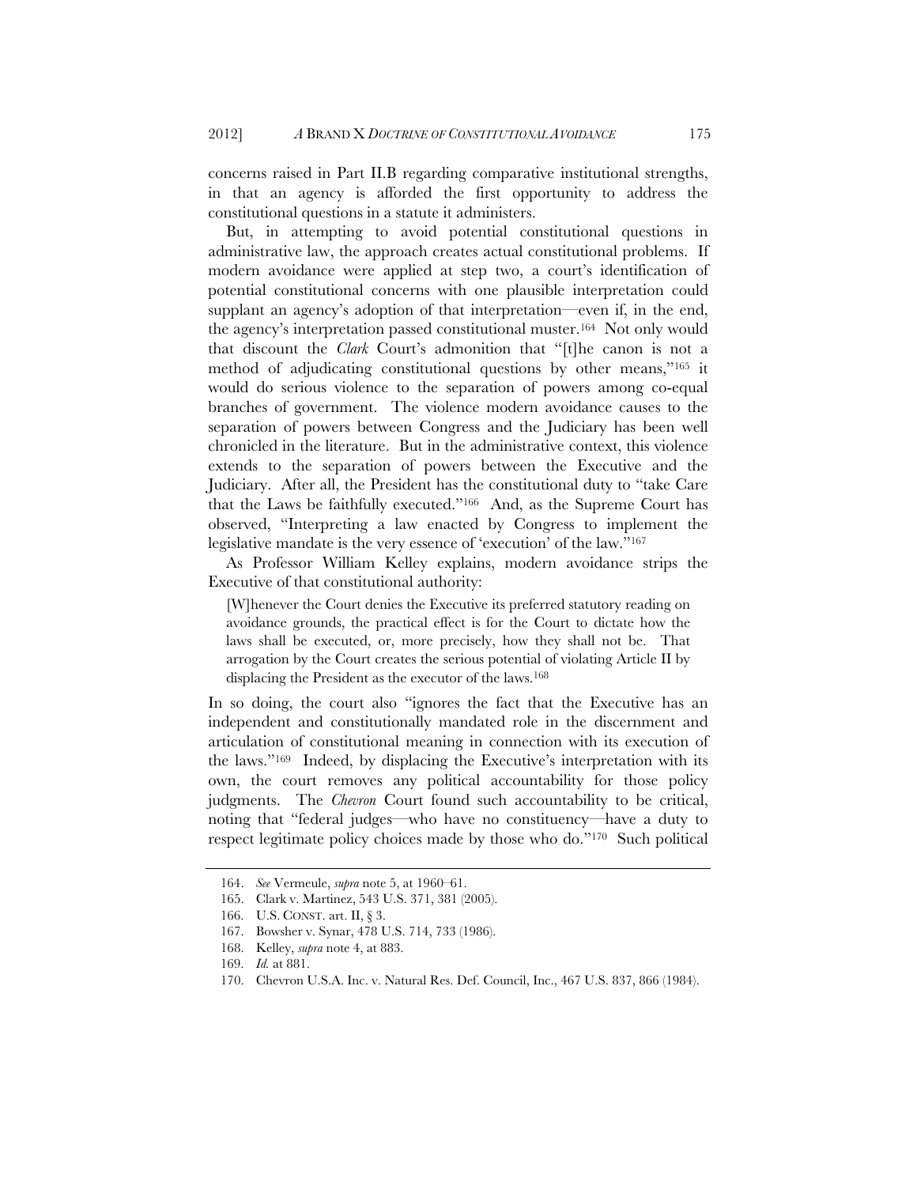concerns raised in Part II.B regarding comparative institutional strengths, in that an agency is afforded the first opportunity to address the constitutional questions in a statute it administers.

But, in attempting to avoid potential constitutional questions in administrative law, the approach creates actual constitutional problems. If modern avoidance were applied at step two, a court's identification of potential constitutional concerns with one plausible interpretation could supplant an agency's adoption of that interpretation—even if, in the end, the agency's interpretation passed constitutional muster.[164] Not only would that discount the *Clark* Court's admonition that "[t]he canon is not a method of adjudicating constitutional questions by other means,"[165] it would do serious violence to the separation of powers among co-equal branches of government. The violence modern avoidance causes to the separation of powers between Congress and the Judiciary has been well chronicled in the literature. But in the administrative context, this violence extends to the separation of powers between the Executive and the Judiciary. After all, the President has the constitutional duty to "take Care that the Laws be faithfully executed."[166] And, as the Supreme Court has observed, "Interpreting a law enacted by Congress to implement the legislative mandate is the very essence of 'execution' of the law."[167]

As Professor William Kelley explains, modern avoidance strips the Executive of that constitutional authority:

> [W]henever the Court denies the Executive its preferred statutory reading on avoidance grounds, the practical effect is for the Court to dictate how the laws shall be executed, or, more precisely, how they shall not be. That arrogation by the Court creates the serious potential of violating Article II by displacing the President as the executor of the laws.[168]

In so doing, the court also "ignores the fact that the Executive has an independent and constitutionally mandated role in the discernment and articulation of constitutional meaning in connection with its execution of the laws."[169] Indeed, by displacing the Executive's interpretation with its own, the court removes any political accountability for those policy judgments. The *Chevron* Court found such accountability to be critical, noting that "federal judges—who have no constituency—have a duty to respect legitimate policy choices made by those who do."[170] Such political

---

164. *See* Vermeule, *supra* note 5, at 1960–61.

165. Clark v. Martinez, 543 U.S. 371, 381 (2005).

166. U.S. CONST. art. II, § 3.

167. Bowsher v. Synar, 478 U.S. 714, 733 (1986).

168. Kelley, *supra* note 4, at 883.

169. *Id.* at 881.

170. Chevron U.S.A. Inc. v. Natural Res. Def. Council, Inc., 467 U.S. 837, 866 (1984).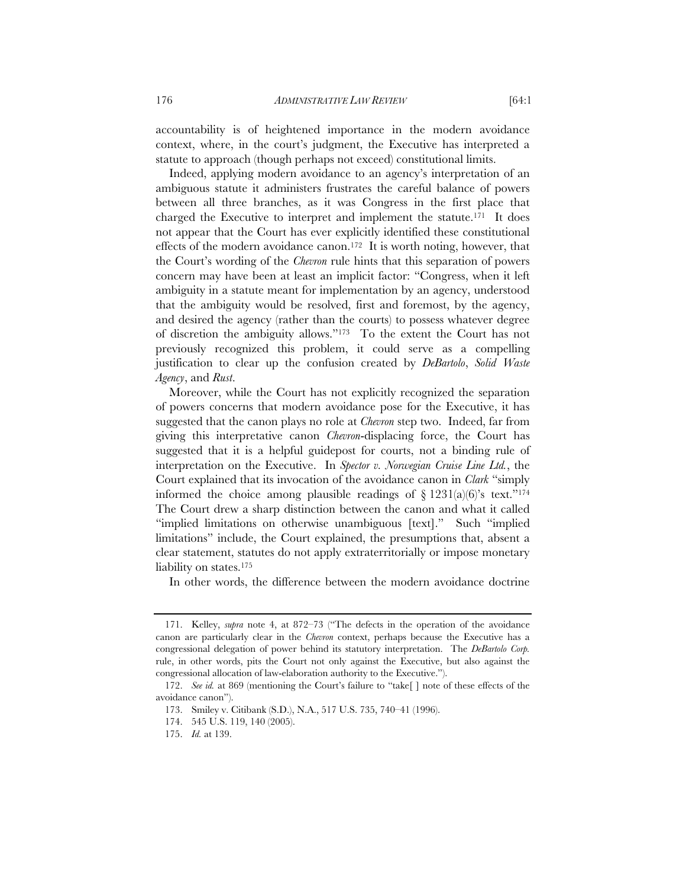accountability is of heightened importance in the modern avoidance context, where, in the court's judgment, the Executive has interpreted a statute to approach (though perhaps not exceed) constitutional limits.

Indeed, applying modern avoidance to an agency's interpretation of an ambiguous statute it administers frustrates the careful balance of powers between all three branches, as it was Congress in the first place that charged the Executive to interpret and implement the statute.[171] It does not appear that the Court has ever explicitly identified these constitutional effects of the modern avoidance canon.[172] It is worth noting, however, that the Court's wording of the *Chevron* rule hints that this separation of powers concern may have been at least an implicit factor: "Congress, when it left ambiguity in a statute meant for implementation by an agency, understood that the ambiguity would be resolved, first and foremost, by the agency, and desired the agency (rather than the courts) to possess whatever degree of discretion the ambiguity allows."[173] To the extent the Court has not previously recognized this problem, it could serve as a compelling justification to clear up the confusion created by *DeBartolo*, *Solid Waste Agency*, and *Rust*.

Moreover, while the Court has not explicitly recognized the separation of powers concerns that modern avoidance pose for the Executive, it has suggested that the canon plays no role at *Chevron* step two. Indeed, far from giving this interpretative canon *Chevron*-displacing force, the Court has suggested that it is a helpful guidepost for courts, not a binding rule of interpretation on the Executive. In *Spector v. Norwegian Cruise Line Ltd.*, the Court explained that its invocation of the avoidance canon in *Clark* "simply informed the choice among plausible readings of § 1231(a)(6)'s text."[174] The Court drew a sharp distinction between the canon and what it called "implied limitations on otherwise unambiguous [text]." Such "implied limitations" include, the Court explained, the presumptions that, absent a clear statement, statutes do not apply extraterritorially or impose monetary liability on states.[175]

In other words, the difference between the modern avoidance doctrine

---

171. Kelley, *supra* note 4, at 872–73 ("The defects in the operation of the avoidance canon are particularly clear in the *Chevron* context, perhaps because the Executive has a congressional delegation of power behind its statutory interpretation. The *DeBartolo Corp.* rule, in other words, pits the Court not only against the Executive, but also against the congressional allocation of law-elaboration authority to the Executive.").

172. *See id.* at 869 (mentioning the Court's failure to "take[ ] note of these effects of the avoidance canon").

173. Smiley v. Citibank (S.D.), N.A., 517 U.S. 735, 740–41 (1996).

174. 545 U.S. 119, 140 (2005).

175. *Id.* at 139.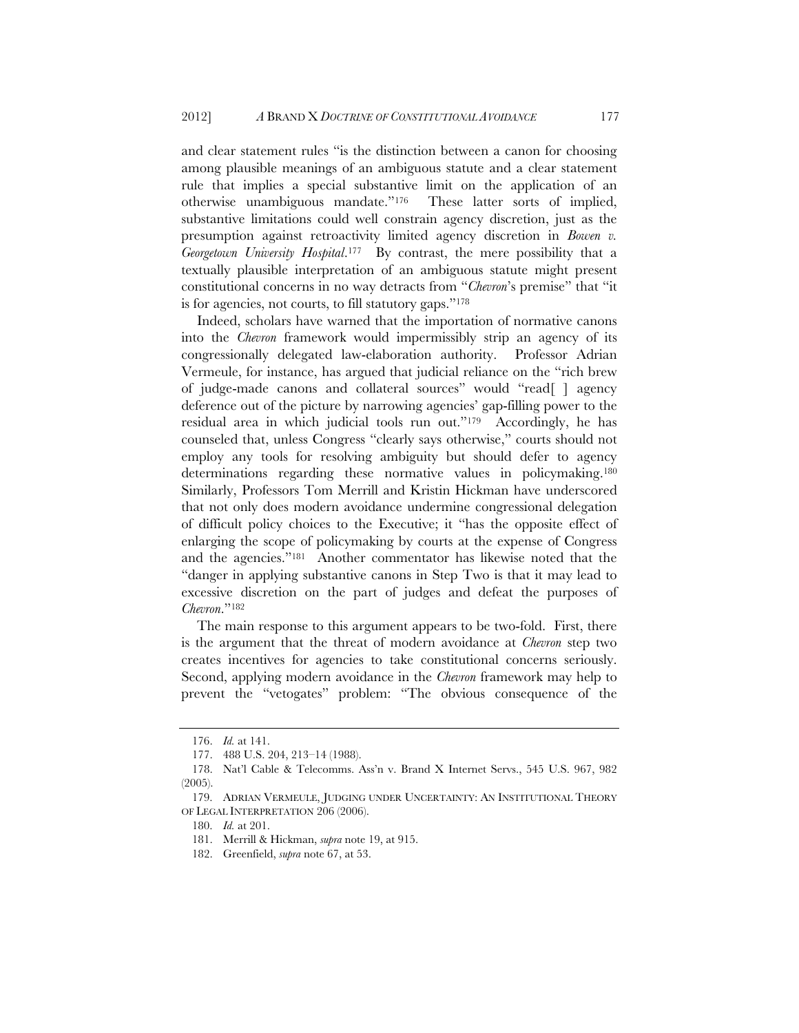and clear statement rules "is the distinction between a canon for choosing among plausible meanings of an ambiguous statute and a clear statement rule that implies a special substantive limit on the application of an otherwise unambiguous mandate."[176] These latter sorts of implied, substantive limitations could well constrain agency discretion, just as the presumption against retroactivity limited agency discretion in *Bowen v. Georgetown University Hospital*.[177] By contrast, the mere possibility that a textually plausible interpretation of an ambiguous statute might present constitutional concerns in no way detracts from "*Chevron*'s premise" that "it is for agencies, not courts, to fill statutory gaps."[178]

Indeed, scholars have warned that the importation of normative canons into the *Chevron* framework would impermissibly strip an agency of its congressionally delegated law-elaboration authority. Professor Adrian Vermeule, for instance, has argued that judicial reliance on the "rich brew of judge-made canons and collateral sources" would "read[ ] agency deference out of the picture by narrowing agencies' gap-filling power to the residual area in which judicial tools run out."[179] Accordingly, he has counseled that, unless Congress "clearly says otherwise," courts should not employ any tools for resolving ambiguity but should defer to agency determinations regarding these normative values in policymaking.[180] Similarly, Professors Tom Merrill and Kristin Hickman have underscored that not only does modern avoidance undermine congressional delegation of difficult policy choices to the Executive; it "has the opposite effect of enlarging the scope of policymaking by courts at the expense of Congress and the agencies."[181] Another commentator has likewise noted that the "danger in applying substantive canons in Step Two is that it may lead to excessive discretion on the part of judges and defeat the purposes of *Chevron*."[182]

The main response to this argument appears to be two-fold. First, there is the argument that the threat of modern avoidance at *Chevron* step two creates incentives for agencies to take constitutional concerns seriously. Second, applying modern avoidance in the *Chevron* framework may help to prevent the "vetogates" problem: "The obvious consequence of the

---

176. *Id.* at 141.

177. 488 U.S. 204, 213–14 (1988).

178. Nat'l Cable & Telecomms. Ass'n v. Brand X Internet Servs., 545 U.S. 967, 982 (2005).

179. ADRIAN VERMEULE, JUDGING UNDER UNCERTAINTY: AN INSTITUTIONAL THEORY OF LEGAL INTERPRETATION 206 (2006).

180. *Id.* at 201.

181. Merrill & Hickman, *supra* note 19, at 915.

182. Greenfield, *supra* note 67, at 53.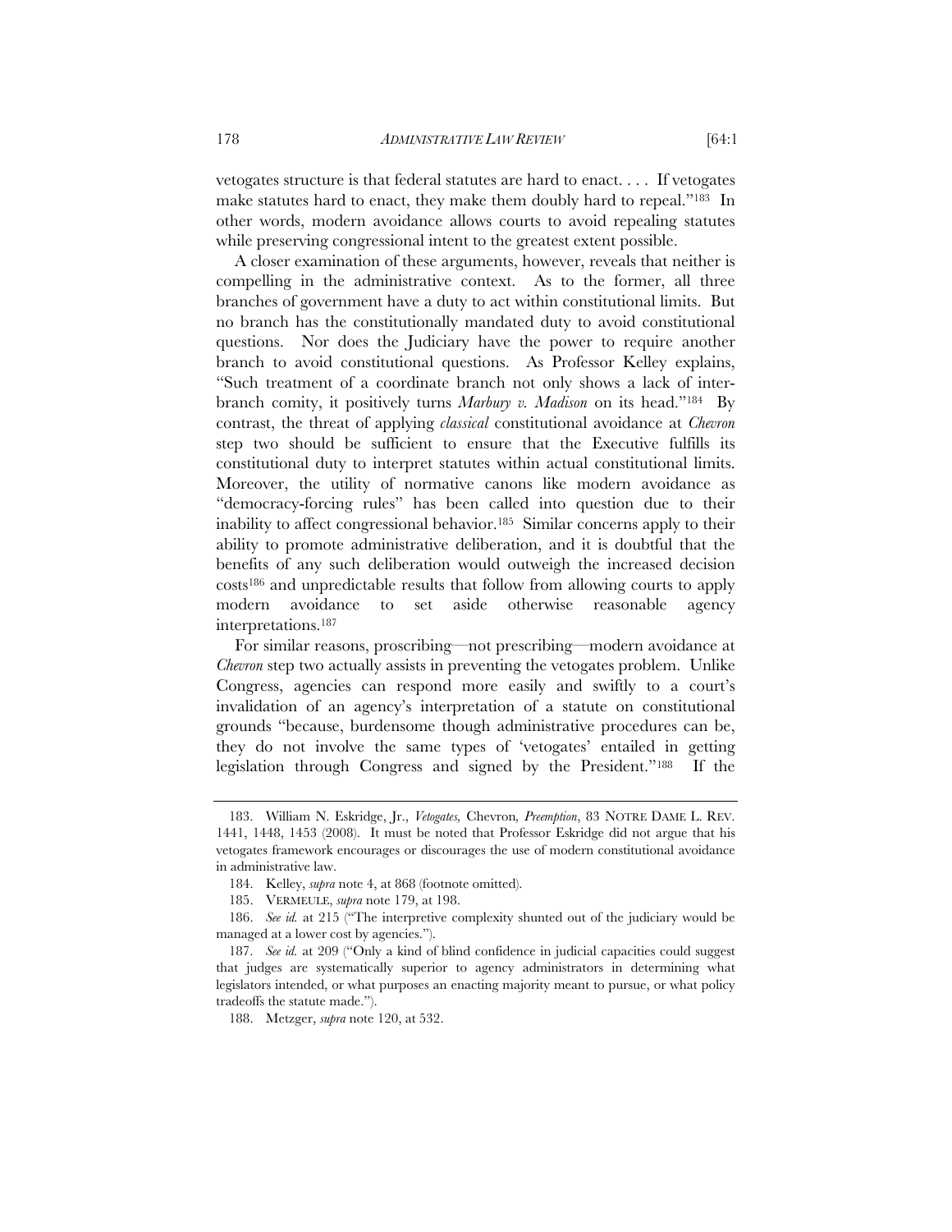vetogates structure is that federal statutes are hard to enact. . . . If vetogates make statutes hard to enact, they make them doubly hard to repeal."[183] In other words, modern avoidance allows courts to avoid repealing statutes while preserving congressional intent to the greatest extent possible.

A closer examination of these arguments, however, reveals that neither is compelling in the administrative context. As to the former, all three branches of government have a duty to act within constitutional limits. But no branch has the constitutionally mandated duty to avoid constitutional questions. Nor does the Judiciary have the power to require another branch to avoid constitutional questions. As Professor Kelley explains, "Such treatment of a coordinate branch not only shows a lack of inter-branch comity, it positively turns *Marbury v. Madison* on its head."[184] By contrast, the threat of applying *classical* constitutional avoidance at *Chevron* step two should be sufficient to ensure that the Executive fulfills its constitutional duty to interpret statutes within actual constitutional limits. Moreover, the utility of normative canons like modern avoidance as "democracy-forcing rules" has been called into question due to their inability to affect congressional behavior.[185] Similar concerns apply to their ability to promote administrative deliberation, and it is doubtful that the benefits of any such deliberation would outweigh the increased decision costs[186] and unpredictable results that follow from allowing courts to apply modern avoidance to set aside otherwise reasonable agency interpretations.[187]

For similar reasons, proscribing—not prescribing—modern avoidance at *Chevron* step two actually assists in preventing the vetogates problem. Unlike Congress, agencies can respond more easily and swiftly to a court's invalidation of an agency's interpretation of a statute on constitutional grounds "because, burdensome though administrative procedures can be, they do not involve the same types of 'vetogates' entailed in getting legislation through Congress and signed by the President."[188] If the

---

183. William N. Eskridge, Jr., *Vetogates,* Chevron*, Preemption*, 83 NOTRE DAME L. REV. 1441, 1448, 1453 (2008). It must be noted that Professor Eskridge did not argue that his vetogates framework encourages or discourages the use of modern constitutional avoidance in administrative law.

184. Kelley, *supra* note 4, at 868 (footnote omitted).

185. VERMEULE, *supra* note 179, at 198.

186. *See id.* at 215 ("The interpretive complexity shunted out of the judiciary would be managed at a lower cost by agencies.").

187. *See id.* at 209 ("Only a kind of blind confidence in judicial capacities could suggest that judges are systematically superior to agency administrators in determining what legislators intended, or what purposes an enacting majority meant to pursue, or what policy tradeoffs the statute made.").

188. Metzger, *supra* note 120, at 532.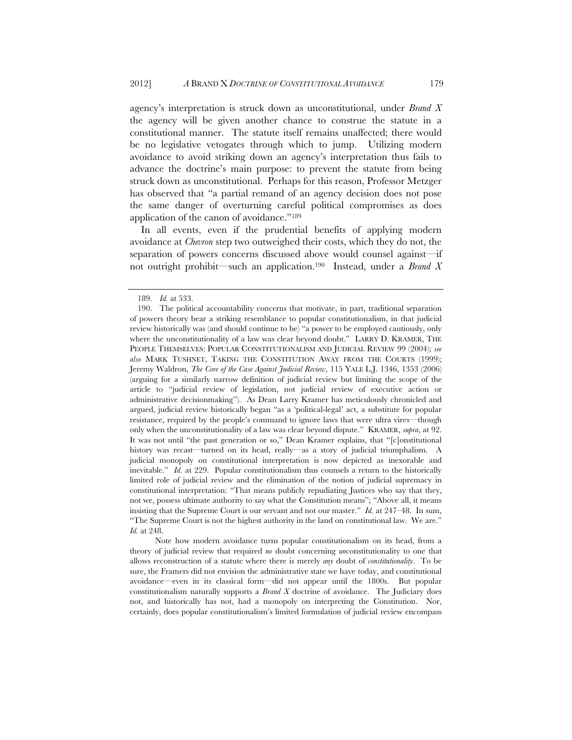agency's interpretation is struck down as unconstitutional, under *Brand X* the agency will be given another chance to construe the statute in a constitutional manner. The statute itself remains unaffected; there would be no legislative vetogates through which to jump. Utilizing modern avoidance to avoid striking down an agency's interpretation thus fails to advance the doctrine's main purpose: to prevent the statute from being struck down as unconstitutional. Perhaps for this reason, Professor Metzger has observed that "a partial remand of an agency decision does not pose the same danger of overturning careful political compromises as does application of the canon of avoidance."[189]

In all events, even if the prudential benefits of applying modern avoidance at *Chevron* step two outweighed their costs, which they do not, the separation of powers concerns discussed above would counsel against—if not outright prohibit—such an application.[190] Instead, under a *Brand X*

---

189. *Id.* at 533.

190. The political accountability concerns that motivate, in part, traditional separation of powers theory bear a striking resemblance to popular constitutionalism, in that judicial review historically was (and should continue to be) "a power to be employed cautiously, only where the unconstitutionality of a law was clear beyond doubt." LARRY D. KRAMER, THE PEOPLE THEMSELVES: POPULAR CONSTITUTIONALISM AND JUDICIAL REVIEW 99 (2004); *see also* MARK TUSHNET, TAKING THE CONSTITUTION AWAY FROM THE COURTS (1999); Jeremy Waldron, *The Core of the Case Against Judicial Review*, 115 YALE L.J. 1346, 1353 (2006) (arguing for a similarly narrow definition of judicial review but limiting the scope of the article to "judicial review of legislation, not judicial review of executive action or administrative decisionmaking"). As Dean Larry Kramer has meticulously chronicled and argued, judicial review historically began "as a 'political-legal' act, a substitute for popular resistance, required by the people's command to ignore laws that were ultra vires—though only when the unconstitutionality of a law was clear beyond dispute." KRAMER, *supra*, at 92. It was not until "the past generation or so," Dean Kramer explains, that "[c]onstitutional history was recast—turned on its head, really—as a story of judicial triumphalism. A judicial monopoly on constitutional interpretation is now depicted as inexorable and inevitable." *Id.* at 229. Popular constitutionalism thus counsels a return to the historically limited role of judicial review and the elimination of the notion of judicial supremacy in constitutional interpretation: "That means publicly repudiating Justices who say that they, not we, possess ultimate authority to say what the Constitution means"; "Above all, it means insisting that the Supreme Court is our servant and not our master." *Id.* at 247–48. In sum, "The Supreme Court is not the highest authority in the land on constitutional law. We are." *Id.* at 248.

Note how modern avoidance turns popular constitutionalism on its head, from a theory of judicial review that required *no* doubt concerning *un*constitutionality to one that allows reconstruction of a statute where there is merely *any* doubt of *constitutionality*. To be sure, the Framers did not envision the administrative state we have today, and constitutional avoidance—even in its classical form—did not appear until the 1800s. But popular constitutionalism naturally supports a *Brand X* doctrine of avoidance. The Judiciary does not, and historically has not, had a monopoly on interpreting the Constitution. Nor, certainly, does popular constitutionalism's limited formulation of judicial review encompass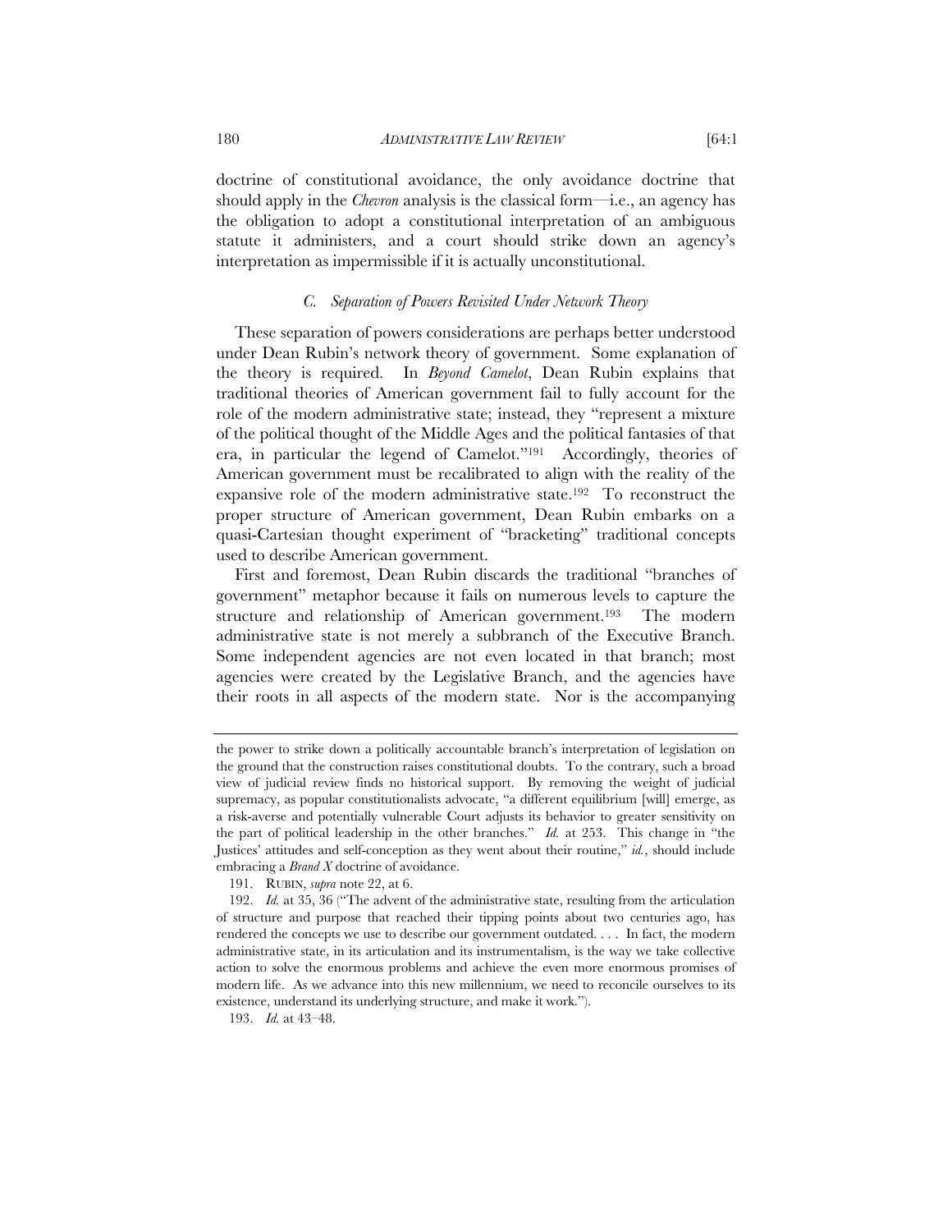doctrine of constitutional avoidance, the only avoidance doctrine that should apply in the *Chevron* analysis is the classical form—i.e., an agency has the obligation to adopt a constitutional interpretation of an ambiguous statute it administers, and a court should strike down an agency's interpretation as impermissible if it is actually unconstitutional.

### *C. Separation of Powers Revisited Under Network Theory*

These separation of powers considerations are perhaps better understood under Dean Rubin's network theory of government. Some explanation of the theory is required. In *Beyond Camelot*, Dean Rubin explains that traditional theories of American government fail to fully account for the role of the modern administrative state; instead, they "represent a mixture of the political thought of the Middle Ages and the political fantasies of that era, in particular the legend of Camelot."[191] Accordingly, theories of American government must be recalibrated to align with the reality of the expansive role of the modern administrative state.[192] To reconstruct the proper structure of American government, Dean Rubin embarks on a quasi-Cartesian thought experiment of "bracketing" traditional concepts used to describe American government.

First and foremost, Dean Rubin discards the traditional "branches of government" metaphor because it fails on numerous levels to capture the structure and relationship of American government.[193] The modern administrative state is not merely a subbranch of the Executive Branch. Some independent agencies are not even located in that branch; most agencies were created by the Legislative Branch, and the agencies have their roots in all aspects of the modern state. Nor is the accompanying

---

the power to strike down a politically accountable branch's interpretation of legislation on the ground that the construction raises constitutional doubts. To the contrary, such a broad view of judicial review finds no historical support. By removing the weight of judicial supremacy, as popular constitutionalists advocate, "a different equilibrium [will] emerge, as a risk-averse and potentially vulnerable Court adjusts its behavior to greater sensitivity on the part of political leadership in the other branches." *Id.* at 253. This change in "the Justices' attitudes and self-conception as they went about their routine," *id.*, should include embracing a *Brand X* doctrine of avoidance.

191. RUBIN, *supra* note 22, at 6.

192. *Id.* at 35, 36 ("The advent of the administrative state, resulting from the articulation of structure and purpose that reached their tipping points about two centuries ago, has rendered the concepts we use to describe our government outdated. . . . In fact, the modern administrative state, in its articulation and its instrumentalism, is the way we take collective action to solve the enormous problems and achieve the even more enormous promises of modern life. As we advance into this new millennium, we need to reconcile ourselves to its existence, understand its underlying structure, and make it work.").

193. *Id.* at 43–48.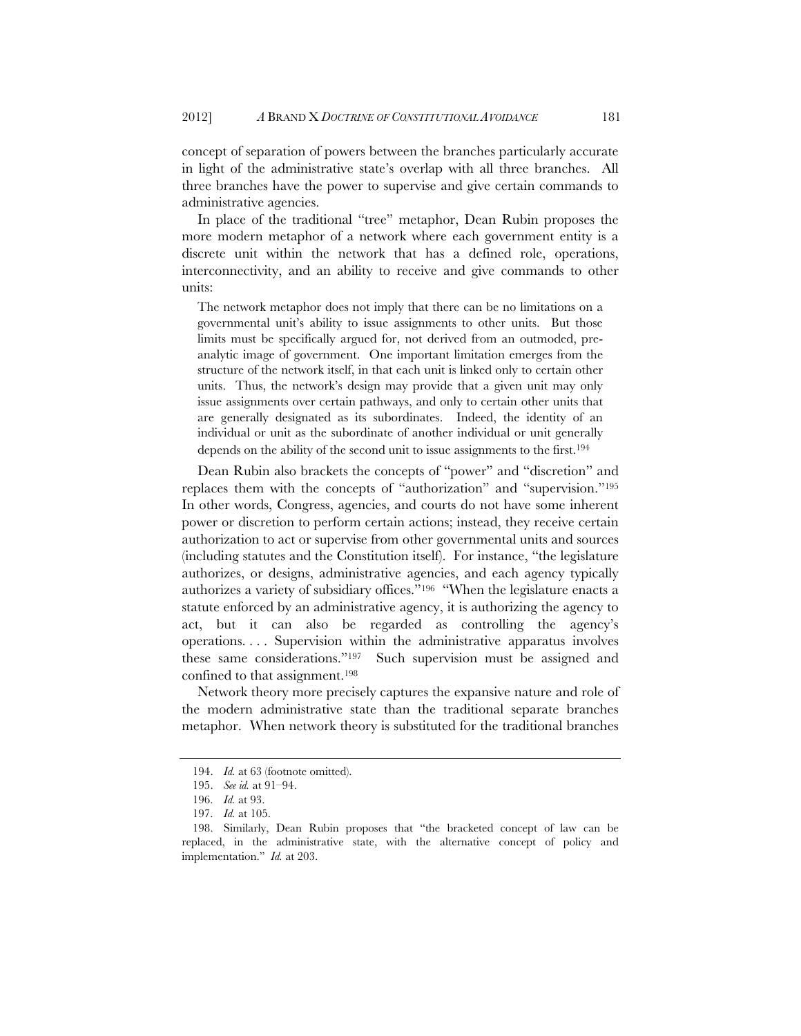concept of separation of powers between the branches particularly accurate in light of the administrative state's overlap with all three branches. All three branches have the power to supervise and give certain commands to administrative agencies.

In place of the traditional "tree" metaphor, Dean Rubin proposes the more modern metaphor of a network where each government entity is a discrete unit within the network that has a defined role, operations, interconnectivity, and an ability to receive and give commands to other units:

> The network metaphor does not imply that there can be no limitations on a governmental unit's ability to issue assignments to other units. But those limits must be specifically argued for, not derived from an outmoded, pre-analytic image of government. One important limitation emerges from the structure of the network itself, in that each unit is linked only to certain other units. Thus, the network's design may provide that a given unit may only issue assignments over certain pathways, and only to certain other units that are generally designated as its subordinates. Indeed, the identity of an individual or unit as the subordinate of another individual or unit generally depends on the ability of the second unit to issue assignments to the first.[194]

Dean Rubin also brackets the concepts of "power" and "discretion" and replaces them with the concepts of "authorization" and "supervision."[195] In other words, Congress, agencies, and courts do not have some inherent power or discretion to perform certain actions; instead, they receive certain authorization to act or supervise from other governmental units and sources (including statutes and the Constitution itself). For instance, "the legislature authorizes, or designs, administrative agencies, and each agency typically authorizes a variety of subsidiary offices."[196] "When the legislature enacts a statute enforced by an administrative agency, it is authorizing the agency to act, but it can also be regarded as controlling the agency's operations. . . . Supervision within the administrative apparatus involves these same considerations."[197] Such supervision must be assigned and confined to that assignment.[198]

Network theory more precisely captures the expansive nature and role of the modern administrative state than the traditional separate branches metaphor. When network theory is substituted for the traditional branches

---

194. *Id.* at 63 (footnote omitted).

195. *See id.* at 91–94.

196. *Id.* at 93.

197. *Id.* at 105.

198. Similarly, Dean Rubin proposes that "the bracketed concept of law can be replaced, in the administrative state, with the alternative concept of policy and implementation." *Id.* at 203.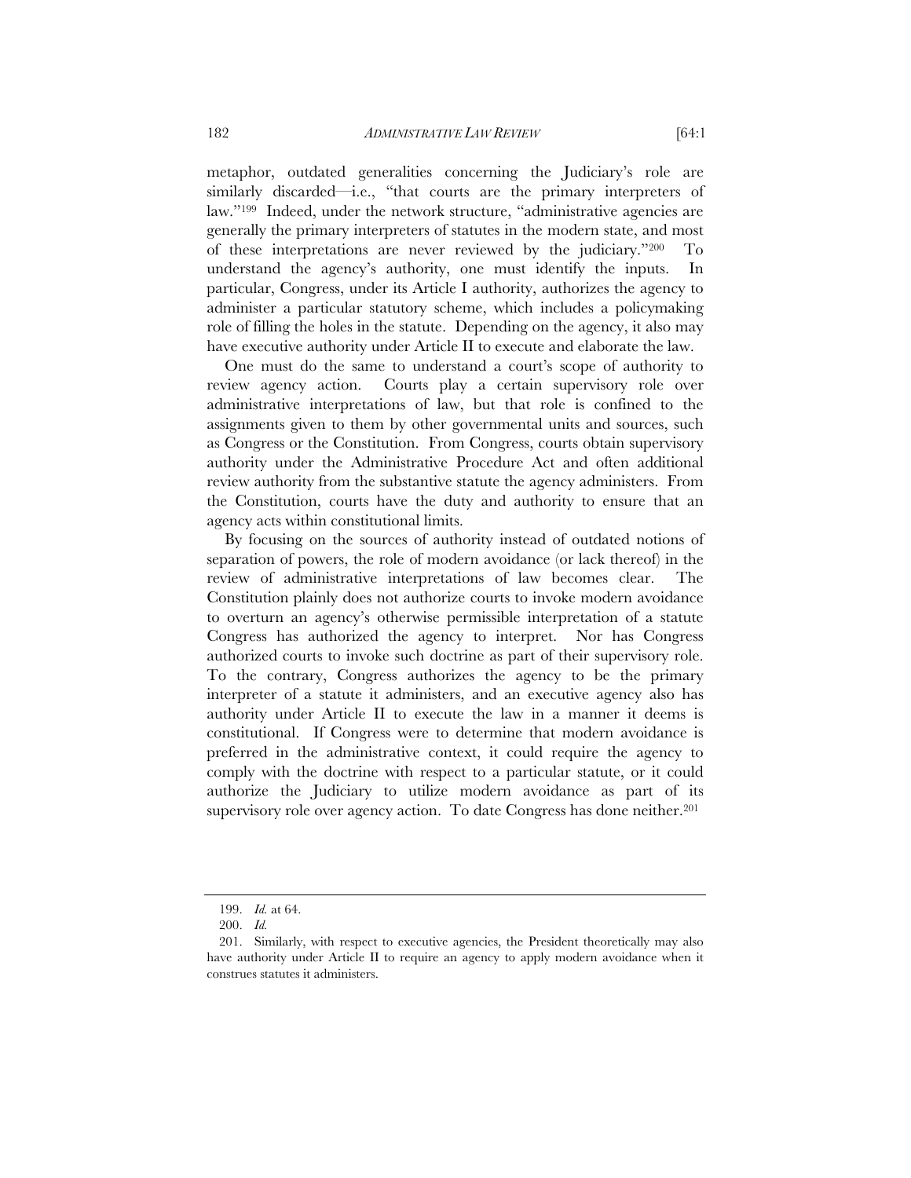metaphor, outdated generalities concerning the Judiciary's role are similarly discarded—i.e., "that courts are the primary interpreters of law."[199] Indeed, under the network structure, "administrative agencies are generally the primary interpreters of statutes in the modern state, and most of these interpretations are never reviewed by the judiciary."[200] To understand the agency's authority, one must identify the inputs. In particular, Congress, under its Article I authority, authorizes the agency to administer a particular statutory scheme, which includes a policymaking role of filling the holes in the statute. Depending on the agency, it also may have executive authority under Article II to execute and elaborate the law.

One must do the same to understand a court's scope of authority to review agency action. Courts play a certain supervisory role over administrative interpretations of law, but that role is confined to the assignments given to them by other governmental units and sources, such as Congress or the Constitution. From Congress, courts obtain supervisory authority under the Administrative Procedure Act and often additional review authority from the substantive statute the agency administers. From the Constitution, courts have the duty and authority to ensure that an agency acts within constitutional limits.

By focusing on the sources of authority instead of outdated notions of separation of powers, the role of modern avoidance (or lack thereof) in the review of administrative interpretations of law becomes clear. The Constitution plainly does not authorize courts to invoke modern avoidance to overturn an agency's otherwise permissible interpretation of a statute Congress has authorized the agency to interpret. Nor has Congress authorized courts to invoke such doctrine as part of their supervisory role. To the contrary, Congress authorizes the agency to be the primary interpreter of a statute it administers, and an executive agency also has authority under Article II to execute the law in a manner it deems is constitutional. If Congress were to determine that modern avoidance is preferred in the administrative context, it could require the agency to comply with the doctrine with respect to a particular statute, or it could authorize the Judiciary to utilize modern avoidance as part of its supervisory role over agency action. To date Congress has done neither.[201]

---

199. *Id.* at 64.

200. *Id.*

201. Similarly, with respect to executive agencies, the President theoretically may also have authority under Article II to require an agency to apply modern avoidance when it construes statutes it administers.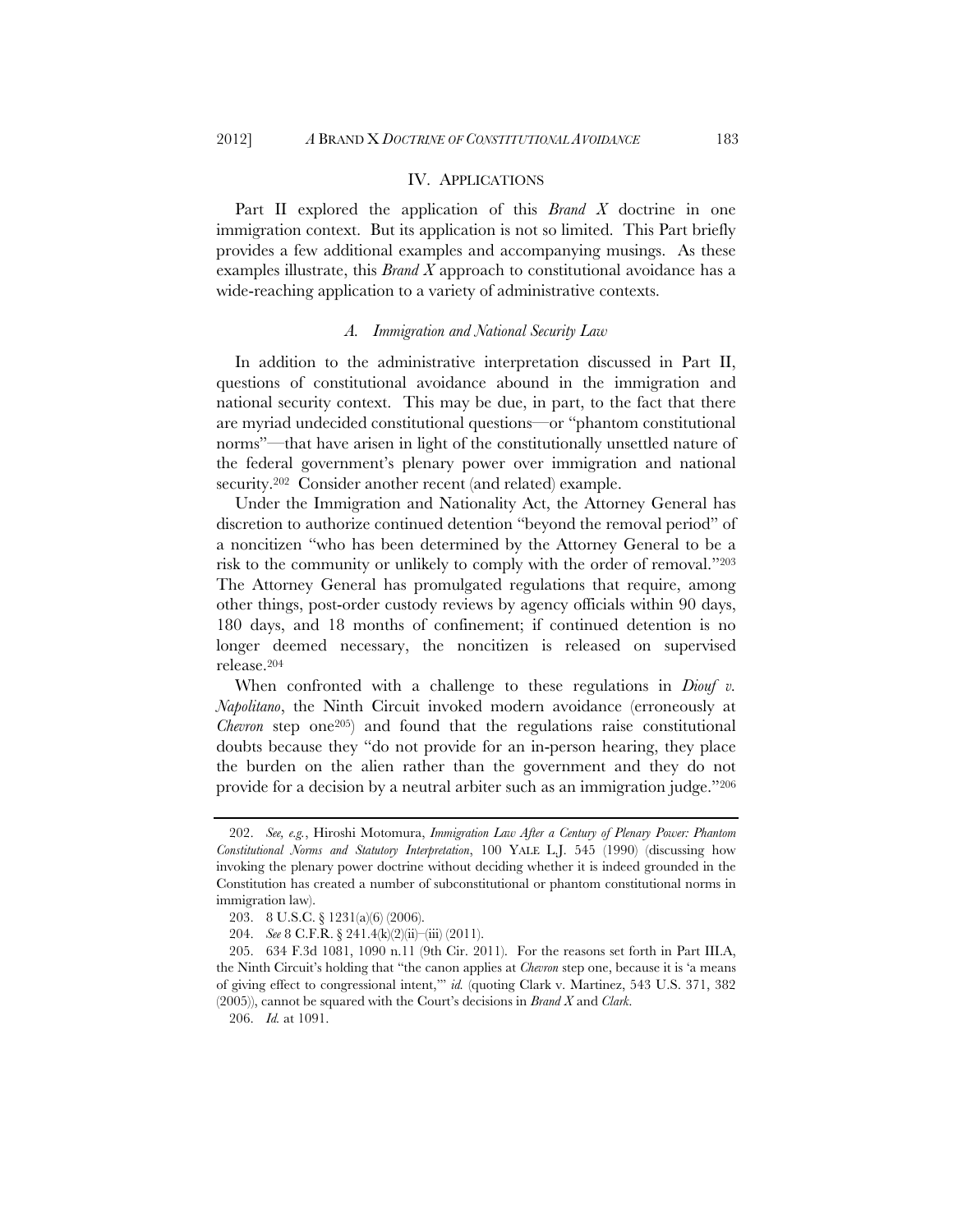## IV. APPLICATIONS

Part II explored the application of this *Brand X* doctrine in one immigration context. But its application is not so limited. This Part briefly provides a few additional examples and accompanying musings. As these examples illustrate, this *Brand X* approach to constitutional avoidance has a wide-reaching application to a variety of administrative contexts.

### *A. Immigration and National Security Law*

In addition to the administrative interpretation discussed in Part II, questions of constitutional avoidance abound in the immigration and national security context. This may be due, in part, to the fact that there are myriad undecided constitutional questions—or "phantom constitutional norms"—that have arisen in light of the constitutionally unsettled nature of the federal government's plenary power over immigration and national security.[202] Consider another recent (and related) example.

Under the Immigration and Nationality Act, the Attorney General has discretion to authorize continued detention "beyond the removal period" of a noncitizen "who has been determined by the Attorney General to be a risk to the community or unlikely to comply with the order of removal."[203] The Attorney General has promulgated regulations that require, among other things, post-order custody reviews by agency officials within 90 days, 180 days, and 18 months of confinement; if continued detention is no longer deemed necessary, the noncitizen is released on supervised release.[204]

When confronted with a challenge to these regulations in *Diouf v. Napolitano*, the Ninth Circuit invoked modern avoidance (erroneously at *Chevron* step one[205]) and found that the regulations raise constitutional doubts because they "do not provide for an in-person hearing, they place the burden on the alien rather than the government and they do not provide for a decision by a neutral arbiter such as an immigration judge."[206]

---

202. *See, e.g.*, Hiroshi Motomura, *Immigration Law After a Century of Plenary Power: Phantom Constitutional Norms and Statutory Interpretation*, 100 YALE L.J. 545 (1990) (discussing how invoking the plenary power doctrine without deciding whether it is indeed grounded in the Constitution has created a number of subconstitutional or phantom constitutional norms in immigration law).

203. 8 U.S.C. § 1231(a)(6) (2006).

204. *See* 8 C.F.R. § 241.4(k)(2)(ii)–(iii) (2011).

205. 634 F.3d 1081, 1090 n.11 (9th Cir. 2011). For the reasons set forth in Part III.A, the Ninth Circuit's holding that "the canon applies at *Chevron* step one, because it is 'a means of giving effect to congressional intent,'" *id.* (quoting Clark v. Martinez, 543 U.S. 371, 382 (2005)), cannot be squared with the Court's decisions in *Brand X* and *Clark*.

206. *Id.* at 1091.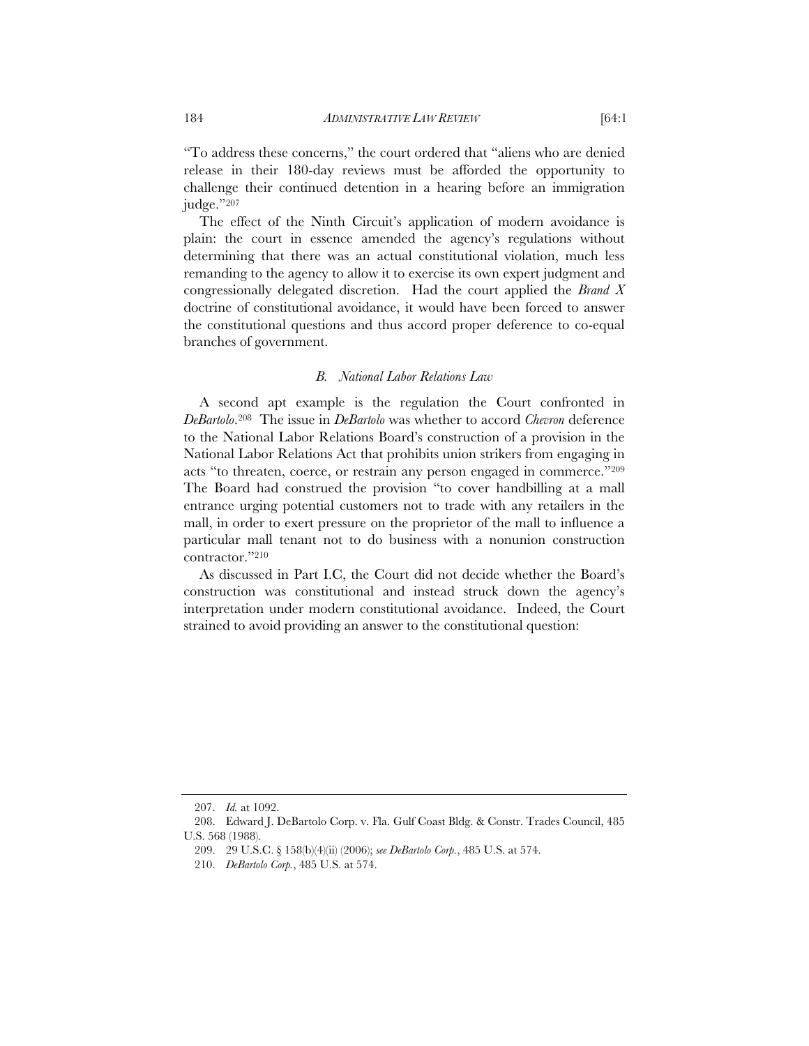"To address these concerns," the court ordered that "aliens who are denied release in their 180-day reviews must be afforded the opportunity to challenge their continued detention in a hearing before an immigration judge."[207]

The effect of the Ninth Circuit's application of modern avoidance is plain: the court in essence amended the agency's regulations without determining that there was an actual constitutional violation, much less remanding to the agency to allow it to exercise its own expert judgment and congressionally delegated discretion. Had the court applied the *Brand X* doctrine of constitutional avoidance, it would have been forced to answer the constitutional questions and thus accord proper deference to co-equal branches of government.

### *B. National Labor Relations Law*

A second apt example is the regulation the Court confronted in *DeBartolo*.[208] The issue in *DeBartolo* was whether to accord *Chevron* deference to the National Labor Relations Board's construction of a provision in the National Labor Relations Act that prohibits union strikers from engaging in acts "to threaten, coerce, or restrain any person engaged in commerce."[209] The Board had construed the provision "to cover handbilling at a mall entrance urging potential customers not to trade with any retailers in the mall, in order to exert pressure on the proprietor of the mall to influence a particular mall tenant not to do business with a nonunion construction contractor."[210]

As discussed in Part I.C, the Court did not decide whether the Board's construction was constitutional and instead struck down the agency's interpretation under modern constitutional avoidance. Indeed, the Court strained to avoid providing an answer to the constitutional question:

---

207. *Id.* at 1092.

208. Edward J. DeBartolo Corp. v. Fla. Gulf Coast Bldg. & Constr. Trades Council, 485 U.S. 568 (1988).

209. 29 U.S.C. § 158(b)(4)(ii) (2006); *see DeBartolo Corp.*, 485 U.S. at 574.

210. *DeBartolo Corp.*, 485 U.S. at 574.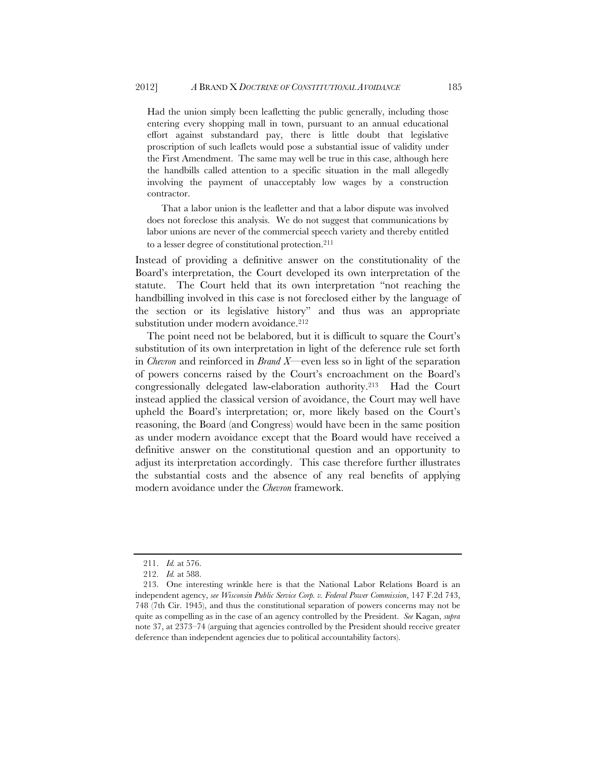> Had the union simply been leafletting the public generally, including those entering every shopping mall in town, pursuant to an annual educational effort against substandard pay, there is little doubt that legislative proscription of such leaflets would pose a substantial issue of validity under the First Amendment. The same may well be true in this case, although here the handbills called attention to a specific situation in the mall allegedly involving the payment of unacceptably low wages by a construction contractor.
>
> That a labor union is the leafletter and that a labor dispute was involved does not foreclose this analysis. We do not suggest that communications by labor unions are never of the commercial speech variety and thereby entitled to a lesser degree of constitutional protection.[211]

Instead of providing a definitive answer on the constitutionality of the Board's interpretation, the Court developed its own interpretation of the statute. The Court held that its own interpretation "not reaching the handbilling involved in this case is not foreclosed either by the language of the section or its legislative history" and thus was an appropriate substitution under modern avoidance.[212]

The point need not be belabored, but it is difficult to square the Court's substitution of its own interpretation in light of the deference rule set forth in *Chevron* and reinforced in *Brand X*—even less so in light of the separation of powers concerns raised by the Court's encroachment on the Board's congressionally delegated law-elaboration authority.[213] Had the Court instead applied the classical version of avoidance, the Court may well have upheld the Board's interpretation; or, more likely based on the Court's reasoning, the Board (and Congress) would have been in the same position as under modern avoidance except that the Board would have received a definitive answer on the constitutional question and an opportunity to adjust its interpretation accordingly. This case therefore further illustrates the substantial costs and the absence of any real benefits of applying modern avoidance under the *Chevron* framework.

---

211. *Id.* at 576.

212. *Id.* at 588.

213. One interesting wrinkle here is that the National Labor Relations Board is an independent agency, *see Wisconsin Public Service Corp. v. Federal Power Commission*, 147 F.2d 743, 748 (7th Cir. 1945), and thus the constitutional separation of powers concerns may not be quite as compelling as in the case of an agency controlled by the President. *See* Kagan, *supra* note 37, at 2373–74 (arguing that agencies controlled by the President should receive greater deference than independent agencies due to political accountability factors).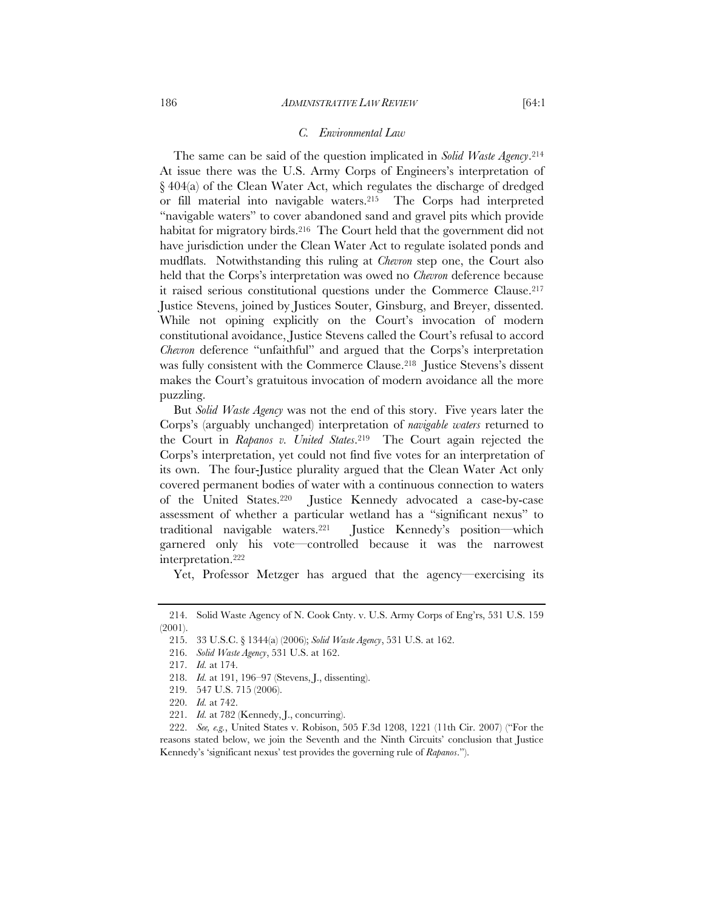### *C. Environmental Law*

The same can be said of the question implicated in *Solid Waste Agency*.[214] At issue there was the U.S. Army Corps of Engineers's interpretation of § 404(a) of the Clean Water Act, which regulates the discharge of dredged or fill material into navigable waters.[215] The Corps had interpreted "navigable waters" to cover abandoned sand and gravel pits which provide habitat for migratory birds.[216] The Court held that the government did not have jurisdiction under the Clean Water Act to regulate isolated ponds and mudflats. Notwithstanding this ruling at *Chevron* step one, the Court also held that the Corps's interpretation was owed no *Chevron* deference because it raised serious constitutional questions under the Commerce Clause.[217] Justice Stevens, joined by Justices Souter, Ginsburg, and Breyer, dissented. While not opining explicitly on the Court's invocation of modern constitutional avoidance, Justice Stevens called the Court's refusal to accord *Chevron* deference "unfaithful" and argued that the Corps's interpretation was fully consistent with the Commerce Clause.[218] Justice Stevens's dissent makes the Court's gratuitous invocation of modern avoidance all the more puzzling.

But *Solid Waste Agency* was not the end of this story. Five years later the Corps's (arguably unchanged) interpretation of *navigable waters* returned to the Court in *Rapanos v. United States*.[219] The Court again rejected the Corps's interpretation, yet could not find five votes for an interpretation of its own. The four-Justice plurality argued that the Clean Water Act only covered permanent bodies of water with a continuous connection to waters of the United States.[220] Justice Kennedy advocated a case-by-case assessment of whether a particular wetland has a "significant nexus" to traditional navigable waters.[221] Justice Kennedy's position—which garnered only his vote—controlled because it was the narrowest interpretation.[222]

Yet, Professor Metzger has argued that the agency—exercising its

---

214. Solid Waste Agency of N. Cook Cnty. v. U.S. Army Corps of Eng'rs, 531 U.S. 159 (2001).

215. 33 U.S.C. § 1344(a) (2006); *Solid Waste Agency*, 531 U.S. at 162.

216. *Solid Waste Agency*, 531 U.S. at 162.

217. *Id.* at 174.

218. *Id.* at 191, 196–97 (Stevens, J., dissenting).

219. 547 U.S. 715 (2006).

220. *Id.* at 742.

221. *Id.* at 782 (Kennedy, J., concurring).

222. *See, e.g.*, United States v. Robison, 505 F.3d 1208, 1221 (11th Cir. 2007) ("For the reasons stated below, we join the Seventh and the Ninth Circuits' conclusion that Justice Kennedy's 'significant nexus' test provides the governing rule of *Rapanos*.").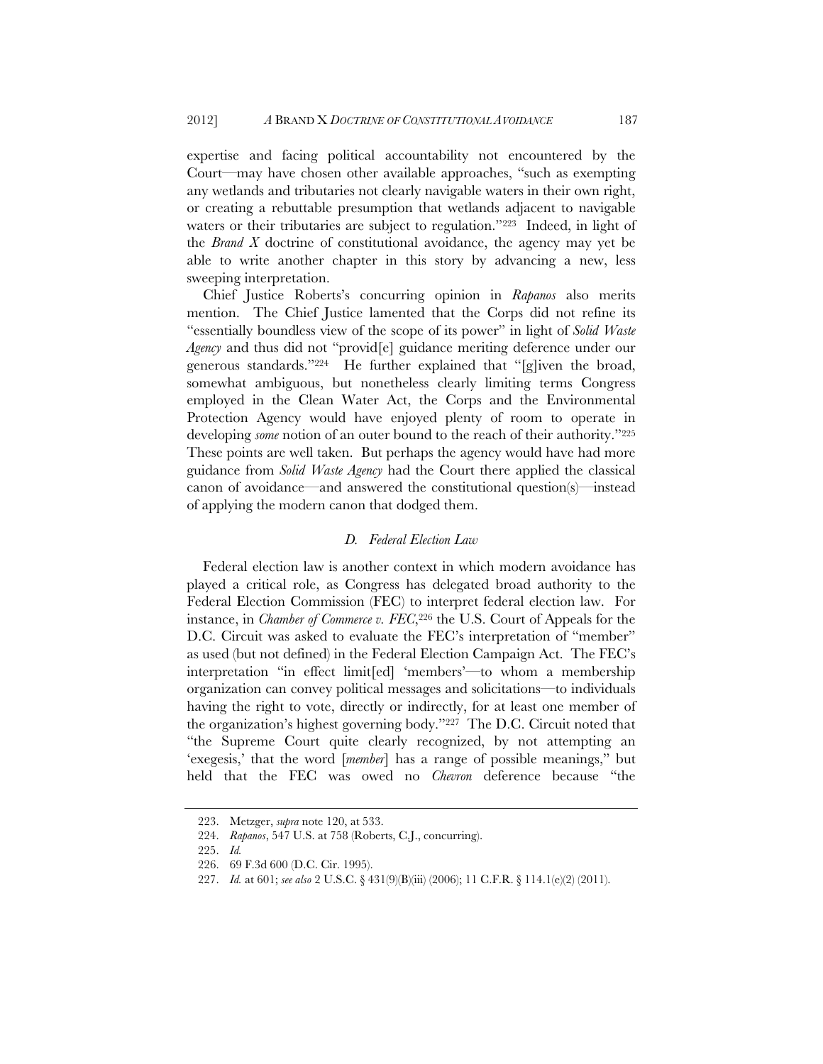expertise and facing political accountability not encountered by the Court—may have chosen other available approaches, "such as exempting any wetlands and tributaries not clearly navigable waters in their own right, or creating a rebuttable presumption that wetlands adjacent to navigable waters or their tributaries are subject to regulation."[223] Indeed, in light of the *Brand X* doctrine of constitutional avoidance, the agency may yet be able to write another chapter in this story by advancing a new, less sweeping interpretation.

Chief Justice Roberts's concurring opinion in *Rapanos* also merits mention. The Chief Justice lamented that the Corps did not refine its "essentially boundless view of the scope of its power" in light of *Solid Waste Agency* and thus did not "provid[e] guidance meriting deference under our generous standards."[224] He further explained that "[g]iven the broad, somewhat ambiguous, but nonetheless clearly limiting terms Congress employed in the Clean Water Act, the Corps and the Environmental Protection Agency would have enjoyed plenty of room to operate in developing *some* notion of an outer bound to the reach of their authority."[225] These points are well taken. But perhaps the agency would have had more guidance from *Solid Waste Agency* had the Court there applied the classical canon of avoidance—and answered the constitutional question(s)—instead of applying the modern canon that dodged them.

### *D. Federal Election Law*

Federal election law is another context in which modern avoidance has played a critical role, as Congress has delegated broad authority to the Federal Election Commission (FEC) to interpret federal election law. For instance, in *Chamber of Commerce v. FEC*,[226] the U.S. Court of Appeals for the D.C. Circuit was asked to evaluate the FEC's interpretation of "member" as used (but not defined) in the Federal Election Campaign Act. The FEC's interpretation "in effect limit[ed] 'members'—to whom a membership organization can convey political messages and solicitations—to individuals having the right to vote, directly or indirectly, for at least one member of the organization's highest governing body."[227] The D.C. Circuit noted that "the Supreme Court quite clearly recognized, by not attempting an 'exegesis,' that the word [*member*] has a range of possible meanings," but held that the FEC was owed no *Chevron* deference because "the

---

223. Metzger, *supra* note 120, at 533.

224. *Rapanos*, 547 U.S. at 758 (Roberts, C.J., concurring).

225. *Id.*

226. 69 F.3d 600 (D.C. Cir. 1995).

227. *Id.* at 601; *see also* 2 U.S.C. § 431(9)(B)(iii) (2006); 11 C.F.R. § 114.1(e)(2) (2011).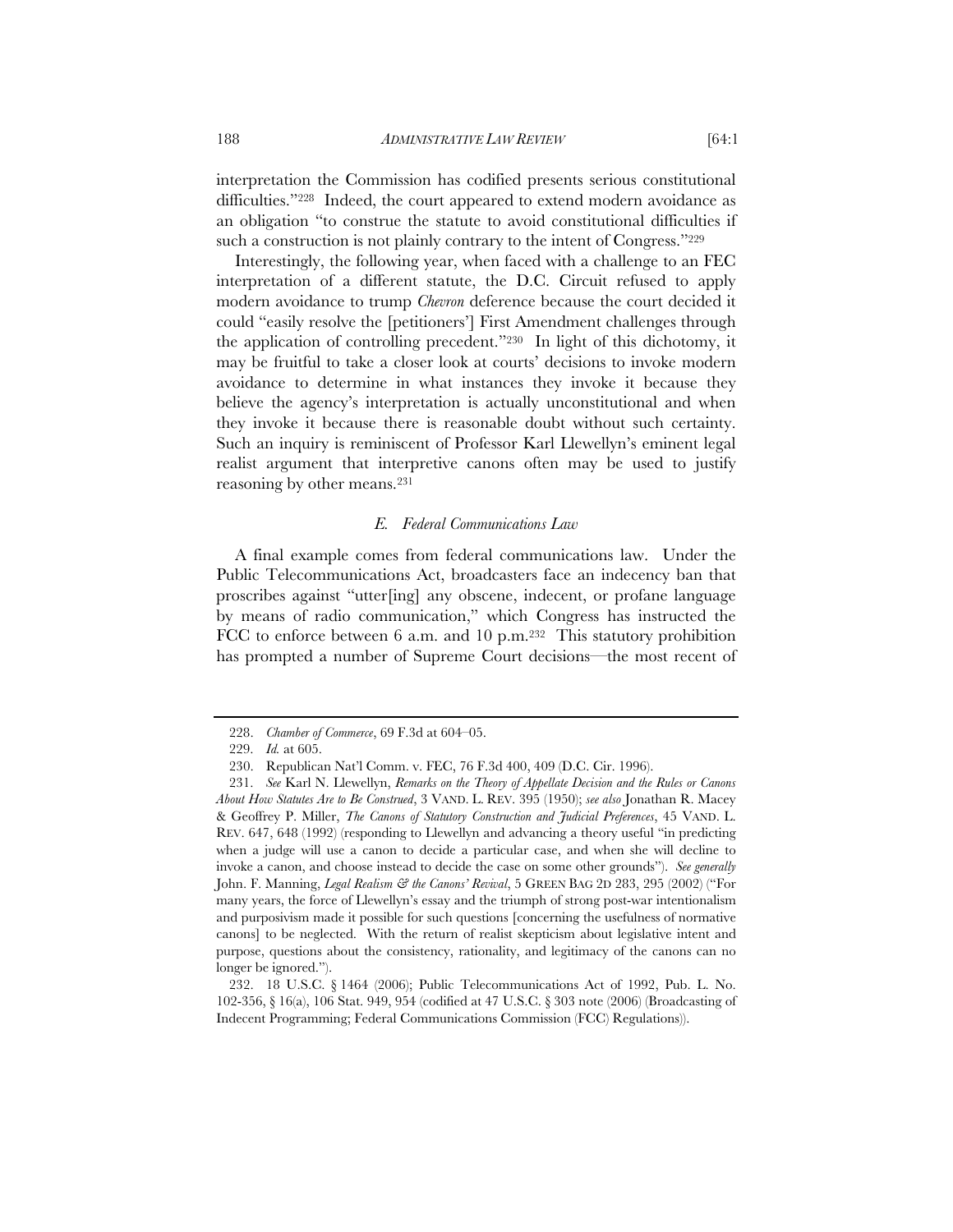interpretation the Commission has codified presents serious constitutional difficulties."[228] Indeed, the court appeared to extend modern avoidance as an obligation "to construe the statute to avoid constitutional difficulties if such a construction is not plainly contrary to the intent of Congress."[229]

Interestingly, the following year, when faced with a challenge to an FEC interpretation of a different statute, the D.C. Circuit refused to apply modern avoidance to trump *Chevron* deference because the court decided it could "easily resolve the [petitioners'] First Amendment challenges through the application of controlling precedent."[230] In light of this dichotomy, it may be fruitful to take a closer look at courts' decisions to invoke modern avoidance to determine in what instances they invoke it because they believe the agency's interpretation is actually unconstitutional and when they invoke it because there is reasonable doubt without such certainty. Such an inquiry is reminiscent of Professor Karl Llewellyn's eminent legal realist argument that interpretive canons often may be used to justify reasoning by other means.[231]

### *E. Federal Communications Law*

A final example comes from federal communications law. Under the Public Telecommunications Act, broadcasters face an indecency ban that proscribes against "utter[ing] any obscene, indecent, or profane language by means of radio communication," which Congress has instructed the FCC to enforce between 6 a.m. and 10 p.m.[232] This statutory prohibition has prompted a number of Supreme Court decisions—the most recent of

---

228. *Chamber of Commerce*, 69 F.3d at 604–05.

229. *Id.* at 605.

230. Republican Nat'l Comm. v. FEC, 76 F.3d 400, 409 (D.C. Cir. 1996).

231. *See* Karl N. Llewellyn, *Remarks on the Theory of Appellate Decision and the Rules or Canons About How Statutes Are to Be Construed*, 3 VAND. L. REV. 395 (1950); *see also* Jonathan R. Macey & Geoffrey P. Miller, *The Canons of Statutory Construction and Judicial Preferences*, 45 VAND. L. REV. 647, 648 (1992) (responding to Llewellyn and advancing a theory useful "in predicting when a judge will use a canon to decide a particular case, and when she will decline to invoke a canon, and choose instead to decide the case on some other grounds"). *See generally* John. F. Manning, *Legal Realism & the Canons' Revival*, 5 GREEN BAG 2D 283, 295 (2002) ("For many years, the force of Llewellyn's essay and the triumph of strong post-war intentionalism and purposivism made it possible for such questions [concerning the usefulness of normative canons] to be neglected. With the return of realist skepticism about legislative intent and purpose, questions about the consistency, rationality, and legitimacy of the canons can no longer be ignored.").

232. 18 U.S.C. § 1464 (2006); Public Telecommunications Act of 1992, Pub. L. No. 102-356, § 16(a), 106 Stat. 949, 954 (codified at 47 U.S.C. § 303 note (2006) (Broadcasting of Indecent Programming; Federal Communications Commission (FCC) Regulations)).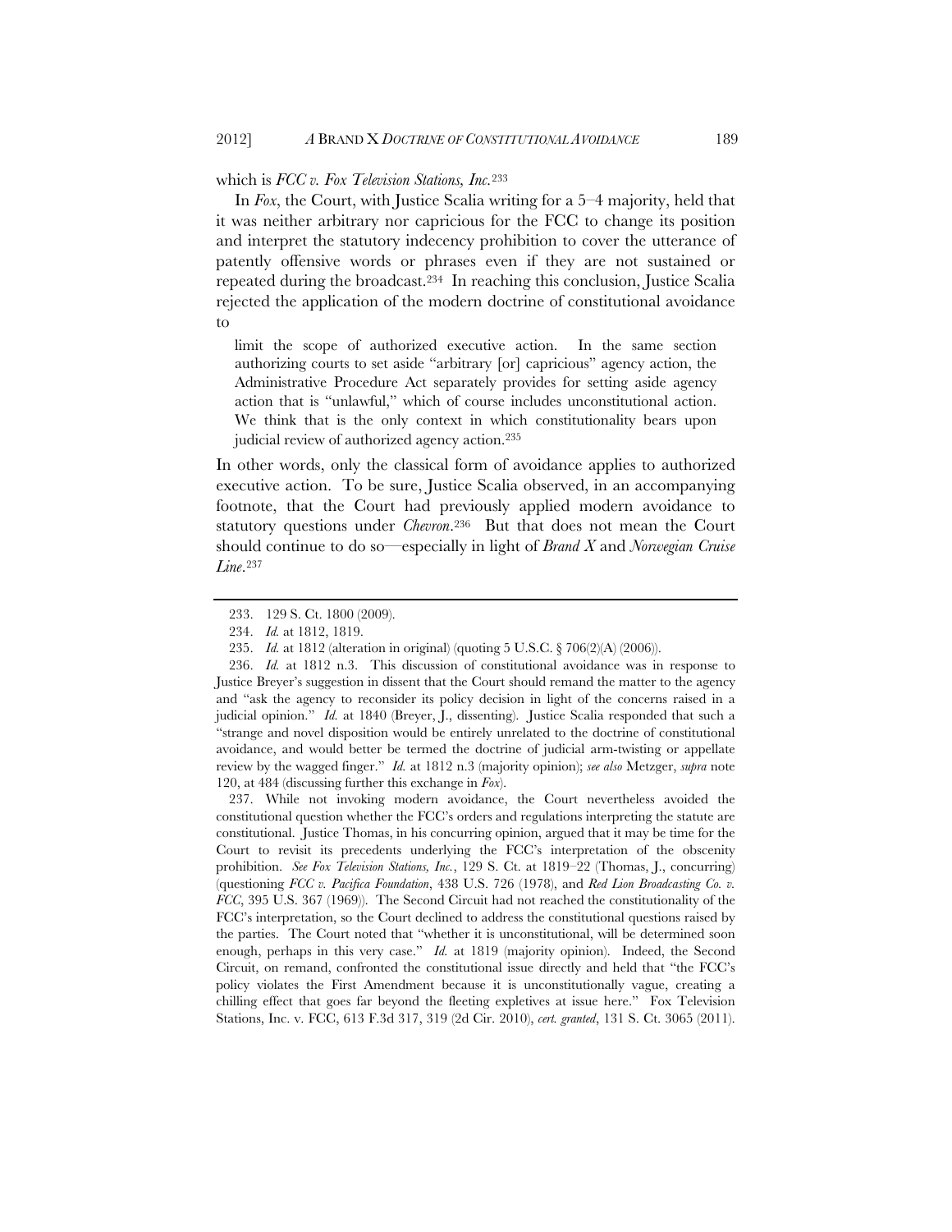which is *FCC v. Fox Television Stations, Inc.*[233]

In *Fox*, the Court, with Justice Scalia writing for a 5–4 majority, held that it was neither arbitrary nor capricious for the FCC to change its position and interpret the statutory indecency prohibition to cover the utterance of patently offensive words or phrases even if they are not sustained or repeated during the broadcast.[234] In reaching this conclusion, Justice Scalia rejected the application of the modern doctrine of constitutional avoidance to

> limit the scope of authorized executive action. In the same section authorizing courts to set aside "arbitrary [or] capricious" agency action, the Administrative Procedure Act separately provides for setting aside agency action that is "unlawful," which of course includes unconstitutional action. We think that is the only context in which constitutionality bears upon judicial review of authorized agency action.[235]

In other words, only the classical form of avoidance applies to authorized executive action. To be sure, Justice Scalia observed, in an accompanying footnote, that the Court had previously applied modern avoidance to statutory questions under *Chevron*.[236] But that does not mean the Court should continue to do so—especially in light of *Brand X* and *Norwegian Cruise Line*.[237]

---

233. 129 S. Ct. 1800 (2009).

234. *Id.* at 1812, 1819.

235. *Id.* at 1812 (alteration in original) (quoting 5 U.S.C. § 706(2)(A) (2006)).

236. *Id.* at 1812 n.3. This discussion of constitutional avoidance was in response to Justice Breyer's suggestion in dissent that the Court should remand the matter to the agency and "ask the agency to reconsider its policy decision in light of the concerns raised in a judicial opinion." *Id.* at 1840 (Breyer, J., dissenting). Justice Scalia responded that such a "strange and novel disposition would be entirely unrelated to the doctrine of constitutional avoidance, and would better be termed the doctrine of judicial arm-twisting or appellate review by the wagged finger." *Id.* at 1812 n.3 (majority opinion); *see also* Metzger, *supra* note 120, at 484 (discussing further this exchange in *Fox*).

237. While not invoking modern avoidance, the Court nevertheless avoided the constitutional question whether the FCC's orders and regulations interpreting the statute are constitutional. Justice Thomas, in his concurring opinion, argued that it may be time for the Court to revisit its precedents underlying the FCC's interpretation of the obscenity prohibition. *See Fox Television Stations, Inc.*, 129 S. Ct. at 1819–22 (Thomas, J., concurring) (questioning *FCC v. Pacifica Foundation*, 438 U.S. 726 (1978), and *Red Lion Broadcasting Co. v. FCC*, 395 U.S. 367 (1969)). The Second Circuit had not reached the constitutionality of the FCC's interpretation, so the Court declined to address the constitutional questions raised by the parties. The Court noted that "whether it is unconstitutional, will be determined soon enough, perhaps in this very case." *Id.* at 1819 (majority opinion). Indeed, the Second Circuit, on remand, confronted the constitutional issue directly and held that "the FCC's policy violates the First Amendment because it is unconstitutionally vague, creating a chilling effect that goes far beyond the fleeting expletives at issue here." Fox Television Stations, Inc. v. FCC, 613 F.3d 317, 319 (2d Cir. 2010), *cert. granted*, 131 S. Ct. 3065 (2011).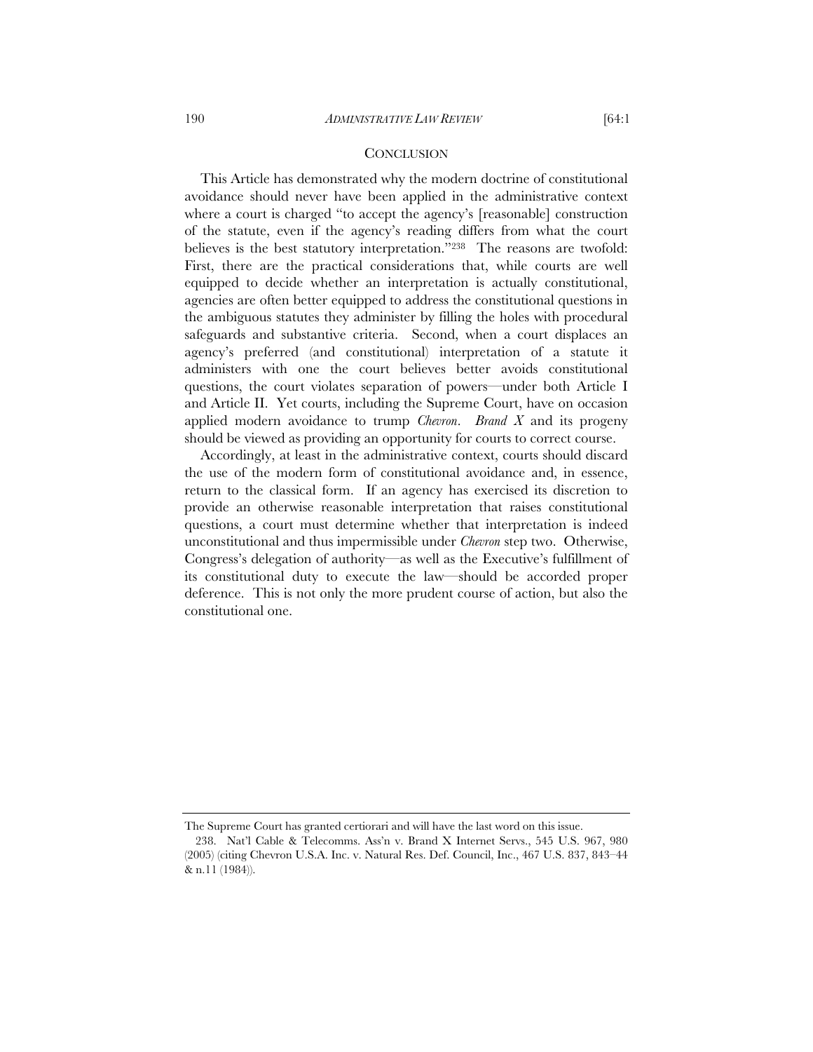## CONCLUSION

This Article has demonstrated why the modern doctrine of constitutional avoidance should never have been applied in the administrative context where a court is charged "to accept the agency's [reasonable] construction of the statute, even if the agency's reading differs from what the court believes is the best statutory interpretation."[238] The reasons are twofold: First, there are the practical considerations that, while courts are well equipped to decide whether an interpretation is actually constitutional, agencies are often better equipped to address the constitutional questions in the ambiguous statutes they administer by filling the holes with procedural safeguards and substantive criteria. Second, when a court displaces an agency's preferred (and constitutional) interpretation of a statute it administers with one the court believes better avoids constitutional questions, the court violates separation of powers—under both Article I and Article II. Yet courts, including the Supreme Court, have on occasion applied modern avoidance to trump *Chevron*. *Brand X* and its progeny should be viewed as providing an opportunity for courts to correct course.

Accordingly, at least in the administrative context, courts should discard the use of the modern form of constitutional avoidance and, in essence, return to the classical form. If an agency has exercised its discretion to provide an otherwise reasonable interpretation that raises constitutional questions, a court must determine whether that interpretation is indeed unconstitutional and thus impermissible under *Chevron* step two. Otherwise, Congress's delegation of authority—as well as the Executive's fulfillment of its constitutional duty to execute the law—should be accorded proper deference. This is not only the more prudent course of action, but also the constitutional one.

---

The Supreme Court has granted certiorari and will have the last word on this issue.

238. Nat'l Cable & Telecomms. Ass'n v. Brand X Internet Servs., 545 U.S. 967, 980 (2005) (citing Chevron U.S.A. Inc. v. Natural Res. Def. Council, Inc., 467 U.S. 837, 843–44 & n.11 (1984)).